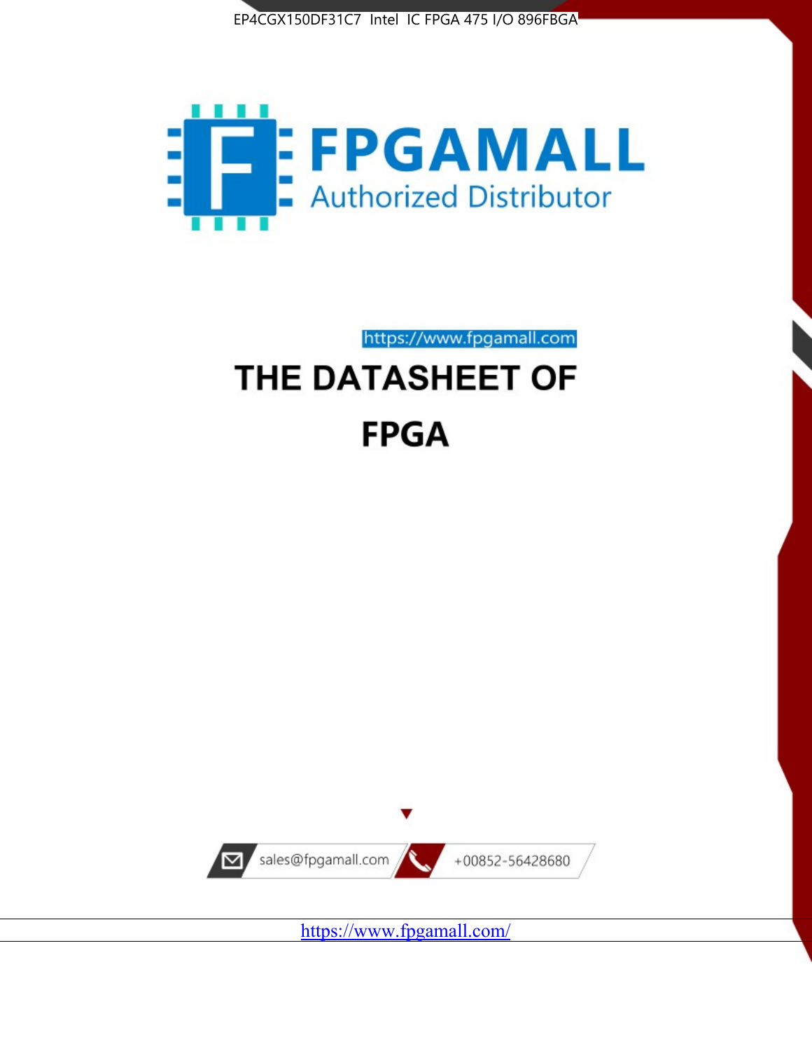EP4CGX150DF31C7 Intel IC FPGA 475 I/O 896FBGA

FPGAMALL

Authorized Distributor

https://www.fpgamall.com

# THE DATASHEET OF

# FPGA

sales@fpgamall.com

+00852-56428680

https://www.fpgamall.com/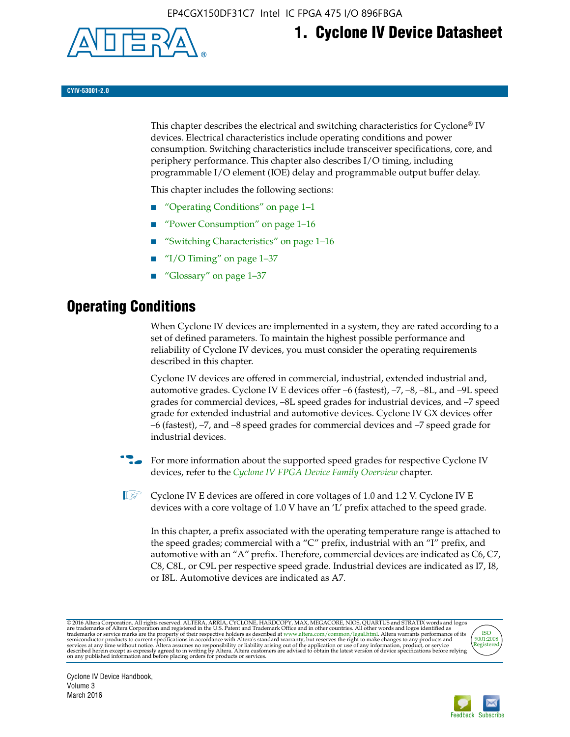# 1. Cyclone IV Device Datasheet

CYIV-53001-2.0

This chapter describes the electrical and switching characteristics for Cyclone® IV devices. Electrical characteristics include operating conditions and power consumption. Switching characteristics include transceiver specifications, core, and periphery performance. This chapter also describes I/O timing, including programmable I/O element (IOE) delay and programmable output buffer delay.

This chapter includes the following sections:

- "Operating Conditions" on page 1–1
- "Power Consumption" on page 1–16
- "Switching Characteristics" on page 1–16
- "I/O Timing" on page 1–37
- "Glossary" on page 1–37

## Operating Conditions

When Cyclone IV devices are implemented in a system, they are rated according to a set of defined parameters. To maintain the highest possible performance and reliability of Cyclone IV devices, you must consider the operating requirements described in this chapter.

Cyclone IV devices are offered in commercial, industrial, extended industrial and, automotive grades. Cyclone IV E devices offer –6 (fastest), –7, –8, –8L, and –9L speed grades for commercial devices, –8L speed grades for industrial devices, and –7 speed grade for extended industrial and automotive devices. Cyclone IV GX devices offer –6 (fastest), –7, and –8 speed grades for commercial devices and –7 speed grade for industrial devices.

For more information about the supported speed grades for respective Cyclone IV devices, refer to the *Cyclone IV FPGA Device Family Overview* chapter.

Cyclone IV E devices are offered in core voltages of 1.0 and 1.2 V. Cyclone IV E devices with a core voltage of 1.0 V have an 'L' prefix attached to the speed grade.

In this chapter, a prefix associated with the operating temperature range is attached to the speed grades; commercial with a "C" prefix, industrial with an "I" prefix, and automotive with an "A" prefix. Therefore, commercial devices are indicated as C6, C7, C8, C8L, or C9L per respective speed grade. Industrial devices are indicated as I7, I8, or I8L. Automotive devices are indicated as A7.

© 2016 Altera Corporation. All rights reserved. ALTERA, ARRIA, CYCLONE, HARDCOPY, MAX, MEGACORE, NIOS, QUARTUS and STRATIX words and logos are trademarks of Altera Corporation and registered in the U.S. Patent and Trademark Office and in other countries. All other words and logos identified as trademarks or service marks are the property of their respective holders as described at www.altera.com/common/legal.html. Altera warrants performance of its semiconductor products to current specifications in accordance with Altera's standard warranty, but reserves the right to make changes to any products and services at any time without notice. Altera assumes no responsibility or liability arising out of the application or use of any information, product, or service described herein except as expressly agreed to in writing by Altera. Altera customers are advised to obtain the latest version of device specifications before relying on any published information and before placing orders for products or services.

Cyclone IV Device Handbook,
Volume 3
March 2016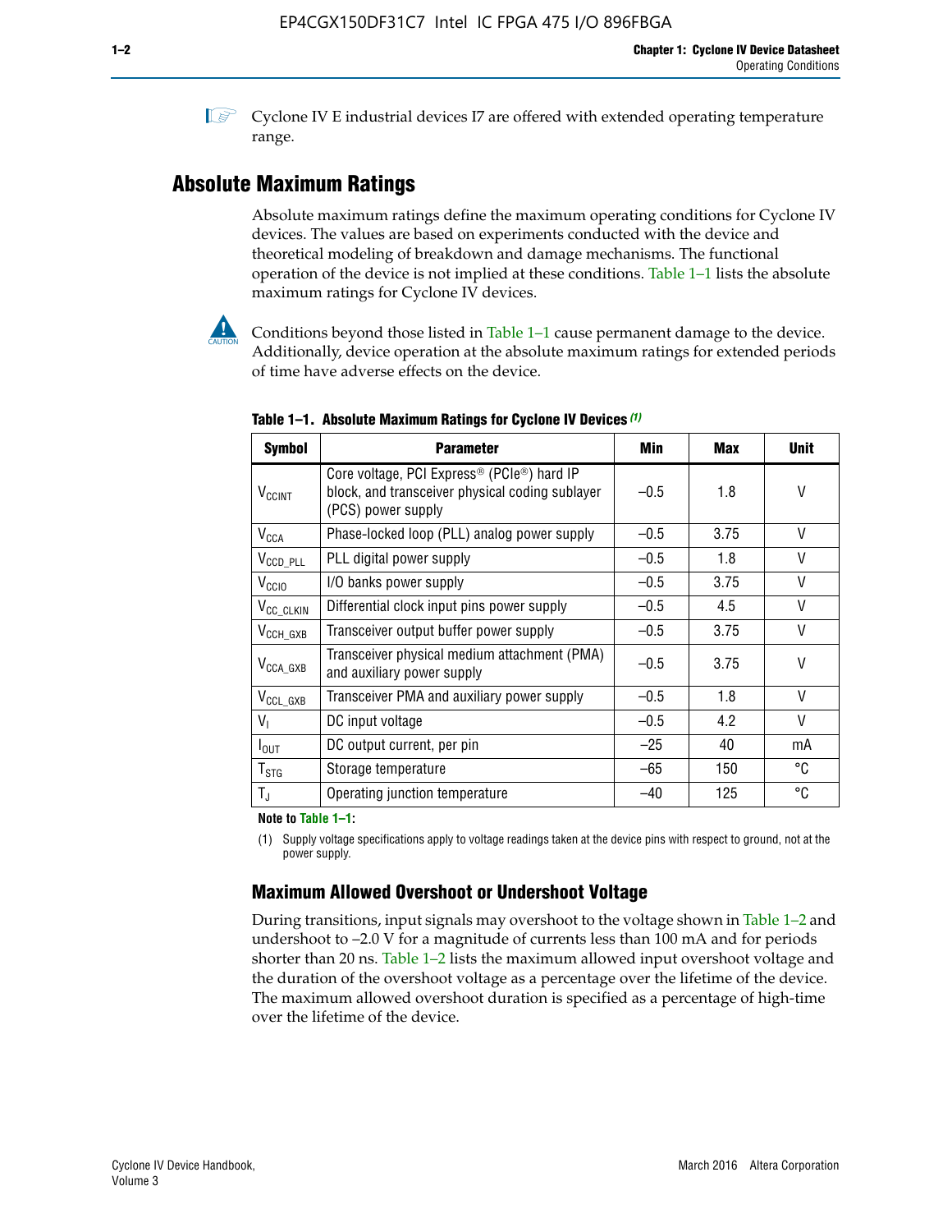Cyclone IV E industrial devices I7 are offered with extended operating temperature range.

## Absolute Maximum Ratings

Absolute maximum ratings define the maximum operating conditions for Cyclone IV devices. The values are based on experiments conducted with the device and theoretical modeling of breakdown and damage mechanisms. The functional operation of the device is not implied at these conditions. Table 1–1 lists the absolute maximum ratings for Cyclone IV devices.

Conditions beyond those listed in Table 1–1 cause permanent damage to the device. Additionally, device operation at the absolute maximum ratings for extended periods of time have adverse effects on the device.

**Table 1–1. Absolute Maximum Ratings for Cyclone IV Devices (1)**

| Symbol | Parameter | Min | Max | Unit |
|---|---|---|---|---|
| $V_{CCINT}$ | Core voltage, PCI Express® (PCIe®) hard IP block, and transceiver physical coding sublayer (PCS) power supply | –0.5 | 1.8 | V |
| $V_{CCA}$ | Phase-locked loop (PLL) analog power supply | –0.5 | 3.75 | V |
| $V_{CCD\_PLL}$ | PLL digital power supply | –0.5 | 1.8 | V |
| $V_{CCIO}$ | I/O banks power supply | –0.5 | 3.75 | V |
| $V_{CC\_CLKIN}$ | Differential clock input pins power supply | –0.5 | 4.5 | V |
| $V_{CCH\_GXB}$ | Transceiver output buffer power supply | –0.5 | 3.75 | V |
| $V_{CCA\_GXB}$ | Transceiver physical medium attachment (PMA) and auxiliary power supply | –0.5 | 3.75 | V |
| $V_{CCL\_GXB}$ | Transceiver PMA and auxiliary power supply | –0.5 | 1.8 | V |
| $V_I$ | DC input voltage | –0.5 | 4.2 | V |
| $I_{OUT}$ | DC output current, per pin | –25 | 40 | mA |
| $T_{STG}$ | Storage temperature | –65 | 150 | °C |
| $T_J$ | Operating junction temperature | –40 | 125 | °C |

**Note to Table 1–1:**

(1) Supply voltage specifications apply to voltage readings taken at the device pins with respect to ground, not at the power supply.

### Maximum Allowed Overshoot or Undershoot Voltage

During transitions, input signals may overshoot to the voltage shown in Table 1–2 and undershoot to –2.0 V for a magnitude of currents less than 100 mA and for periods shorter than 20 ns. Table 1–2 lists the maximum allowed input overshoot voltage and the duration of the overshoot voltage as a percentage over the lifetime of the device. The maximum allowed overshoot duration is specified as a percentage of high-time over the lifetime of the device.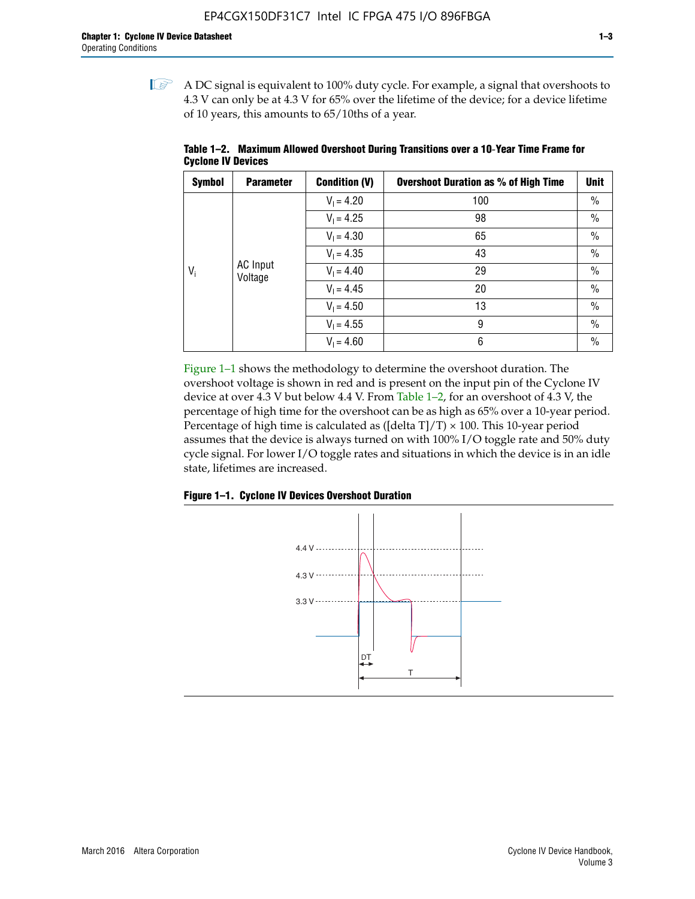A DC signal is equivalent to 100% duty cycle. For example, a signal that overshoots to 4.3 V can only be at 4.3 V for 65% over the lifetime of the device; for a device lifetime of 10 years, this amounts to 65/10ths of a year.

**Table 1–2. Maximum Allowed Overshoot During Transitions over a 10-Year Time Frame for Cyclone IV Devices**

| Symbol | Parameter | Condition (V) | Overshoot Duration as % of High Time | Unit |
|---|---|---|---|---|
| $V_i$ | AC Input Voltage | $V_I = 4.20$ | 100 | % |
| | | $V_I = 4.25$ | 98 | % |
| | | $V_I = 4.30$ | 65 | % |
| | | $V_I = 4.35$ | 43 | % |
| | | $V_I = 4.40$ | 29 | % |
| | | $V_I = 4.45$ | 20 | % |
| | | $V_I = 4.50$ | 13 | % |
| | | $V_I = 4.55$ | 9 | % |
| | | $V_I = 4.60$ | 6 | % |

Figure 1–1 shows the methodology to determine the overshoot duration. The overshoot voltage is shown in red and is present on the input pin of the Cyclone IV device at over 4.3 V but below 4.4 V. From Table 1–2, for an overshoot of 4.3 V, the percentage of high time for the overshoot can be as high as 65% over a 10-year period. Percentage of high time is calculated as ([delta T]/T) × 100. This 10-year period assumes that the device is always turned on with 100% I/O toggle rate and 50% duty cycle signal. For lower I/O toggle rates and situations in which the device is in an idle state, lifetimes are increased.

**Figure 1–1. Cyclone IV Devices Overshoot Duration**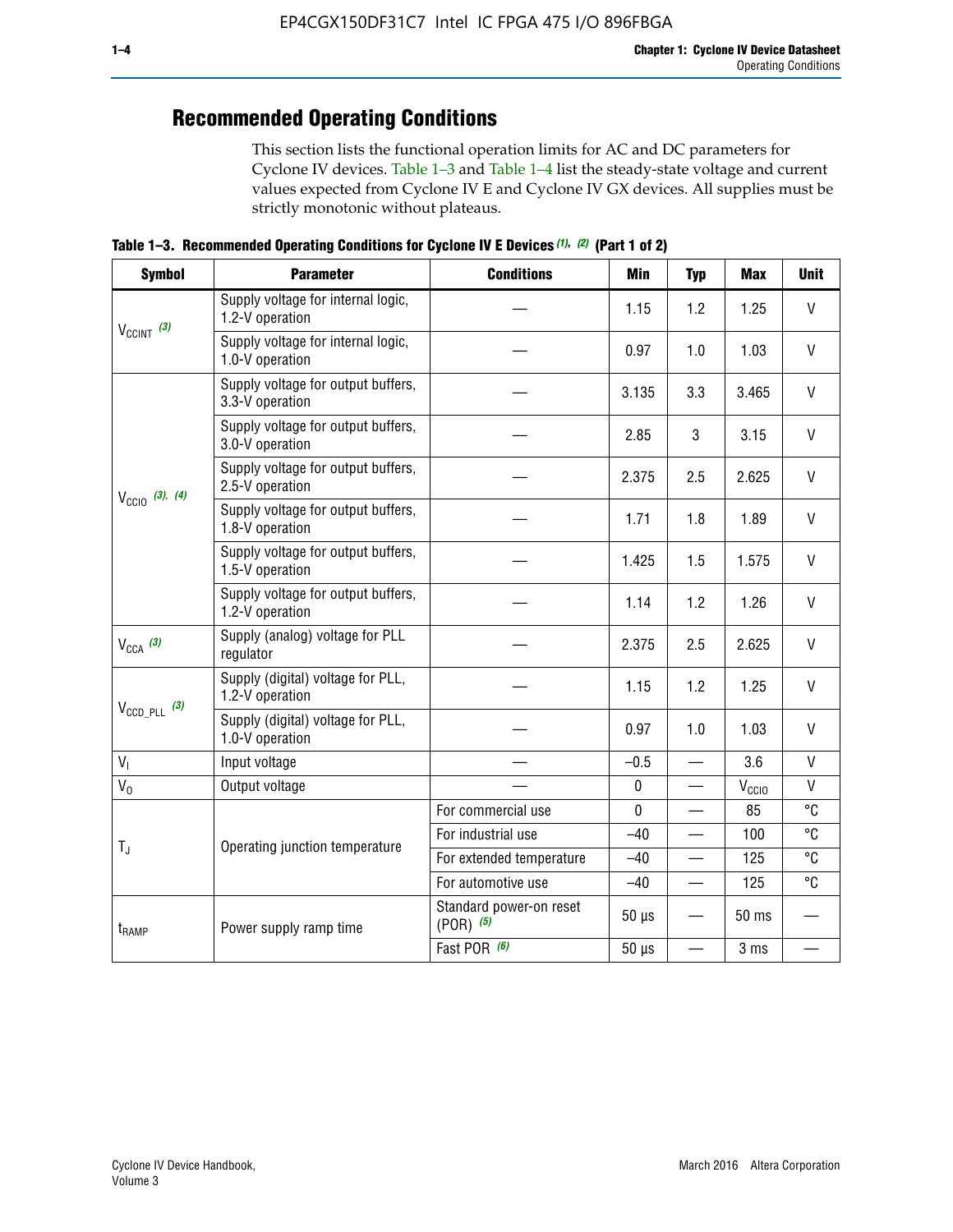## Recommended Operating Conditions

This section lists the functional operation limits for AC and DC parameters for Cyclone IV devices. Table 1–3 and Table 1–4 list the steady-state voltage and current values expected from Cyclone IV E and Cyclone IV GX devices. All supplies must be strictly monotonic without plateaus.

**Table 1–3. Recommended Operating Conditions for Cyclone IV E Devices (1), (2) (Part 1 of 2)**

| Symbol | Parameter | Conditions | Min | Typ | Max | Unit |
|---|---|---|---|---|---|---|
| $V_{CCINT}$ (3) | Supply voltage for internal logic, 1.2-V operation | — | 1.15 | 1.2 | 1.25 | V |
| | Supply voltage for internal logic, 1.0-V operation | — | 0.97 | 1.0 | 1.03 | V |
| $V_{CCIO}$ (3), (4) | Supply voltage for output buffers, 3.3-V operation | — | 3.135 | 3.3 | 3.465 | V |
| | Supply voltage for output buffers, 3.0-V operation | — | 2.85 | 3 | 3.15 | V |
| | Supply voltage for output buffers, 2.5-V operation | — | 2.375 | 2.5 | 2.625 | V |
| | Supply voltage for output buffers, 1.8-V operation | — | 1.71 | 1.8 | 1.89 | V |
| | Supply voltage for output buffers, 1.5-V operation | — | 1.425 | 1.5 | 1.575 | V |
| | Supply voltage for output buffers, 1.2-V operation | — | 1.14 | 1.2 | 1.26 | V |
| $V_{CCA}$ (3) | Supply (analog) voltage for PLL regulator | — | 2.375 | 2.5 | 2.625 | V |
| $V_{CCD\_PLL}$ (3) | Supply (digital) voltage for PLL, 1.2-V operation | — | 1.15 | 1.2 | 1.25 | V |
| | Supply (digital) voltage for PLL, 1.0-V operation | — | 0.97 | 1.0 | 1.03 | V |
| $V_I$ | Input voltage | — | –0.5 | — | 3.6 | V |
| $V_O$ | Output voltage | — | 0 | — | $V_{CCIO}$ | V |
| $T_J$ | Operating junction temperature | For commercial use | 0 | — | 85 | °C |
| | | For industrial use | –40 | — | 100 | °C |
| | | For extended temperature | –40 | — | 125 | °C |
| | | For automotive use | –40 | — | 125 | °C |
| $t_{RAMP}$ | Power supply ramp time | Standard power-on reset (POR) (5) | 50 µs | — | 50 ms | — |
| | | Fast POR (6) | 50 µs | — | 3 ms | — |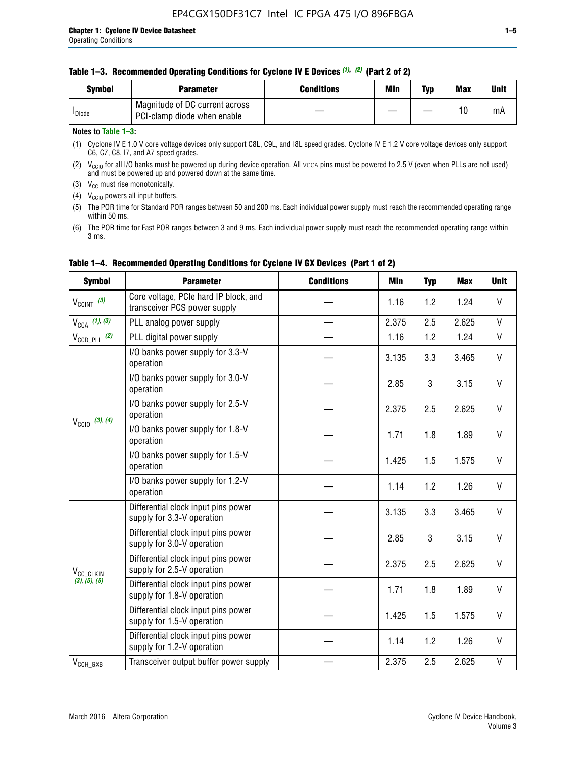#### Table 1–3. Recommended Operating Conditions for Cyclone IV E Devices (1), (2) (Part 2 of 2)

| Symbol | Parameter | Conditions | Min | Typ | Max | Unit |
|---|---|---|---|---|---|---|
| $I_{Diode}$ | Magnitude of DC current across PCI-clamp diode when enable | — | — | — | 10 | mA |

**Notes to Table 1–3:**

(1) Cyclone IV E 1.0 V core voltage devices only support C8L, C9L, and I8L speed grades. Cyclone IV E 1.2 V core voltage devices only support C6, C7, C8, I7, and A7 speed grades.

(2) $V_{CCIO}$ for all I/O banks must be powered up during device operation. All VCCA pins must be powered to 2.5 V (even when PLLs are not used) and must be powered up and powered down at the same time.

(3) $V_{CC}$ must rise monotonically.

(4) $V_{CCIO}$ powers all input buffers.

(5) The POR time for Standard POR ranges between 50 and 200 ms. Each individual power supply must reach the recommended operating range within 50 ms.

(6) The POR time for Fast POR ranges between 3 and 9 ms. Each individual power supply must reach the recommended operating range within 3 ms.

#### Table 1–4. Recommended Operating Conditions for Cyclone IV GX Devices (Part 1 of 2)

| Symbol | Parameter | Conditions | Min | Typ | Max | Unit |
|---|---|---|---|---|---|---|
| $V_{CCINT}$ (3) | Core voltage, PCIe hard IP block, and transceiver PCS power supply | — | 1.16 | 1.2 | 1.24 | V |
| $V_{CCA}$ (1), (3) | PLL analog power supply | — | 2.375 | 2.5 | 2.625 | V |
| $V_{CCD\_PLL}$ (2) | PLL digital power supply | — | 1.16 | 1.2 | 1.24 | V |
| $V_{CCIO}$ (3), (4) | I/O banks power supply for 3.3-V operation | — | 3.135 | 3.3 | 3.465 | V |
| | I/O banks power supply for 3.0-V operation | — | 2.85 | 3 | 3.15 | V |
| | I/O banks power supply for 2.5-V operation | — | 2.375 | 2.5 | 2.625 | V |
| | I/O banks power supply for 1.8-V operation | — | 1.71 | 1.8 | 1.89 | V |
| | I/O banks power supply for 1.5-V operation | — | 1.425 | 1.5 | 1.575 | V |
| | I/O banks power supply for 1.2-V operation | — | 1.14 | 1.2 | 1.26 | V |
| $V_{CC\_CLKIN}$ (3), (5), (6) | Differential clock input pins power supply for 3.3-V operation | — | 3.135 | 3.3 | 3.465 | V |
| | Differential clock input pins power supply for 3.0-V operation | — | 2.85 | 3 | 3.15 | V |
| | Differential clock input pins power supply for 2.5-V operation | — | 2.375 | 2.5 | 2.625 | V |
| | Differential clock input pins power supply for 1.8-V operation | — | 1.71 | 1.8 | 1.89 | V |
| | Differential clock input pins power supply for 1.5-V operation | — | 1.425 | 1.5 | 1.575 | V |
| | Differential clock input pins power supply for 1.2-V operation | — | 1.14 | 1.2 | 1.26 | V |
| $V_{CCH\_GXB}$ | Transceiver output buffer power supply | — | 2.375 | 2.5 | 2.625 | V |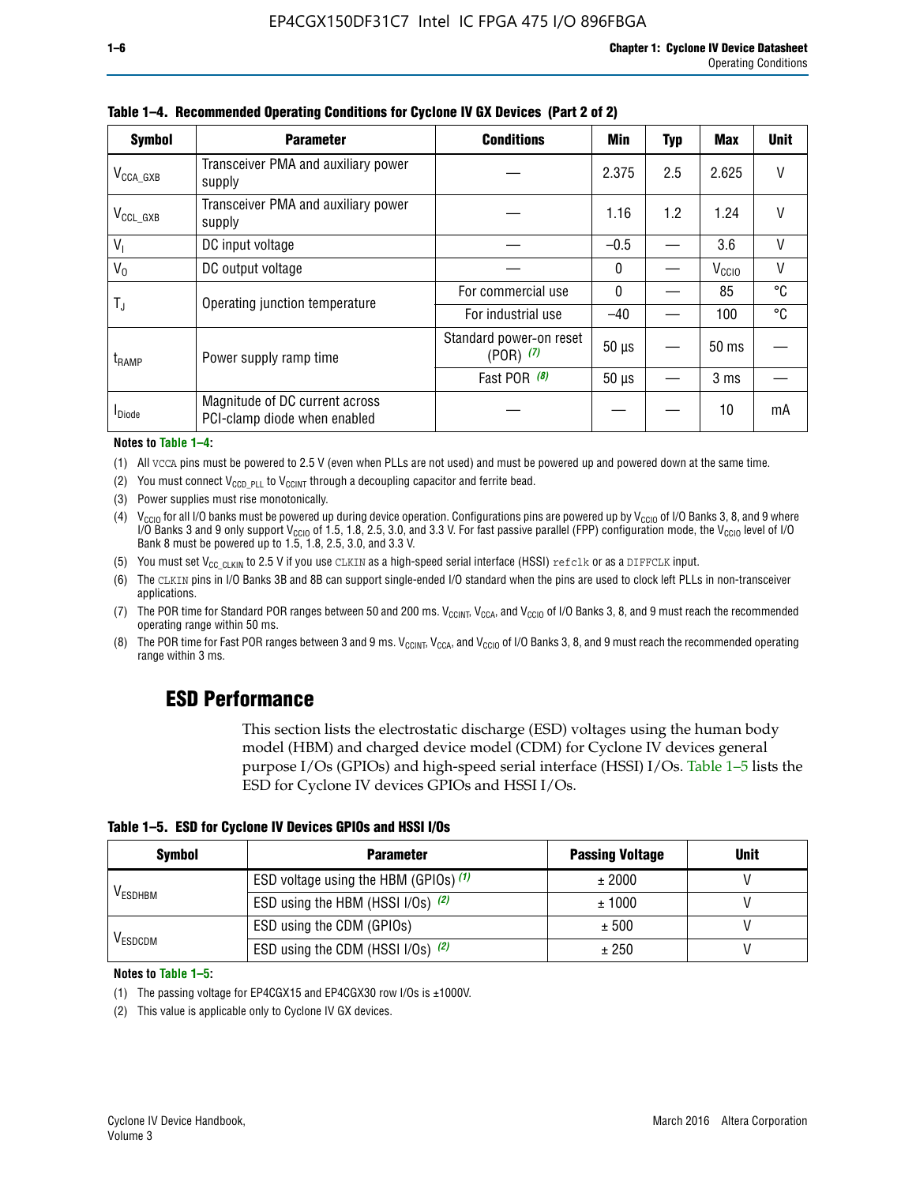**Table 1–4. Recommended Operating Conditions for Cyclone IV GX Devices (Part 2 of 2)**

| Symbol | Parameter | Conditions | Min | Typ | Max | Unit |
|---|---|---|---|---|---|---|
| $V_{CCA\_GXB}$ | Transceiver PMA and auxiliary power supply | — | 2.375 | 2.5 | 2.625 | V |
| $V_{CCL\_GXB}$ | Transceiver PMA and auxiliary power supply | — | 1.16 | 1.2 | 1.24 | V |
| $V_I$ | DC input voltage | — | –0.5 | — | 3.6 | V |
| $V_O$ | DC output voltage | — | 0 | — | $V_{CCIO}$ | V |
| $T_J$ | Operating junction temperature | For commercial use | 0 | — | 85 | °C |
| | | For industrial use | –40 | — | 100 | °C |
| $t_{RAMP}$ | Power supply ramp time | Standard power-on reset (POR) *(7)* | 50 µs | — | 50 ms | — |
| | | Fast POR *(8)* | 50 µs | — | 3 ms | — |
| $I_{Diode}$ | Magnitude of DC current across PCI-clamp diode when enabled | — | — | — | 10 | mA |

**Notes to Table 1–4:**

(1) All VCCA pins must be powered to 2.5 V (even when PLLs are not used) and must be powered up and powered down at the same time.

(2) You must connect $V_{CCD\_PLL}$ to $V_{CCINT}$ through a decoupling capacitor and ferrite bead.

(3) Power supplies must rise monotonically.

(4) $V_{CCIO}$ for all I/O banks must be powered up during device operation. Configurations pins are powered up by $V_{CCIO}$ of I/O Banks 3, 8, and 9 where I/O Banks 3 and 9 only support $V_{CCIO}$ of 1.5, 1.8, 2.5, 3.0, and 3.3 V. For fast passive parallel (FPP) configuration mode, the $V_{CCIO}$ level of I/O Bank 8 must be powered up to 1.5, 1.8, 2.5, 3.0, and 3.3 V.

(5) You must set $V_{CC\_CLKIN}$ to 2.5 V if you use CLKIN as a high-speed serial interface (HSSI) refclk or as a DIFFCLK input.

(6) The CLKIN pins in I/O Banks 3B and 8B can support single-ended I/O standard when the pins are used to clock left PLLs in non-transceiver applications.

(7) The POR time for Standard POR ranges between 50 and 200 ms. $V_{CCINT}$, $V_{CCA}$, and $V_{CCIO}$ of I/O Banks 3, 8, and 9 must reach the recommended operating range within 50 ms.

(8) The POR time for Fast POR ranges between 3 and 9 ms. $V_{CCINT}$, $V_{CCA}$, and $V_{CCIO}$ of I/O Banks 3, 8, and 9 must reach the recommended operating range within 3 ms.

## ESD Performance

This section lists the electrostatic discharge (ESD) voltages using the human body model (HBM) and charged device model (CDM) for Cyclone IV devices general purpose I/Os (GPIOs) and high-speed serial interface (HSSI) I/Os. Table 1–5 lists the ESD for Cyclone IV devices GPIOs and HSSI I/Os.

**Table 1–5. ESD for Cyclone IV Devices GPIOs and HSSI I/Os**

| Symbol | Parameter | Passing Voltage | Unit |
|---|---|---|---|
| $V_{ESDHBM}$ | ESD voltage using the HBM (GPIOs) *(1)* | ± 2000 | V |
| | ESD using the HBM (HSSI I/Os) *(2)* | ± 1000 | V |
| $V_{ESDCDM}$ | ESD using the CDM (GPIOs) | ± 500 | V |
| | ESD using the CDM (HSSI I/Os) *(2)* | ± 250 | V |

**Notes to Table 1–5:**

(1) The passing voltage for EP4CGX15 and EP4CGX30 row I/Os is ±1000V.

(2) This value is applicable only to Cyclone IV GX devices.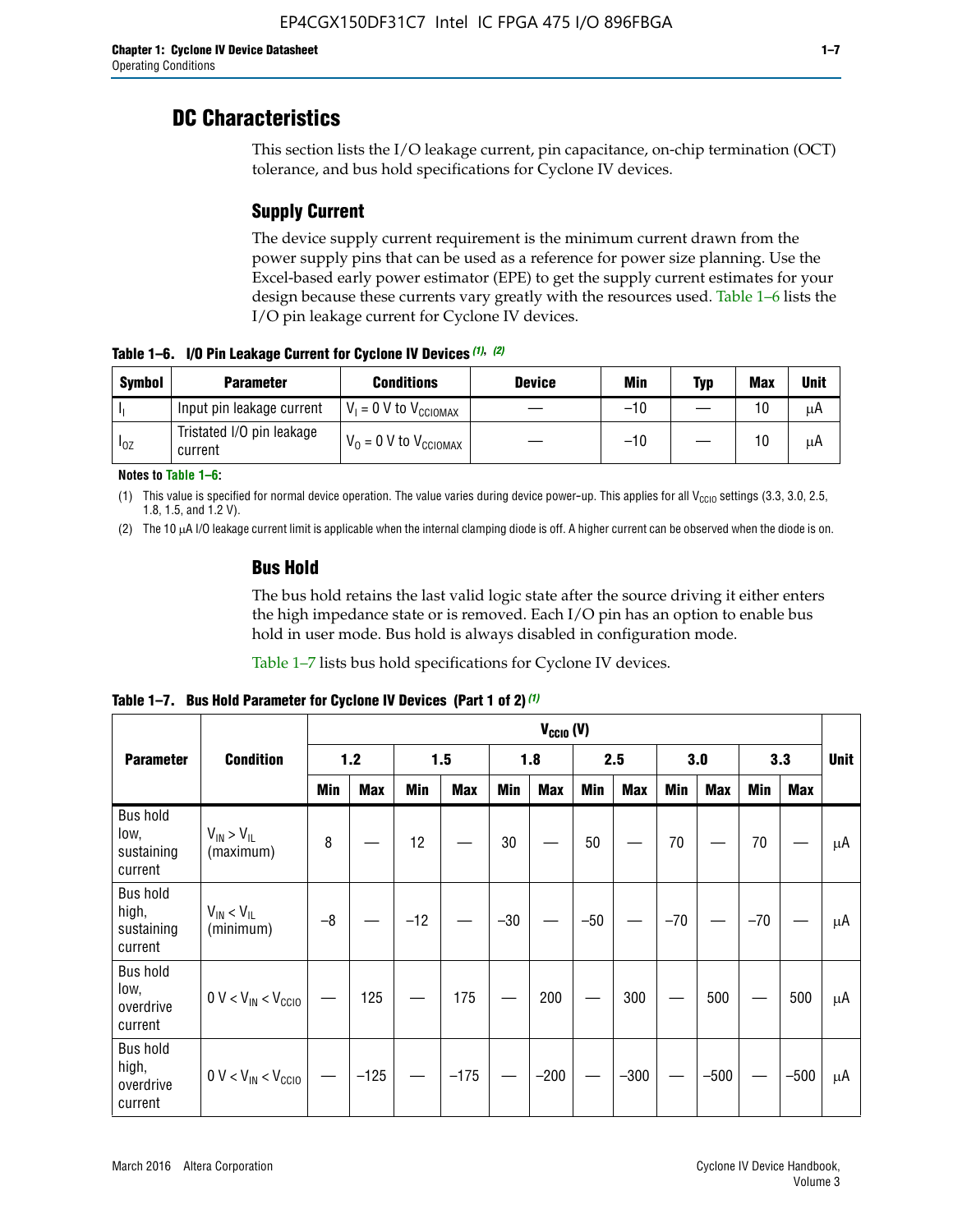## DC Characteristics

This section lists the I/O leakage current, pin capacitance, on-chip termination (OCT) tolerance, and bus hold specifications for Cyclone IV devices.

### Supply Current

The device supply current requirement is the minimum current drawn from the power supply pins that can be used as a reference for power size planning. Use the Excel-based early power estimator (EPE) to get the supply current estimates for your design because these currents vary greatly with the resources used. Table 1–6 lists the I/O pin leakage current for Cyclone IV devices.

**Table 1–6. I/O Pin Leakage Current for Cyclone IV Devices (1), (2)**

| Symbol | Parameter | Conditions | Device | Min | Typ | Max | Unit |
|---|---|---|---|---|---|---|---|
| $I_I$ | Input pin leakage current | $V_I$ = 0 V to $V_{CCIOMAX}$ | — | –10 | — | 10 | μA |
| $I_{OZ}$ | Tristated I/O pin leakage current | $V_O$ = 0 V to $V_{CCIOMAX}$ | — | –10 | — | 10 | μA |

**Notes to Table 1–6:**

(1) This value is specified for normal device operation. The value varies during device power-up. This applies for all $V_{CCIO}$ settings (3.3, 3.0, 2.5, 1.8, 1.5, and 1.2 V).

(2) The 10 μA I/O leakage current limit is applicable when the internal clamping diode is off. A higher current can be observed when the diode is on.

### Bus Hold

The bus hold retains the last valid logic state after the source driving it either enters the high impedance state or is removed. Each I/O pin has an option to enable bus hold in user mode. Bus hold is always disabled in configuration mode.

Table 1–7 lists bus hold specifications for Cyclone IV devices.

**Table 1–7. Bus Hold Parameter for Cyclone IV Devices (Part 1 of 2) (1)**

| Parameter | Condition | $V_{CCIO}$ (V) | | | | | | | | | | | | Unit |
|---|---|---|---|---|---|---|---|---|---|---|---|---|---|---|
| | | 1.2 | | 1.5 | | 1.8 | | 2.5 | | 3.0 | | 3.3 | | |
| | | Min | Max | Min | Max | Min | Max | Min | Max | Min | Max | Min | Max | |
| Bus hold low, sustaining current | $V_{IN} > V_{IL}$ (maximum) | 8 | — | 12 | — | 30 | — | 50 | — | 70 | — | 70 | — | μA |
| Bus hold high, sustaining current | $V_{IN} < V_{IL}$ (minimum) | –8 | — | –12 | — | –30 | — | –50 | — | –70 | — | –70 | — | μA |
| Bus hold low, overdrive current | 0 V < $V_{IN}$ < $V_{CCIO}$ | — | 125 | — | 175 | — | 200 | — | 300 | — | 500 | — | 500 | μA |
| Bus hold high, overdrive current | 0 V < $V_{IN}$ < $V_{CCIO}$ | — | –125 | — | –175 | — | –200 | — | –300 | — | –500 | — | –500 | μA |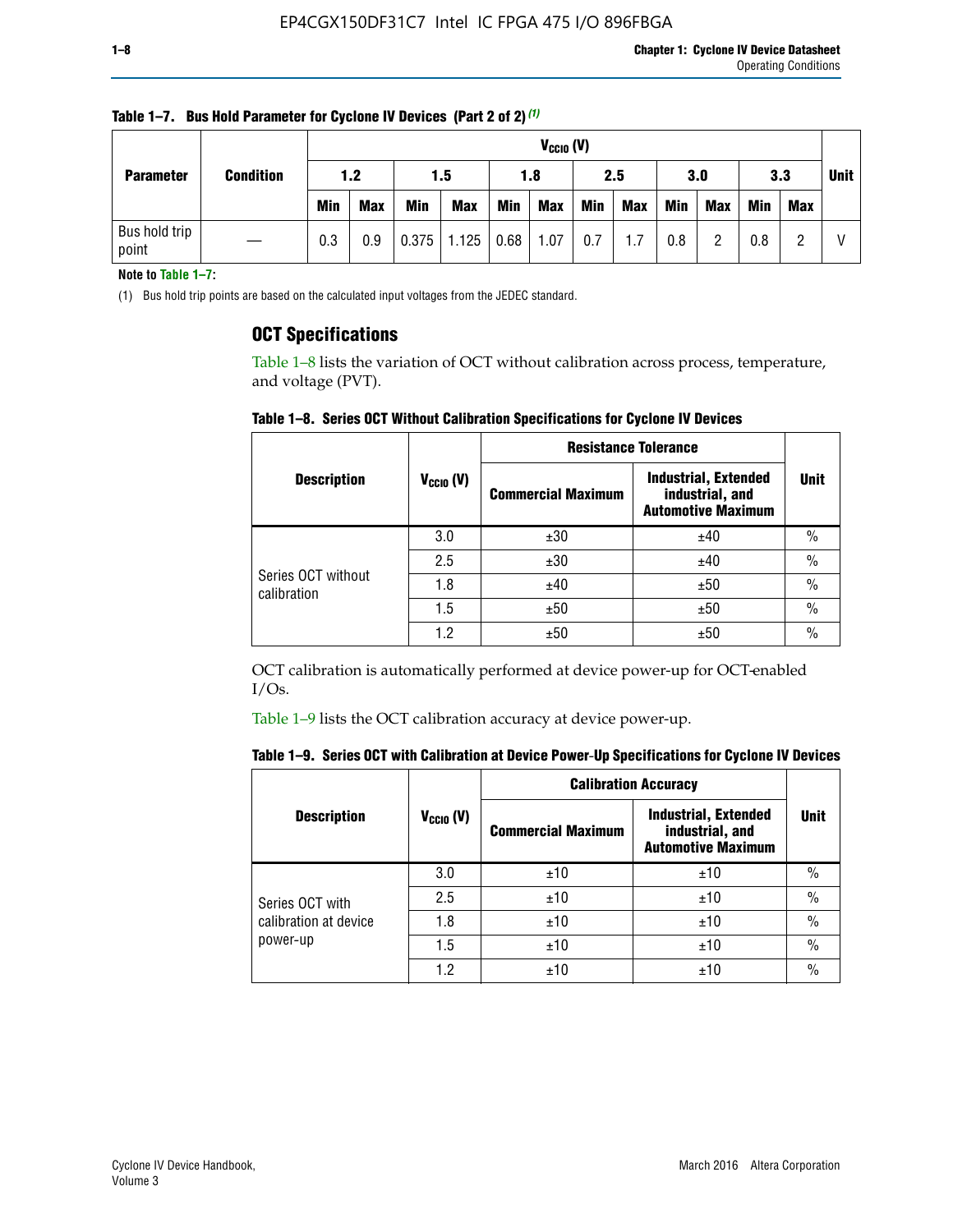**Table 1–7. Bus Hold Parameter for Cyclone IV Devices (Part 2 of 2)** (1)

| Parameter | Condition | $V_{CCIO}$ (V) | | | | | | | | | | | | Unit |
|---|---|---|---|---|---|---|---|---|---|---|---|---|---|---|
| | | 1.2 | | 1.5 | | 1.8 | | 2.5 | | 3.0 | | 3.3 | | |
| | | Min | Max | Min | Max | Min | Max | Min | Max | Min | Max | Min | Max | |
| Bus hold trip point | — | 0.3 | 0.9 | 0.375 | 1.125 | 0.68 | 1.07 | 0.7 | 1.7 | 0.8 | 2 | 0.8 | 2 | V |

**Note to Table 1–7:**

(1) Bus hold trip points are based on the calculated input voltages from the JEDEC standard.

## OCT Specifications

Table 1–8 lists the variation of OCT without calibration across process, temperature, and voltage (PVT).

**Table 1–8. Series OCT Without Calibration Specifications for Cyclone IV Devices**

| Description | $V_{CCIO}$ (V) | Resistance Tolerance | | Unit |
|---|---|---|---|---|
| | | Commercial Maximum | Industrial, Extended industrial, and Automotive Maximum | |
| Series OCT without calibration | 3.0 | ±30 | ±40 | % |
| | 2.5 | ±30 | ±40 | % |
| | 1.8 | ±40 | ±50 | % |
| | 1.5 | ±50 | ±50 | % |
| | 1.2 | ±50 | ±50 | % |

OCT calibration is automatically performed at device power-up for OCT-enabled I/Os.

Table 1–9 lists the OCT calibration accuracy at device power-up.

**Table 1–9. Series OCT with Calibration at Device Power-Up Specifications for Cyclone IV Devices**

| Description | $V_{CCIO}$ (V) | Calibration Accuracy | | Unit |
|---|---|---|---|---|
| | | Commercial Maximum | Industrial, Extended industrial, and Automotive Maximum | |
| Series OCT with calibration at device power-up | 3.0 | ±10 | ±10 | % |
| | 2.5 | ±10 | ±10 | % |
| | 1.8 | ±10 | ±10 | % |
| | 1.5 | ±10 | ±10 | % |
| | 1.2 | ±10 | ±10 | % |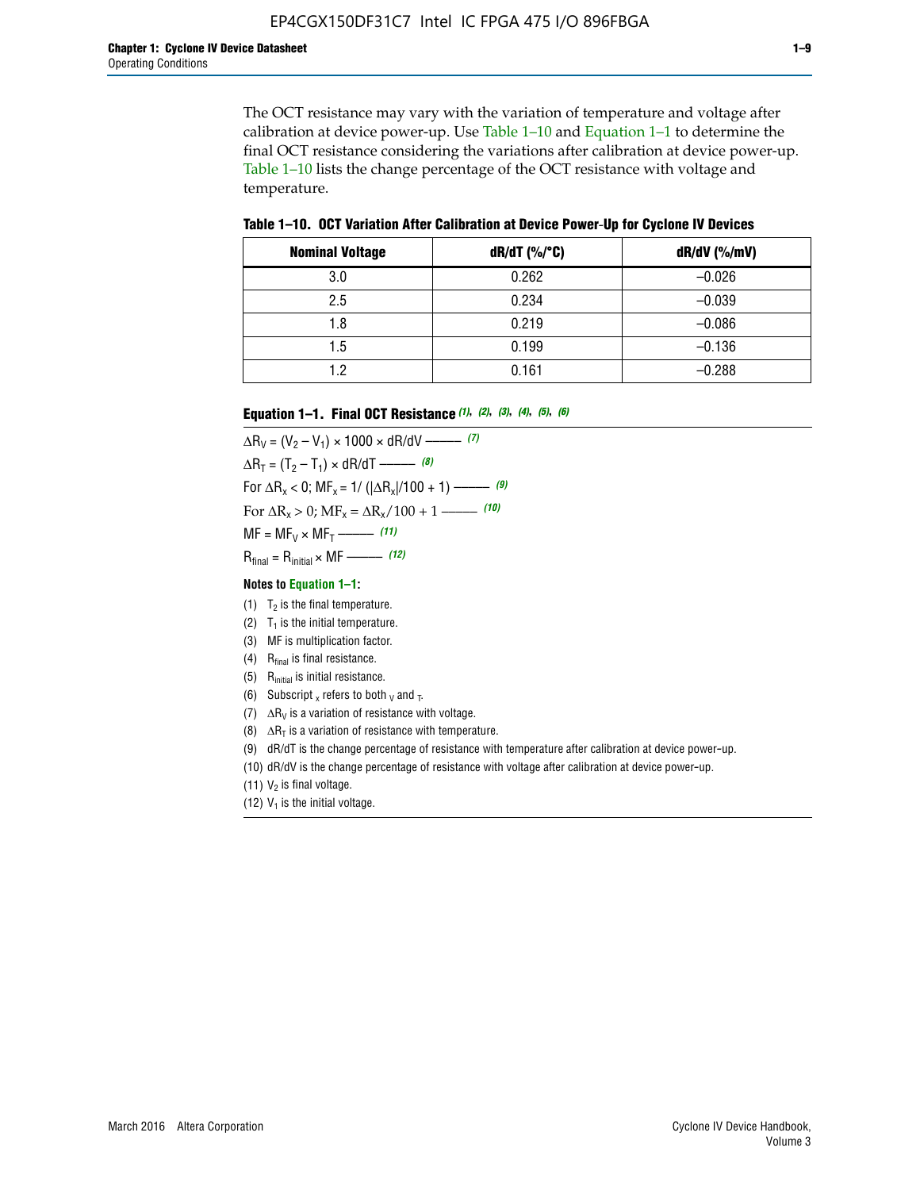The OCT resistance may vary with the variation of temperature and voltage after calibration at device power-up. Use Table 1–10 and Equation 1–1 to determine the final OCT resistance considering the variations after calibration at device power-up. Table 1–10 lists the change percentage of the OCT resistance with voltage and temperature.

**Table 1–10. OCT Variation After Calibration at Device Power-Up for Cyclone IV Devices**

| Nominal Voltage | dR/dT (%/°C) | dR/dV (%/mV) |
|---|---|---|
| 3.0 | 0.262 | –0.026 |
| 2.5 | 0.234 | –0.039 |
| 1.8 | 0.219 | –0.086 |
| 1.5 | 0.199 | –0.136 |
| 1.2 | 0.161 | –0.288 |

**Equation 1–1. Final OCT Resistance** *(1), (2), (3), (4), (5), (6)*

$$\Delta R_V = (V_2 - V_1) \times 1000 \times dR/dV \text{ ——— } (7)$$

$$\Delta R_T = (T_2 - T_1) \times dR/dT \text{ ——— } (8)$$

$$\text{For } \Delta R_x < 0;\ MF_x = 1/(|\Delta R_x|/100 + 1) \text{ ——— } (9)$$

$$\text{For } \Delta R_x > 0;\ MF_x = \Delta R_x/100 + 1 \text{ ——— } (10)$$

$$MF = MF_V \times MF_T \text{ ——— } (11)$$

$$R_{final} = R_{initial} \times MF \text{ ——— } (12)$$

**Notes to Equation 1–1:**

(1) $T_2$ is the final temperature.

(2) $T_1$ is the initial temperature.

(3) MF is multiplication factor.

(4) $R_{final}$ is final resistance.

(5) $R_{initial}$ is initial resistance.

(6) Subscript $_x$ refers to both $_V$ and $_T$.

(7) $\Delta R_V$ is a variation of resistance with voltage.

(8) $\Delta R_T$ is a variation of resistance with temperature.

(9) dR/dT is the change percentage of resistance with temperature after calibration at device power-up.

(10) dR/dV is the change percentage of resistance with voltage after calibration at device power-up.

(11) $V_2$ is final voltage.

(12) $V_1$ is the initial voltage.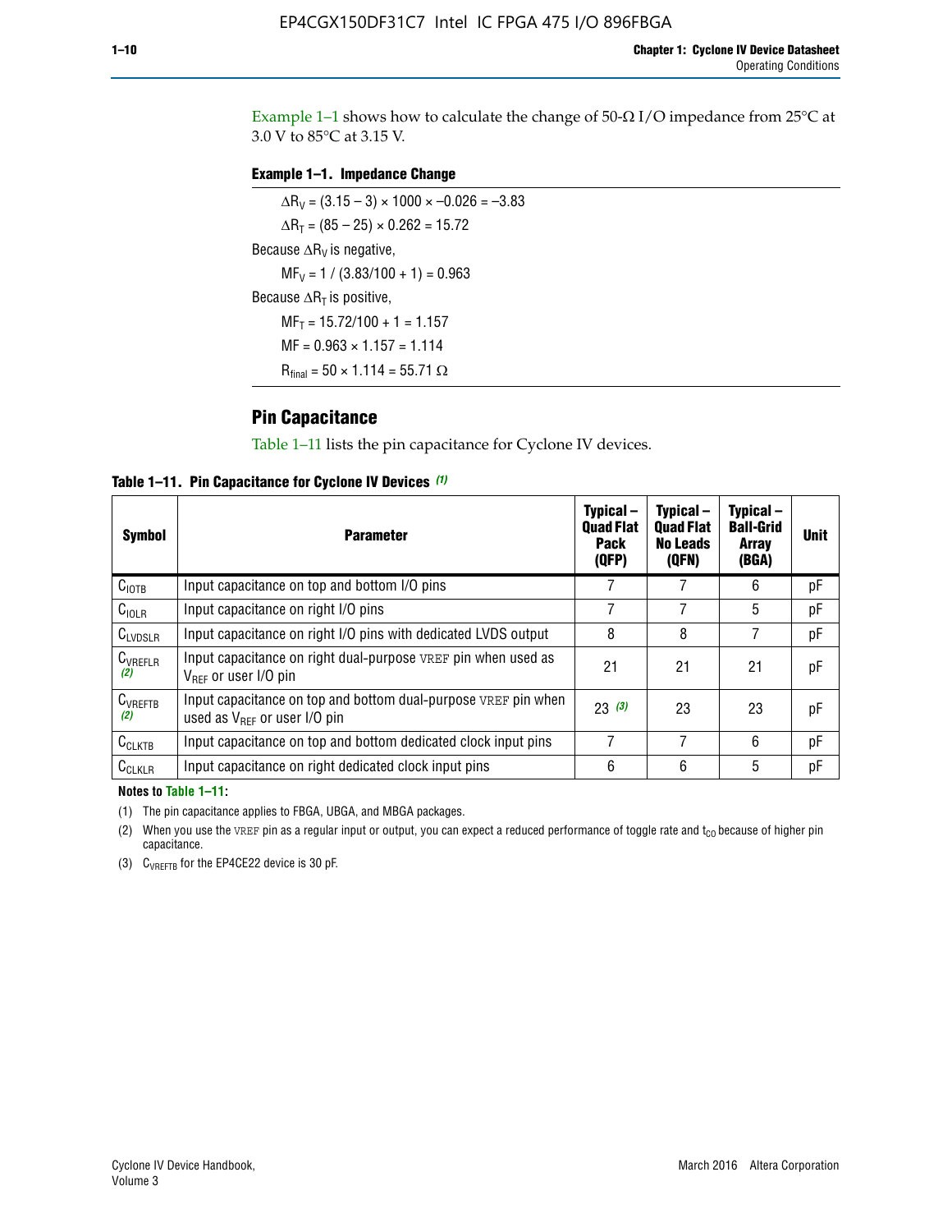Example 1–1 shows how to calculate the change of 50-Ω I/O impedance from 25°C at 3.0 V to 85°C at 3.15 V.

**Example 1–1. Impedance Change**

$\Delta R_V = (3.15 - 3) \times 1000 \times -0.026 = -3.83$

$\Delta R_T = (85 - 25) \times 0.262 = 15.72$

Because $\Delta R_V$ is negative,

$MF_V = 1 / (3.83/100 + 1) = 0.963$

Because $\Delta R_T$ is positive,

$MF_T = 15.72/100 + 1 = 1.157$

$MF = 0.963 \times 1.157 = 1.114$

$R_{final} = 50 \times 1.114 = 55.71\ \Omega$

## Pin Capacitance

Table 1–11 lists the pin capacitance for Cyclone IV devices.

**Table 1–11. Pin Capacitance for Cyclone IV Devices** *(1)*

| Symbol | Parameter | Typical – Quad Flat Pack (QFP) | Typical – Quad Flat No Leads (QFN) | Typical – Ball-Grid Array (BGA) | Unit |
|---|---|---|---|---|---|
| $C_{IOTB}$ | Input capacitance on top and bottom I/O pins | 7 | 7 | 6 | pF |
| $C_{IOLR}$ | Input capacitance on right I/O pins | 7 | 7 | 5 | pF |
| $C_{LVDSLR}$ | Input capacitance on right I/O pins with dedicated LVDS output | 8 | 8 | 7 | pF |
| $C_{VREFLR}$ *(2)* | Input capacitance on right dual-purpose VREF pin when used as $V_{REF}$ or user I/O pin | 21 | 21 | 21 | pF |
| $C_{VREFTB}$ *(2)* | Input capacitance on top and bottom dual-purpose VREF pin when used as $V_{REF}$ or user I/O pin | 23 *(3)* | 23 | 23 | pF |
| $C_{CLKTB}$ | Input capacitance on top and bottom dedicated clock input pins | 7 | 7 | 6 | pF |
| $C_{CLKLR}$ | Input capacitance on right dedicated clock input pins | 6 | 6 | 5 | pF |

**Notes to Table 1–11:**

(1) The pin capacitance applies to FBGA, UBGA, and MBGA packages.

(2) When you use the VREF pin as a regular input or output, you can expect a reduced performance of toggle rate and $t_{CO}$ because of higher pin capacitance.

(3) $C_{VREFTB}$ for the EP4CE22 device is 30 pF.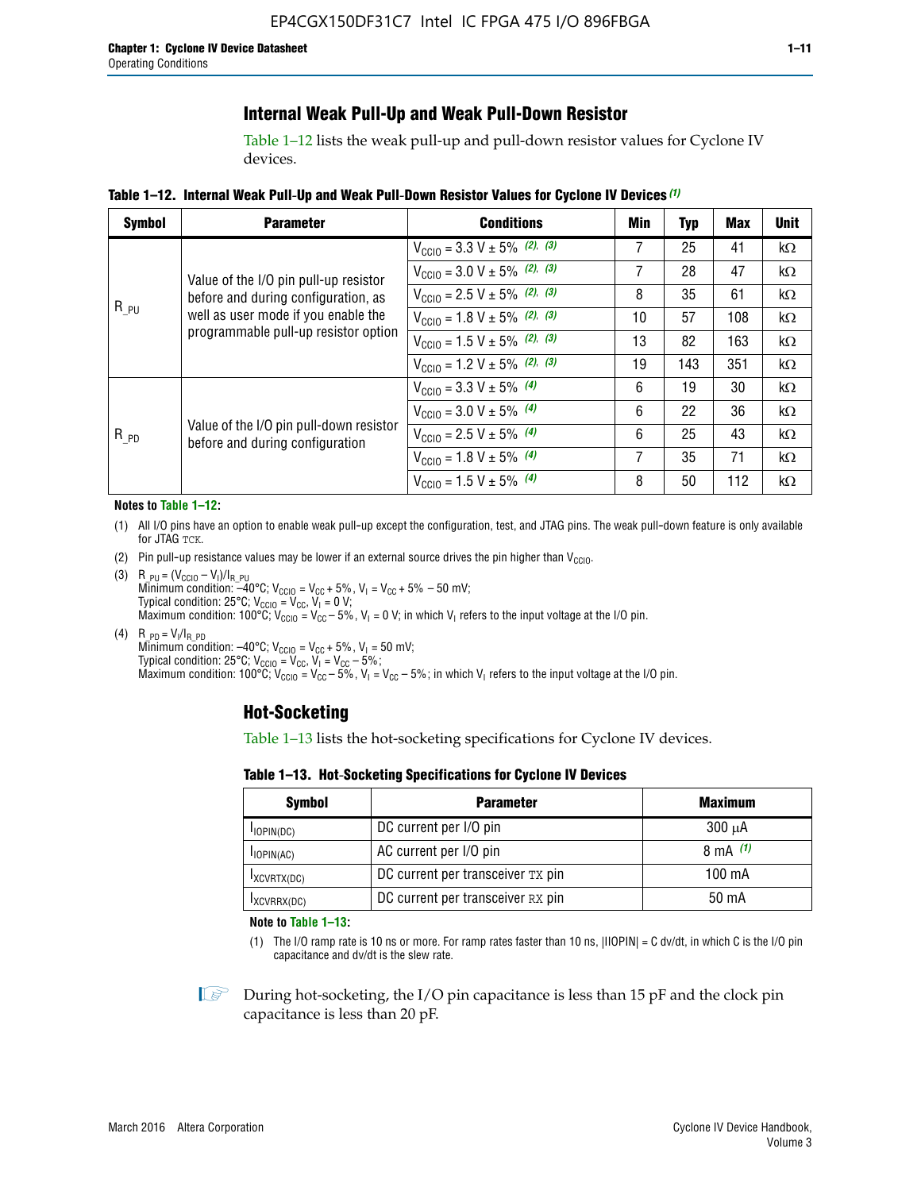## Internal Weak Pull-Up and Weak Pull-Down Resistor

Table 1–12 lists the weak pull-up and pull-down resistor values for Cyclone IV devices.

**Table 1–12. Internal Weak Pull-Up and Weak Pull-Down Resistor Values for Cyclone IV Devices** *(1)*

| Symbol | Parameter | Conditions | Min | Typ | Max | Unit |
|---|---|---|---|---|---|---|
| $R_{\_PU}$ | Value of the I/O pin pull-up resistor before and during configuration, as well as user mode if you enable the programmable pull-up resistor option | $V_{CCIO}$ = 3.3 V ± 5% *(2), (3)* | 7 | 25 | 41 | kΩ |
| | | $V_{CCIO}$ = 3.0 V ± 5% *(2), (3)* | 7 | 28 | 47 | kΩ |
| | | $V_{CCIO}$ = 2.5 V ± 5% *(2), (3)* | 8 | 35 | 61 | kΩ |
| | | $V_{CCIO}$ = 1.8 V ± 5% *(2), (3)* | 10 | 57 | 108 | kΩ |
| | | $V_{CCIO}$ = 1.5 V ± 5% *(2), (3)* | 13 | 82 | 163 | kΩ |
| | | $V_{CCIO}$ = 1.2 V ± 5% *(2), (3)* | 19 | 143 | 351 | kΩ |
| $R_{\_PD}$ | Value of the I/O pin pull-down resistor before and during configuration | $V_{CCIO}$ = 3.3 V ± 5% *(4)* | 6 | 19 | 30 | kΩ |
| | | $V_{CCIO}$ = 3.0 V ± 5% *(4)* | 6 | 22 | 36 | kΩ |
| | | $V_{CCIO}$ = 2.5 V ± 5% *(4)* | 6 | 25 | 43 | kΩ |
| | | $V_{CCIO}$ = 1.8 V ± 5% *(4)* | 7 | 35 | 71 | kΩ |
| | | $V_{CCIO}$ = 1.5 V ± 5% *(4)* | 8 | 50 | 112 | kΩ |

**Notes to Table 1–12:**

(1) All I/O pins have an option to enable weak pull-up except the configuration, test, and JTAG pins. The weak pull-down feature is only available for JTAG TCK.

(2) Pin pull-up resistance values may be lower if an external source drives the pin higher than $V_{CCIO}$.

(3) $R_{\_PU} = (V_{CCIO} - V_I)/I_{R\_PU}$
Minimum condition: –40°C; $V_{CCIO} = V_{CC} + 5\%$, $V_I = V_{CC} + 5\% - 50$ mV;
Typical condition: 25°C; $V_{CCIO} = V_{CC}$, $V_I = 0$ V;
Maximum condition: 100°C; $V_{CCIO} = V_{CC} - 5\%$, $V_I = 0$ V; in which $V_I$ refers to the input voltage at the I/O pin.

(4) $R_{\_PD} = V_I/I_{R\_PD}$
Minimum condition: –40°C; $V_{CCIO} = V_{CC} + 5\%$, $V_I = 50$ mV;
Typical condition: 25°C; $V_{CCIO} = V_{CC}$, $V_I = V_{CC} - 5\%$;
Maximum condition: 100°C; $V_{CCIO} = V_{CC} - 5\%$, $V_I = V_{CC} - 5\%$; in which $V_I$ refers to the input voltage at the I/O pin.

## Hot-Socketing

Table 1–13 lists the hot-socketing specifications for Cyclone IV devices.

**Table 1–13. Hot-Socketing Specifications for Cyclone IV Devices**

| Symbol | Parameter | Maximum |
|---|---|---|
| $I_{IOPIN(DC)}$ | DC current per I/O pin | 300 μA |
| $I_{IOPIN(AC)}$ | AC current per I/O pin | 8 mA *(1)* |
| $I_{XCVRTX(DC)}$ | DC current per transceiver TX pin | 100 mA |
| $I_{XCVRRX(DC)}$ | DC current per transceiver RX pin | 50 mA |

**Note to Table 1–13:**

(1) The I/O ramp rate is 10 ns or more. For ramp rates faster than 10 ns, |IIOPIN| = C dv/dt, in which C is the I/O pin capacitance and dv/dt is the slew rate.

During hot-socketing, the I/O pin capacitance is less than 15 pF and the clock pin capacitance is less than 20 pF.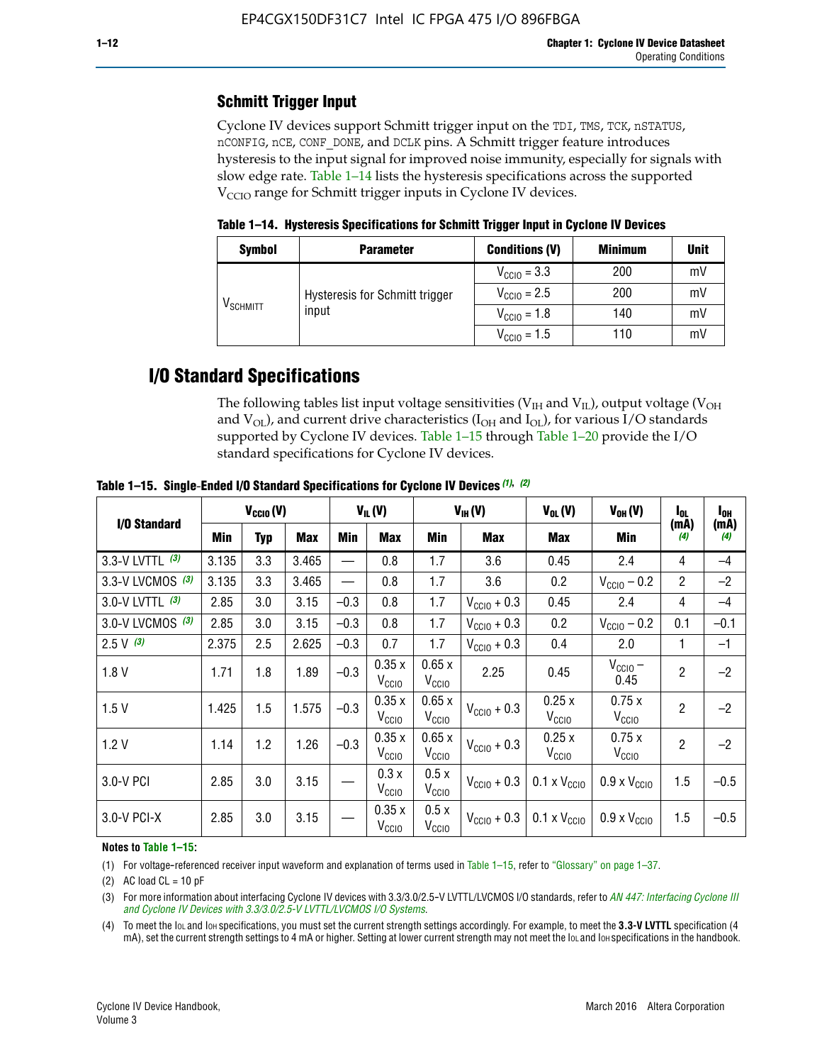### Schmitt Trigger Input

Cyclone IV devices support Schmitt trigger input on the TDI, TMS, TCK, nSTATUS, nCONFIG, nCE, CONF_DONE, and DCLK pins. A Schmitt trigger feature introduces hysteresis to the input signal for improved noise immunity, especially for signals with slow edge rate. Table 1–14 lists the hysteresis specifications across the supported $V_{CCIO}$ range for Schmitt trigger inputs in Cyclone IV devices.

**Table 1–14. Hysteresis Specifications for Schmitt Trigger Input in Cyclone IV Devices**

| Symbol | Parameter | Conditions (V) | Minimum | Unit |
|---|---|---|---|---|
| $V_{SCHMITT}$ | Hysteresis for Schmitt trigger input | $V_{CCIO}$ = 3.3 | 200 | mV |
| | | $V_{CCIO}$ = 2.5 | 200 | mV |
| | | $V_{CCIO}$ = 1.8 | 140 | mV |
| | | $V_{CCIO}$ = 1.5 | 110 | mV |

## I/O Standard Specifications

The following tables list input voltage sensitivities ($V_{IH}$ and $V_{IL}$), output voltage ($V_{OH}$ and $V_{OL}$), and current drive characteristics ($I_{OH}$ and $I_{OL}$), for various I/O standards supported by Cyclone IV devices. Table 1–15 through Table 1–20 provide the I/O standard specifications for Cyclone IV devices.

**Table 1–15. Single-Ended I/O Standard Specifications for Cyclone IV Devices (1), (2)**

| I/O Standard | $V_{CCIO}$ (V) | | | $V_{IL}$ (V) | | $V_{IH}$ (V) | | $V_{OL}$ (V) | $V_{OH}$ (V) | $I_{OL}$ (mA) (4) | $I_{OH}$ (mA) (4) |
|---|---|---|---|---|---|---|---|---|---|---|---|
| | Min | Typ | Max | Min | Max | Min | Max | Max | Min | | |
| 3.3-V LVTTL (3) | 3.135 | 3.3 | 3.465 | — | 0.8 | 1.7 | 3.6 | 0.45 | 2.4 | 4 | –4 |
| 3.3-V LVCMOS (3) | 3.135 | 3.3 | 3.465 | — | 0.8 | 1.7 | 3.6 | 0.2 | $V_{CCIO}$ – 0.2 | 2 | –2 |
| 3.0-V LVTTL (3) | 2.85 | 3.0 | 3.15 | –0.3 | 0.8 | 1.7 | $V_{CCIO}$ + 0.3 | 0.45 | 2.4 | 4 | –4 |
| 3.0-V LVCMOS (3) | 2.85 | 3.0 | 3.15 | –0.3 | 0.8 | 1.7 | $V_{CCIO}$ + 0.3 | 0.2 | $V_{CCIO}$ – 0.2 | 0.1 | –0.1 |
| 2.5 V (3) | 2.375 | 2.5 | 2.625 | –0.3 | 0.7 | 1.7 | $V_{CCIO}$ + 0.3 | 0.4 | 2.0 | 1 | –1 |
| 1.8 V | 1.71 | 1.8 | 1.89 | –0.3 | 0.35 x $V_{CCIO}$ | 0.65 x $V_{CCIO}$ | 2.25 | 0.45 | $V_{CCIO}$ – 0.45 | 2 | –2 |
| 1.5 V | 1.425 | 1.5 | 1.575 | –0.3 | 0.35 x $V_{CCIO}$ | 0.65 x $V_{CCIO}$ | $V_{CCIO}$ + 0.3 | 0.25 x $V_{CCIO}$ | 0.75 x $V_{CCIO}$ | 2 | –2 |
| 1.2 V | 1.14 | 1.2 | 1.26 | –0.3 | 0.35 x $V_{CCIO}$ | 0.65 x $V_{CCIO}$ | $V_{CCIO}$ + 0.3 | 0.25 x $V_{CCIO}$ | 0.75 x $V_{CCIO}$ | 2 | –2 |
| 3.0-V PCI | 2.85 | 3.0 | 3.15 | — | 0.3 x $V_{CCIO}$ | 0.5 x $V_{CCIO}$ | $V_{CCIO}$ + 0.3 | 0.1 x $V_{CCIO}$ | 0.9 x $V_{CCIO}$ | 1.5 | –0.5 |
| 3.0-V PCI-X | 2.85 | 3.0 | 3.15 | — | 0.35 x $V_{CCIO}$ | 0.5 x $V_{CCIO}$ | $V_{CCIO}$ + 0.3 | 0.1 x $V_{CCIO}$ | 0.9 x $V_{CCIO}$ | 1.5 | –0.5 |

**Notes to Table 1–15:**

(1) For voltage-referenced receiver input waveform and explanation of terms used in Table 1–15, refer to "Glossary" on page 1–37.

(2) AC load CL = 10 pF

(3) For more information about interfacing Cyclone IV devices with 3.3/3.0/2.5-V LVTTL/LVCMOS I/O standards, refer to *AN 447: Interfacing Cyclone III and Cyclone IV Devices with 3.3/3.0/2.5-V LVTTL/LVCMOS I/O Systems*.

(4) To meet the $I_{OL}$ and $I_{OH}$ specifications, you must set the current strength settings accordingly. For example, to meet the **3.3-V LVTTL** specification (4 mA), set the current strength settings to 4 mA or higher. Setting at lower current strength may not meet the $I_{OL}$ and $I_{OH}$ specifications in the handbook.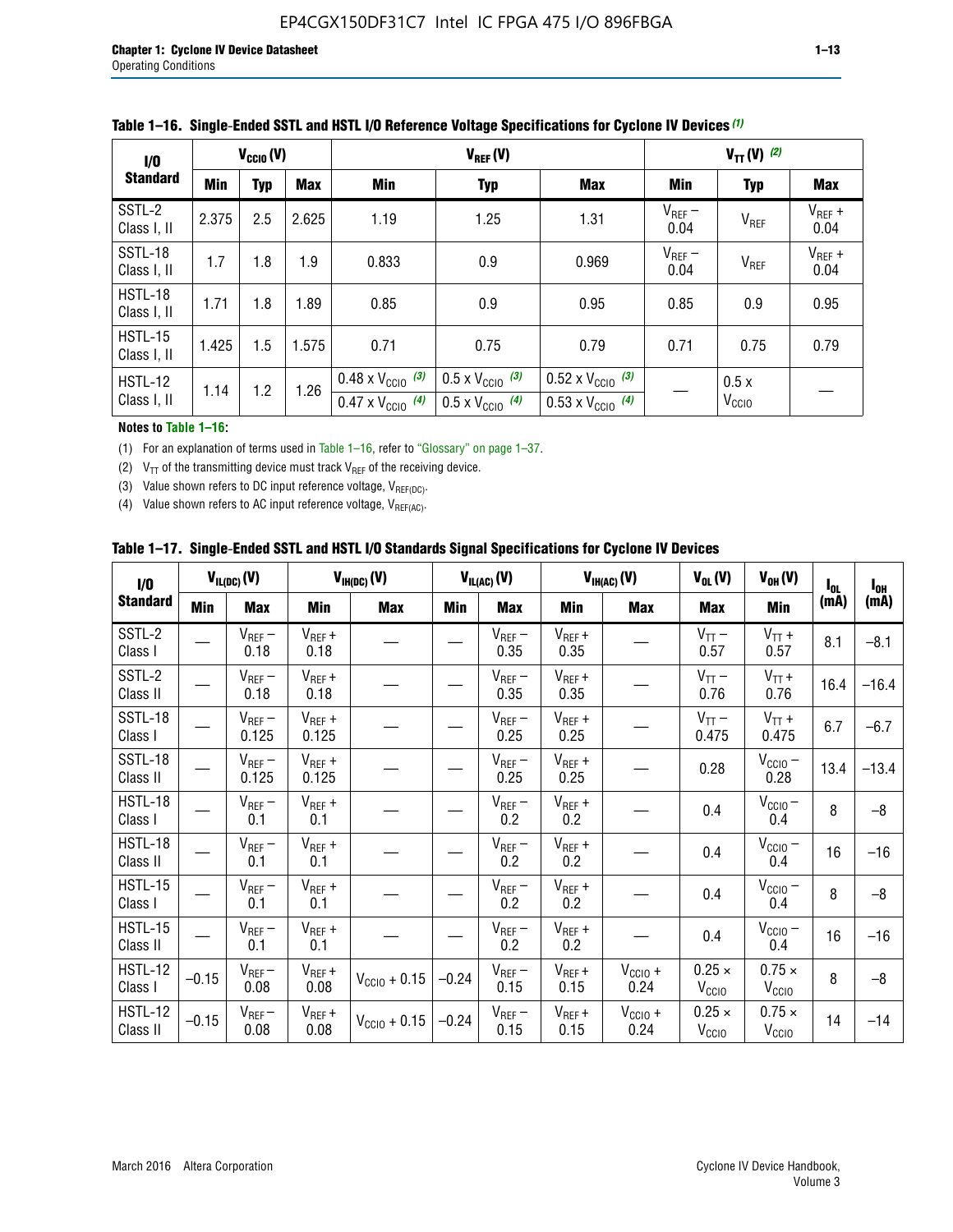**Table 1–16. Single-Ended SSTL and HSTL I/O Reference Voltage Specifications for Cyclone IV Devices (1)**

| I/O Standard | $V_{CCIO}$ (V) | | | $V_{REF}$ (V) | | | $V_{TT}$ (V) (2) | | |
|---|---|---|---|---|---|---|---|---|---|
| | Min | Typ | Max | Min | Typ | Max | Min | Typ | Max |
| SSTL-2 Class I, II | 2.375 | 2.5 | 2.625 | 1.19 | 1.25 | 1.31 | $V_{REF}$ – 0.04 | $V_{REF}$ | $V_{REF}$ + 0.04 |
| SSTL-18 Class I, II | 1.7 | 1.8 | 1.9 | 0.833 | 0.9 | 0.969 | $V_{REF}$ – 0.04 | $V_{REF}$ | $V_{REF}$ + 0.04 |
| HSTL-18 Class I, II | 1.71 | 1.8 | 1.89 | 0.85 | 0.9 | 0.95 | 0.85 | 0.9 | 0.95 |
| HSTL-15 Class I, II | 1.425 | 1.5 | 1.575 | 0.71 | 0.75 | 0.79 | 0.71 | 0.75 | 0.79 |
| HSTL-12 Class I, II | 1.14 | 1.2 | 1.26 | 0.48 x $V_{CCIO}$ (3)<br>0.47 x $V_{CCIO}$ (4) | 0.5 x $V_{CCIO}$ (3)<br>0.5 x $V_{CCIO}$ (4) | 0.52 x $V_{CCIO}$ (3)<br>0.53 x $V_{CCIO}$ (4) | — | 0.5 x $V_{CCIO}$ | — |

**Notes to Table 1–16:**

(1) For an explanation of terms used in Table 1–16, refer to "Glossary" on page 1–37.

(2) $V_{TT}$ of the transmitting device must track $V_{REF}$ of the receiving device.

(3) Value shown refers to DC input reference voltage, $V_{REF(DC)}$.

(4) Value shown refers to AC input reference voltage, $V_{REF(AC)}$.

**Table 1–17. Single-Ended SSTL and HSTL I/O Standards Signal Specifications for Cyclone IV Devices**

| I/O Standard | $V_{IL(DC)}$ (V) | | $V_{IH(DC)}$ (V) | | $V_{IL(AC)}$ (V) | | $V_{IH(AC)}$ (V) | | $V_{OL}$ (V) | $V_{OH}$ (V) | $I_{OL}$ (mA) | $I_{OH}$ (mA) |
|---|---|---|---|---|---|---|---|---|---|---|---|---|
| | Min | Max | Min | Max | Min | Max | Min | Max | Max | Min | | |
| SSTL-2 Class I | — | $V_{REF}$ – 0.18 | $V_{REF}$ + 0.18 | — | — | $V_{REF}$ – 0.35 | $V_{REF}$ + 0.35 | — | $V_{TT}$ – 0.57 | $V_{TT}$ + 0.57 | 8.1 | –8.1 |
| SSTL-2 Class II | — | $V_{REF}$ – 0.18 | $V_{REF}$ + 0.18 | — | — | $V_{REF}$ – 0.35 | $V_{REF}$ + 0.35 | — | $V_{TT}$ – 0.76 | $V_{TT}$ + 0.76 | 16.4 | –16.4 |
| SSTL-18 Class I | — | $V_{REF}$ – 0.125 | $V_{REF}$ + 0.125 | — | — | $V_{REF}$ – 0.25 | $V_{REF}$ + 0.25 | — | $V_{TT}$ – 0.475 | $V_{TT}$ + 0.475 | 6.7 | –6.7 |
| SSTL-18 Class II | — | $V_{REF}$ – 0.125 | $V_{REF}$ + 0.125 | — | — | $V_{REF}$ – 0.25 | $V_{REF}$ + 0.25 | — | 0.28 | $V_{CCIO}$ – 0.28 | 13.4 | –13.4 |
| HSTL-18 Class I | — | $V_{REF}$ – 0.1 | $V_{REF}$ + 0.1 | — | — | $V_{REF}$ – 0.2 | $V_{REF}$ + 0.2 | — | 0.4 | $V_{CCIO}$ – 0.4 | 8 | –8 |
| HSTL-18 Class II | — | $V_{REF}$ – 0.1 | $V_{REF}$ + 0.1 | — | — | $V_{REF}$ – 0.2 | $V_{REF}$ + 0.2 | — | 0.4 | $V_{CCIO}$ – 0.4 | 16 | –16 |
| HSTL-15 Class I | — | $V_{REF}$ – 0.1 | $V_{REF}$ + 0.1 | — | — | $V_{REF}$ – 0.2 | $V_{REF}$ + 0.2 | — | 0.4 | $V_{CCIO}$ – 0.4 | 8 | –8 |
| HSTL-15 Class II | — | $V_{REF}$ – 0.1 | $V_{REF}$ + 0.1 | — | — | $V_{REF}$ – 0.2 | $V_{REF}$ + 0.2 | — | 0.4 | $V_{CCIO}$ – 0.4 | 16 | –16 |
| HSTL-12 Class I | –0.15 | $V_{REF}$ – 0.08 | $V_{REF}$ + 0.08 | $V_{CCIO}$ + 0.15 | –0.24 | $V_{REF}$ – 0.15 | $V_{REF}$ + 0.15 | $V_{CCIO}$ + 0.24 | 0.25 × $V_{CCIO}$ | 0.75 × $V_{CCIO}$ | 8 | –8 |
| HSTL-12 Class II | –0.15 | $V_{REF}$ – 0.08 | $V_{REF}$ + 0.08 | $V_{CCIO}$ + 0.15 | –0.24 | $V_{REF}$ – 0.15 | $V_{REF}$ + 0.15 | $V_{CCIO}$ + 0.24 | 0.25 × $V_{CCIO}$ | 0.75 × $V_{CCIO}$ | 14 | –14 |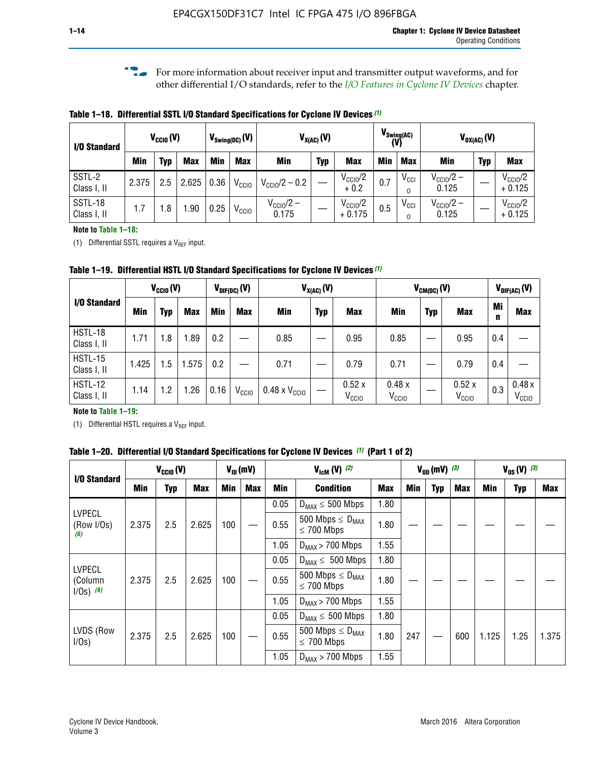For more information about receiver input and transmitter output waveforms, and for other differential I/O standards, refer to the *I/O Features in Cyclone IV Devices* chapter.

**Table 1–18. Differential SSTL I/O Standard Specifications for Cyclone IV Devices** *(1)*

| I/O Standard | $V_{CCIO}$ (V) | | | $V_{Swing(DC)}$ (V) | | $V_{X(AC)}$ (V) | | | $V_{Swing(AC)}$ (V) | | $V_{OX(AC)}$ (V) | | |
|---|---|---|---|---|---|---|---|---|---|---|---|---|---|
| | Min | Typ | Max | Min | Max | Min | Typ | Max | Min | Max | Min | Typ | Max |
| SSTL-2 Class I, II | 2.375 | 2.5 | 2.625 | 0.36 | $V_{CCIO}$ | $V_{CCIO}/2 - 0.2$ | — | $V_{CCIO}/2 + 0.2$ | 0.7 | $V_{CCIO}$ | $V_{CCIO}/2 - 0.125$ | — | $V_{CCIO}/2 + 0.125$ |
| SSTL-18 Class I, II | 1.7 | 1.8 | 1.90 | 0.25 | $V_{CCIO}$ | $V_{CCIO}/2 - 0.175$ | — | $V_{CCIO}/2 + 0.175$ | 0.5 | $V_{CCIO}$ | $V_{CCIO}/2 - 0.125$ | — | $V_{CCIO}/2 + 0.125$ |

**Note to Table 1–18:**

(1) Differential SSTL requires a $V_{REF}$ input.

**Table 1–19. Differential HSTL I/O Standard Specifications for Cyclone IV Devices** *(1)*

| I/O Standard | $V_{CCIO}$ (V) | | | $V_{DIF(DC)}$ (V) | | $V_{X(AC)}$ (V) | | | $V_{CM(DC)}$ (V) | | | $V_{DIF(AC)}$ (V) | |
|---|---|---|---|---|---|---|---|---|---|---|---|---|---|
| | Min | Typ | Max | Min | Max | Min | Typ | Max | Min | Typ | Max | Min | Max |
| HSTL-18 Class I, II | 1.71 | 1.8 | 1.89 | 0.2 | — | 0.85 | — | 0.95 | 0.85 | — | 0.95 | 0.4 | — |
| HSTL-15 Class I, II | 1.425 | 1.5 | 1.575 | 0.2 | — | 0.71 | — | 0.79 | 0.71 | — | 0.79 | 0.4 | — |
| HSTL-12 Class I, II | 1.14 | 1.2 | 1.26 | 0.16 | $V_{CCIO}$ | 0.48 x $V_{CCIO}$ | — | 0.52 x $V_{CCIO}$ | 0.48 x $V_{CCIO}$ | — | 0.52 x $V_{CCIO}$ | 0.3 | 0.48 x $V_{CCIO}$ |

**Note to Table 1–19:**

(1) Differential HSTL requires a $V_{REF}$ input.

**Table 1–20. Differential I/O Standard Specifications for Cyclone IV Devices** *(1)* **(Part 1 of 2)**

| I/O Standard | $V_{CCIO}$ (V) | | | $V_{ID}$ (mV) | | $V_{IcM}$ (V) *(2)* | | | $V_{OD}$ (mV) *(3)* | | | $V_{OS}$ (V) *(3)* | | |
|---|---|---|---|---|---|---|---|---|---|---|---|---|---|---|
| | Min | Typ | Max | Min | Max | Min | Condition | Max | Min | Typ | Max | Min | Typ | Max |
| LVPECL (Row I/Os) *(6)* | 2.375 | 2.5 | 2.625 | 100 | — | 0.05 | $D_{MAX} \leq$ 500 Mbps | 1.80 | — | — | — | — | — | — |
| | | | | | | 0.55 | 500 Mbps $\leq D_{MAX} \leq$ 700 Mbps | 1.80 | | | | | | |
| | | | | | | 1.05 | $D_{MAX} >$ 700 Mbps | 1.55 | | | | | | |
| LVPECL (Column I/Os) *(6)* | 2.375 | 2.5 | 2.625 | 100 | — | 0.05 | $D_{MAX} \leq$ 500 Mbps | 1.80 | — | — | — | — | — | — |
| | | | | | | 0.55 | 500 Mbps $\leq D_{MAX} \leq$ 700 Mbps | 1.80 | | | | | | |
| | | | | | | 1.05 | $D_{MAX} >$ 700 Mbps | 1.55 | | | | | | |
| LVDS (Row I/Os) | 2.375 | 2.5 | 2.625 | 100 | — | 0.05 | $D_{MAX} \leq$ 500 Mbps | 1.80 | 247 | — | 600 | 1.125 | 1.25 | 1.375 |
| | | | | | | 0.55 | 500 Mbps $\leq D_{MAX} \leq$ 700 Mbps | 1.80 | | | | | | |
| | | | | | | 1.05 | $D_{MAX} >$ 700 Mbps | 1.55 | | | | | | |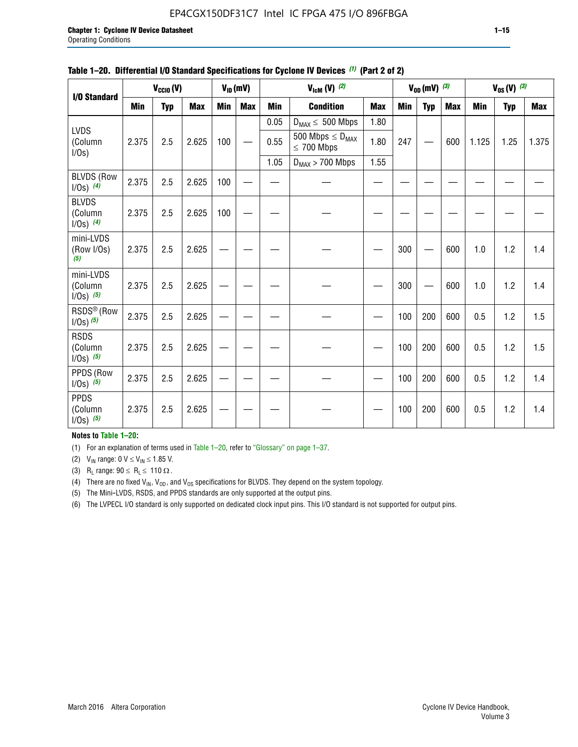**Table 1–20. Differential I/O Standard Specifications for Cyclone IV Devices (1) (Part 2 of 2)**

| I/O Standard | $V_{CCIO}$ (V) | | | $V_{ID}$ (mV) | | $V_{IcM}$ (V) (2) | | | $V_{OD}$ (mV) (3) | | | $V_{OS}$ (V) (3) | | |
|---|---|---|---|---|---|---|---|---|---|---|---|---|---|---|
| | Min | Typ | Max | Min | Max | Min | Condition | Max | Min | Typ | Max | Min | Typ | Max |
| LVDS (Column I/Os) | 2.375 | 2.5 | 2.625 | 100 | — | 0.05 | $D_{MAX} \leq$ 500 Mbps | 1.80 | 247 | — | 600 | 1.125 | 1.25 | 1.375 |
| | | | | | | 0.55 | 500 Mbps $\leq D_{MAX} \leq$ 700 Mbps | 1.80 | | | | | | |
| | | | | | | 1.05 | $D_{MAX}$ > 700 Mbps | 1.55 | | | | | | |
| BLVDS (Row I/Os) (4) | 2.375 | 2.5 | 2.625 | 100 | — | — | — | — | — | — | — | — | — | — |
| BLVDS (Column I/Os) (4) | 2.375 | 2.5 | 2.625 | 100 | — | — | — | — | — | — | — | — | — | — |
| mini-LVDS (Row I/Os) (5) | 2.375 | 2.5 | 2.625 | — | — | — | — | — | 300 | — | 600 | 1.0 | 1.2 | 1.4 |
| mini-LVDS (Column I/Os) (5) | 2.375 | 2.5 | 2.625 | — | — | — | — | — | 300 | — | 600 | 1.0 | 1.2 | 1.4 |
| RSDS® (Row I/Os) (5) | 2.375 | 2.5 | 2.625 | — | — | — | — | — | 100 | 200 | 600 | 0.5 | 1.2 | 1.5 |
| RSDS (Column I/Os) (5) | 2.375 | 2.5 | 2.625 | — | — | — | — | — | 100 | 200 | 600 | 0.5 | 1.2 | 1.5 |
| PPDS (Row I/Os) (5) | 2.375 | 2.5 | 2.625 | — | — | — | — | — | 100 | 200 | 600 | 0.5 | 1.2 | 1.4 |
| PPDS (Column I/Os) (5) | 2.375 | 2.5 | 2.625 | — | — | — | — | — | 100 | 200 | 600 | 0.5 | 1.2 | 1.4 |

**Notes to Table 1–20:**

(1) For an explanation of terms used in Table 1–20, refer to "Glossary" on page 1–37.

(2) $V_{IN}$ range: 0 V $\leq V_{IN} \leq$ 1.85 V.

(3) $R_L$ range: 90 $\leq R_L \leq$ 110 Ω.

(4) There are no fixed $V_{IN}$, $V_{OD}$, and $V_{OS}$ specifications for BLVDS. They depend on the system topology.

(5) The Mini-LVDS, RSDS, and PPDS standards are only supported at the output pins.

(6) The LVPECL I/O standard is only supported on dedicated clock input pins. This I/O standard is not supported for output pins.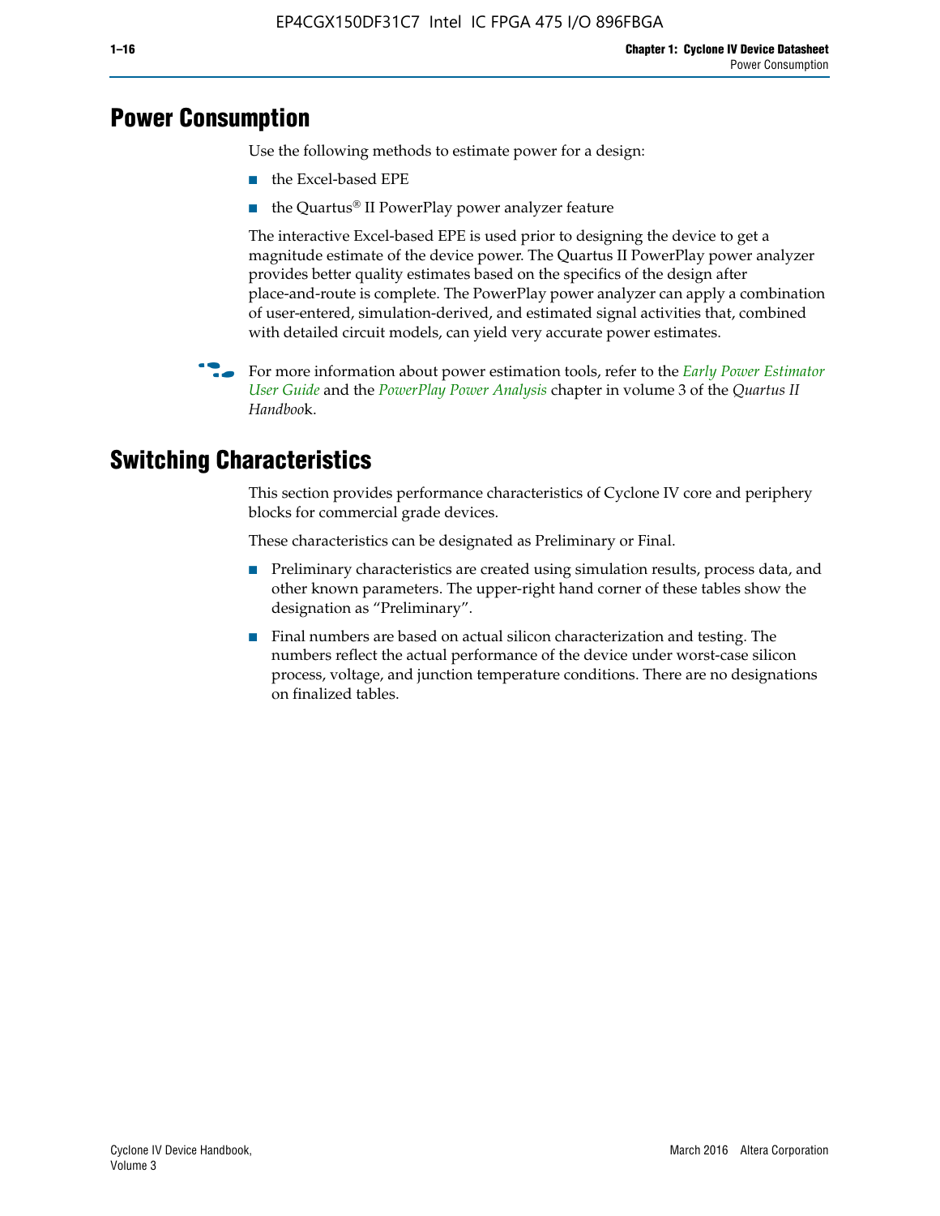# Power Consumption

Use the following methods to estimate power for a design:

- the Excel-based EPE
- the Quartus® II PowerPlay power analyzer feature

The interactive Excel-based EPE is used prior to designing the device to get a magnitude estimate of the device power. The Quartus II PowerPlay power analyzer provides better quality estimates based on the specifics of the design after place-and-route is complete. The PowerPlay power analyzer can apply a combination of user-entered, simulation-derived, and estimated signal activities that, combined with detailed circuit models, can yield very accurate power estimates.

For more information about power estimation tools, refer to the *Early Power Estimator User Guide* and the *PowerPlay Power Analysis* chapter in volume 3 of the *Quartus II Handbook*.

# Switching Characteristics

This section provides performance characteristics of Cyclone IV core and periphery blocks for commercial grade devices.

These characteristics can be designated as Preliminary or Final.

- Preliminary characteristics are created using simulation results, process data, and other known parameters. The upper-right hand corner of these tables show the designation as "Preliminary".
- Final numbers are based on actual silicon characterization and testing. The numbers reflect the actual performance of the device under worst-case silicon process, voltage, and junction temperature conditions. There are no designations on finalized tables.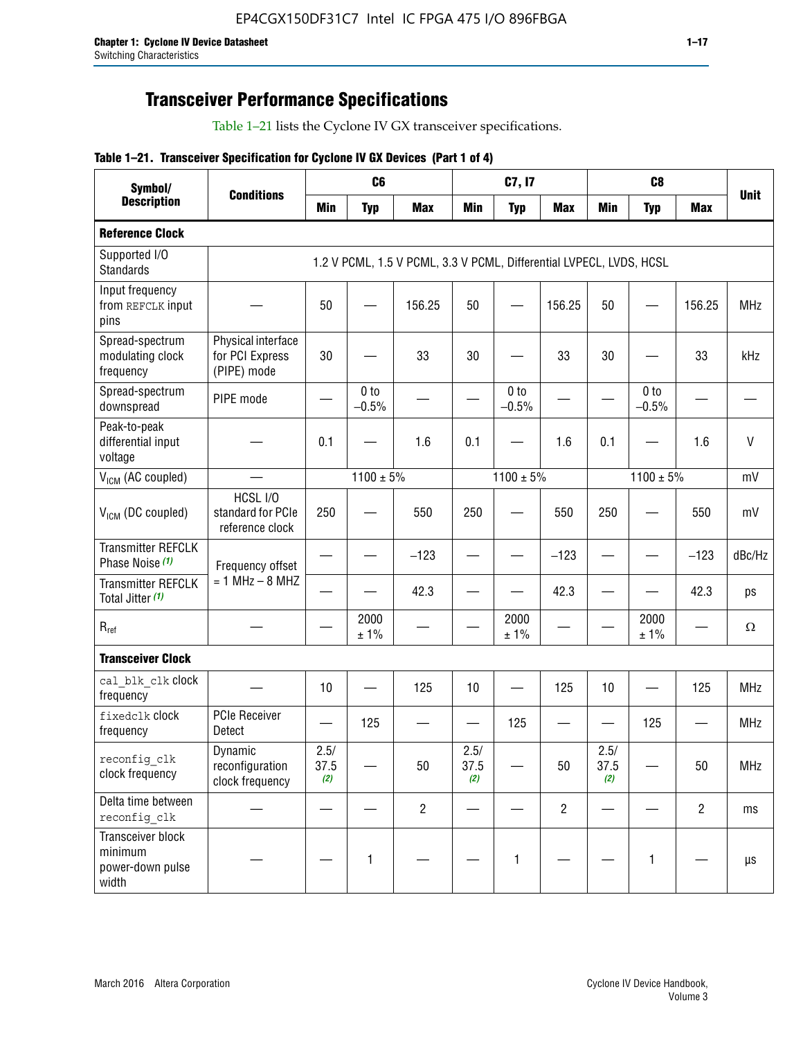## Transceiver Performance Specifications

Table 1–21 lists the Cyclone IV GX transceiver specifications.

**Table 1–21. Transceiver Specification for Cyclone IV GX Devices (Part 1 of 4)**

| Symbol/ Description | Conditions | C6 | | | C7, I7 | | | C8 | | | Unit |
|---|---|---|---|---|---|---|---|---|---|---|---|
| | | Min | Typ | Max | Min | Typ | Max | Min | Typ | Max | |
| **Reference Clock** | | | | | | | | | | | |
| Supported I/O Standards | 1.2 V PCML, 1.5 V PCML, 3.3 V PCML, Differential LVPECL, LVDS, HCSL | | | | | | | | | | |
| Input frequency from REFCLK input pins | — | 50 | — | 156.25 | 50 | — | 156.25 | 50 | — | 156.25 | MHz |
| Spread-spectrum modulating clock frequency | Physical interface for PCI Express (PIPE) mode | 30 | — | 33 | 30 | — | 33 | 30 | — | 33 | kHz |
| Spread-spectrum downspread | PIPE mode | — | 0 to −0.5% | — | — | 0 to −0.5% | — | — | 0 to −0.5% | — | — |
| Peak-to-peak differential input voltage | — | 0.1 | — | 1.6 | 0.1 | — | 1.6 | 0.1 | — | 1.6 | V |
| $V_{ICM}$ (AC coupled) | — | | 1100 ± 5% | | | 1100 ± 5% | | | 1100 ± 5% | | mV |
| $V_{ICM}$ (DC coupled) | HCSL I/O standard for PCIe reference clock | 250 | — | 550 | 250 | — | 550 | 250 | — | 550 | mV |
| Transmitter REFCLK Phase Noise (1) | Frequency offset = 1 MHz – 8 MHZ | — | — | −123 | — | — | −123 | — | — | −123 | dBc/Hz |
| Transmitter REFCLK Total Jitter (1) | | — | — | 42.3 | — | — | 42.3 | — | — | 42.3 | ps |
| $R_{ref}$ | — | — | 2000 ± 1% | — | — | 2000 ± 1% | — | — | 2000 ± 1% | — | Ω |
| **Transceiver Clock** | | | | | | | | | | | |
| cal_blk_clk clock frequency | — | 10 | — | 125 | 10 | — | 125 | 10 | — | 125 | MHz |
| fixedclk clock frequency | PCIe Receiver Detect | — | 125 | — | — | 125 | — | — | 125 | — | MHz |
| reconfig_clk clock frequency | Dynamic reconfiguration clock frequency | 2.5/ 37.5 (2) | — | 50 | 2.5/ 37.5 (2) | — | 50 | 2.5/ 37.5 (2) | — | 50 | MHz |
| Delta time between reconfig_clk | — | — | — | 2 | — | — | 2 | — | — | 2 | ms |
| Transceiver block minimum power-down pulse width | — | — | 1 | — | — | 1 | — | — | 1 | — | µs |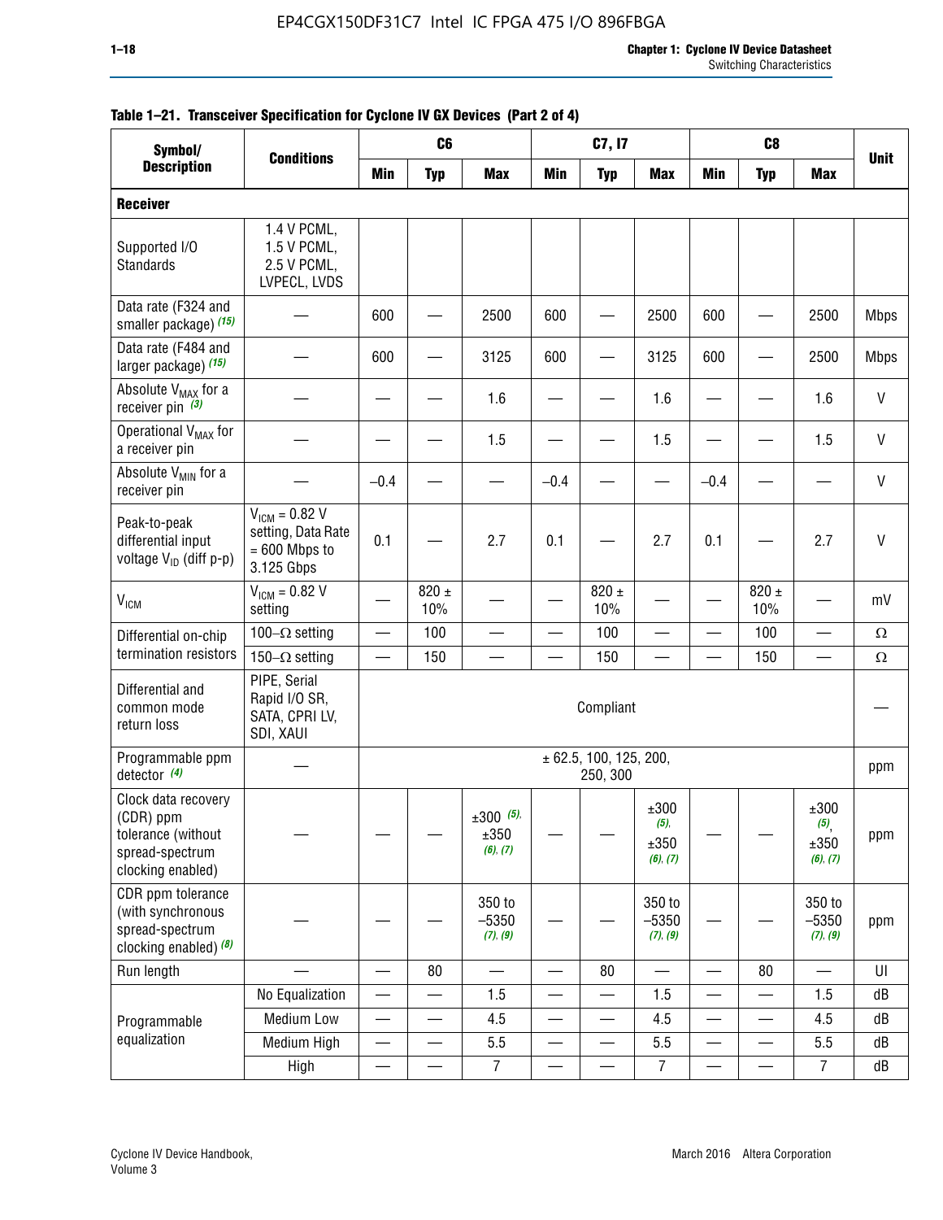**Table 1–21. Transceiver Specification for Cyclone IV GX Devices (Part 2 of 4)**

| Symbol/ Description | Conditions | C6 | | | C7, I7 | | | C8 | | | Unit |
|---|---|---|---|---|---|---|---|---|---|---|---|
| | | Min | Typ | Max | Min | Typ | Max | Min | Typ | Max | |
| **Receiver** | | | | | | | | | | | |
| Supported I/O Standards | 1.4 V PCML, 1.5 V PCML, 2.5 V PCML, LVPECL, LVDS | | | | | | | | | | |
| Data rate (F324 and smaller package) (15) | — | 600 | — | 2500 | 600 | — | 2500 | 600 | — | 2500 | Mbps |
| Data rate (F484 and larger package) (15) | — | 600 | — | 3125 | 600 | — | 3125 | 600 | — | 2500 | Mbps |
| Absolute $V_{MAX}$ for a receiver pin (3) | — | — | — | 1.6 | — | — | 1.6 | — | — | 1.6 | V |
| Operational $V_{MAX}$ for a receiver pin | — | — | — | 1.5 | — | — | 1.5 | — | — | 1.5 | V |
| Absolute $V_{MIN}$ for a receiver pin | — | –0.4 | — | — | –0.4 | — | — | –0.4 | — | — | V |
| Peak-to-peak differential input voltage $V_{ID}$ (diff p-p) | $V_{ICM}$ = 0.82 V setting, Data Rate = 600 Mbps to 3.125 Gbps | 0.1 | — | 2.7 | 0.1 | — | 2.7 | 0.1 | — | 2.7 | V |
| $V_{ICM}$ | $V_{ICM}$ = 0.82 V setting | — | 820 ± 10% | — | — | 820 ± 10% | — | — | 820 ± 10% | — | mV |
| Differential on-chip termination resistors | 100–Ω setting | — | 100 | — | — | 100 | — | — | 100 | — | Ω |
| | 150–Ω setting | — | 150 | — | — | 150 | — | — | 150 | — | Ω |
| Differential and common mode return loss | PIPE, Serial Rapid I/O SR, SATA, CPRI LV, SDI, XAUI | Compliant | | | | | | | | | — |
| Programmable ppm detector (4) | — | ± 62.5, 100, 125, 200, 250, 300 | | | | | | | | | ppm |
| Clock data recovery (CDR) ppm tolerance (without spread-spectrum clocking enabled) | — | — | — | ±300 (5), ±350 (6), (7) | — | — | ±300 (5), ±350 (6), (7) | — | — | ±300 (5), ±350 (6), (7) | ppm |
| CDR ppm tolerance (with synchronous spread-spectrum clocking enabled) (8) | — | — | — | 350 to –5350 (7), (9) | — | — | 350 to –5350 (7), (9) | — | — | 350 to –5350 (7), (9) | ppm |
| Run length | — | — | 80 | — | — | 80 | — | — | 80 | — | UI |
| Programmable equalization | No Equalization | — | — | 1.5 | — | — | 1.5 | — | — | 1.5 | dB |
| | Medium Low | — | — | 4.5 | — | — | 4.5 | — | — | 4.5 | dB |
| | Medium High | — | — | 5.5 | — | — | 5.5 | — | — | 5.5 | dB |
| | High | — | — | 7 | — | — | 7 | — | — | 7 | dB |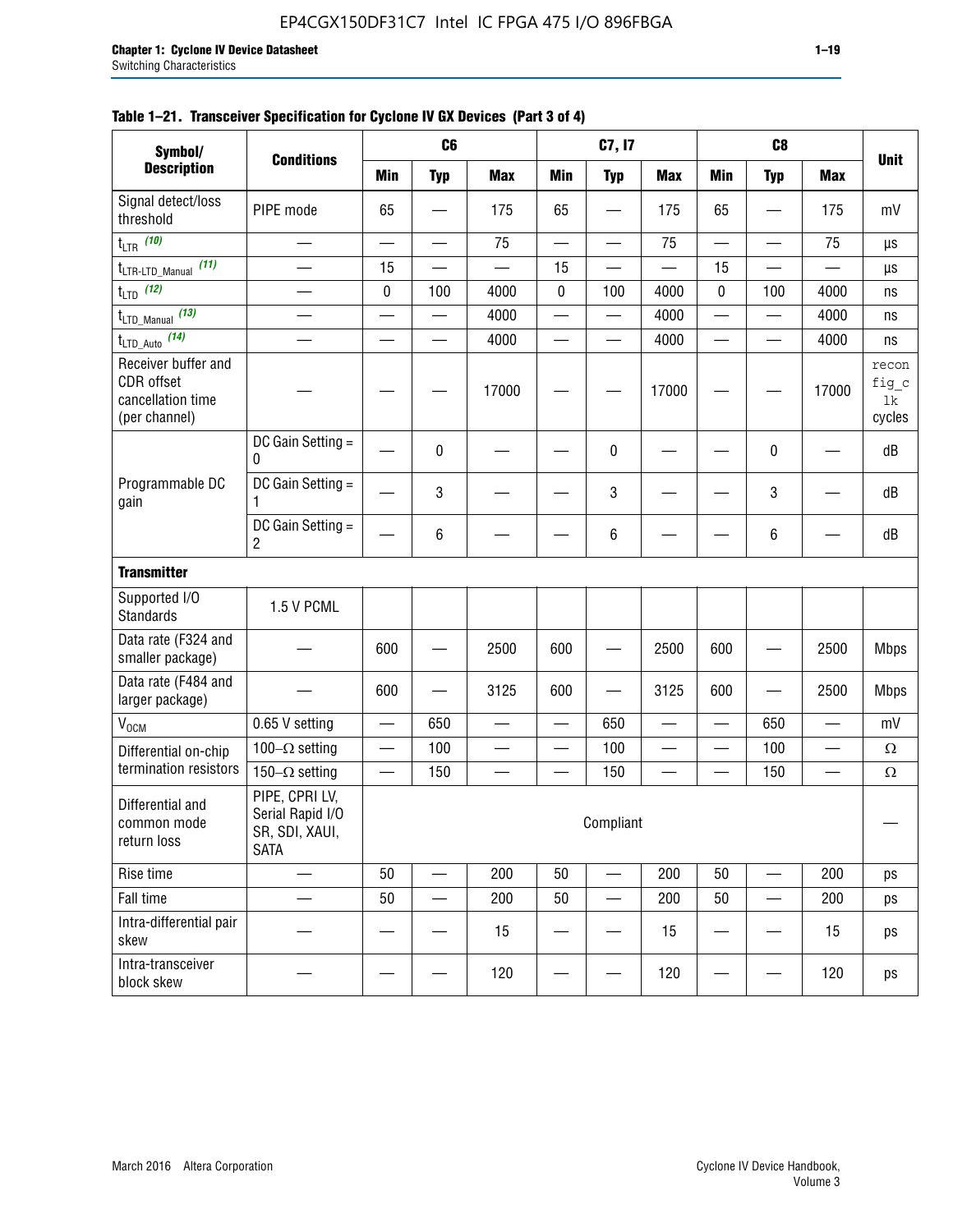**Table 1–21. Transceiver Specification for Cyclone IV GX Devices (Part 3 of 4)**

| Symbol/ Description | Conditions | C6 | | | C7, I7 | | | C8 | | | Unit |
|---|---|---|---|---|---|---|---|---|---|---|---|
| | | Min | Typ | Max | Min | Typ | Max | Min | Typ | Max | |
| Signal detect/loss threshold | PIPE mode | 65 | — | 175 | 65 | — | 175 | 65 | — | 175 | mV |
| $t_{LTR}$ (10) | — | — | — | 75 | — | — | 75 | — | — | 75 | µs |
| $t_{LTR\text{-}LTD\_Manual}$ (11) | — | 15 | — | — | 15 | — | — | 15 | — | — | µs |
| $t_{LTD}$ (12) | — | 0 | 100 | 4000 | 0 | 100 | 4000 | 0 | 100 | 4000 | ns |
| $t_{LTD\_Manual}$ (13) | — | — | — | 4000 | — | — | 4000 | — | — | 4000 | ns |
| $t_{LTD\_Auto}$ (14) | — | — | — | 4000 | — | — | 4000 | — | — | 4000 | ns |
| Receiver buffer and CDR offset cancellation time (per channel) | — | — | — | 17000 | — | — | 17000 | — | — | 17000 | reconfig_clk cycles |
| Programmable DC gain | DC Gain Setting = 0 | — | 0 | — | — | 0 | — | — | 0 | — | dB |
| | DC Gain Setting = 1 | — | 3 | — | — | 3 | — | — | 3 | — | dB |
| | DC Gain Setting = 2 | — | 6 | — | — | 6 | — | — | 6 | — | dB |
| **Transmitter** | | | | | | | | | | | |
| Supported I/O Standards | 1.5 V PCML | | | | | | | | | | |
| Data rate (F324 and smaller package) | — | 600 | — | 2500 | 600 | — | 2500 | 600 | — | 2500 | Mbps |
| Data rate (F484 and larger package) | — | 600 | — | 3125 | 600 | — | 3125 | 600 | — | 2500 | Mbps |
| $V_{OCM}$ | 0.65 V setting | — | 650 | — | — | 650 | — | — | 650 | — | mV |
| Differential on-chip termination resistors | 100–Ω setting | — | 100 | — | — | 100 | — | — | 100 | — | Ω |
| | 150–Ω setting | — | 150 | — | — | 150 | — | — | 150 | — | Ω |
| Differential and common mode return loss | PIPE, CPRI LV, Serial Rapid I/O SR, SDI, XAUI, SATA | Compliant | | | | | | | | | — |
| Rise time | — | 50 | — | 200 | 50 | — | 200 | 50 | — | 200 | ps |
| Fall time | — | 50 | — | 200 | 50 | — | 200 | 50 | — | 200 | ps |
| Intra-differential pair skew | — | — | — | 15 | — | — | 15 | — | — | 15 | ps |
| Intra-transceiver block skew | — | — | — | 120 | — | — | 120 | — | — | 120 | ps |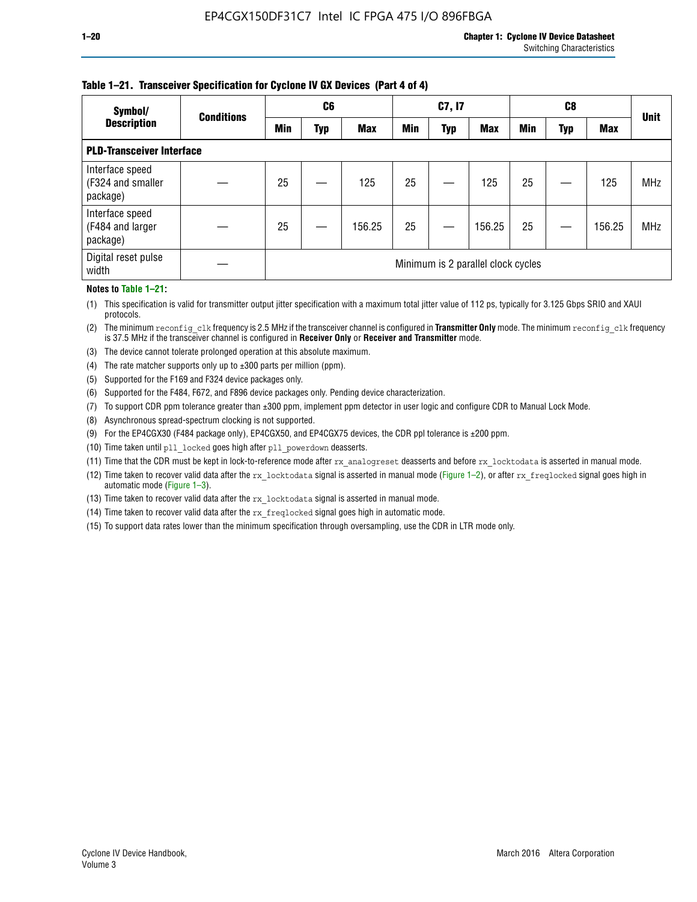**Table 1–21. Transceiver Specification for Cyclone IV GX Devices (Part 4 of 4)**

| Symbol/ Description | Conditions | C6 | | | C7, I7 | | | C8 | | | Unit |
|---|---|---|---|---|---|---|---|---|---|---|---|
| | | Min | Typ | Max | Min | Typ | Max | Min | Typ | Max | |
| **PLD-Transceiver Interface** | | | | | | | | | | | |
| Interface speed (F324 and smaller package) | — | 25 | — | 125 | 25 | — | 125 | 25 | — | 125 | MHz |
| Interface speed (F484 and larger package) | — | 25 | — | 156.25 | 25 | — | 156.25 | 25 | — | 156.25 | MHz |
| Digital reset pulse width | — | Minimum is 2 parallel clock cycles | | | | | | | | | |

**Notes to Table 1–21:**

(1) This specification is valid for transmitter output jitter specification with a maximum total jitter value of 112 ps, typically for 3.125 Gbps SRIO and XAUI protocols.

(2) The minimum `reconfig_clk` frequency is 2.5 MHz if the transceiver channel is configured in **Transmitter Only** mode. The minimum `reconfig_clk` frequency is 37.5 MHz if the transceiver channel is configured in **Receiver Only** or **Receiver and Transmitter** mode.

(3) The device cannot tolerate prolonged operation at this absolute maximum.

(4) The rate matcher supports only up to ±300 parts per million (ppm).

(5) Supported for the F169 and F324 device packages only.

(6) Supported for the F484, F672, and F896 device packages only. Pending device characterization.

(7) To support CDR ppm tolerance greater than ±300 ppm, implement ppm detector in user logic and configure CDR to Manual Lock Mode.

(8) Asynchronous spread-spectrum clocking is not supported.

(9) For the EP4CGX30 (F484 package only), EP4CGX50, and EP4CGX75 devices, the CDR ppl tolerance is ±200 ppm.

(10) Time taken until `pll_locked` goes high after `pll_powerdown` deasserts.

(11) Time that the CDR must be kept in lock-to-reference mode after `rx_analogreset` deasserts and before `rx_locktodata` is asserted in manual mode.

(12) Time taken to recover valid data after the `rx_locktodata` signal is asserted in manual mode (Figure 1–2), or after `rx_freqlocked` signal goes high in automatic mode (Figure 1–3).

(13) Time taken to recover valid data after the `rx_locktodata` signal is asserted in manual mode.

(14) Time taken to recover valid data after the `rx_freqlocked` signal goes high in automatic mode.

(15) To support data rates lower than the minimum specification through oversampling, use the CDR in LTR mode only.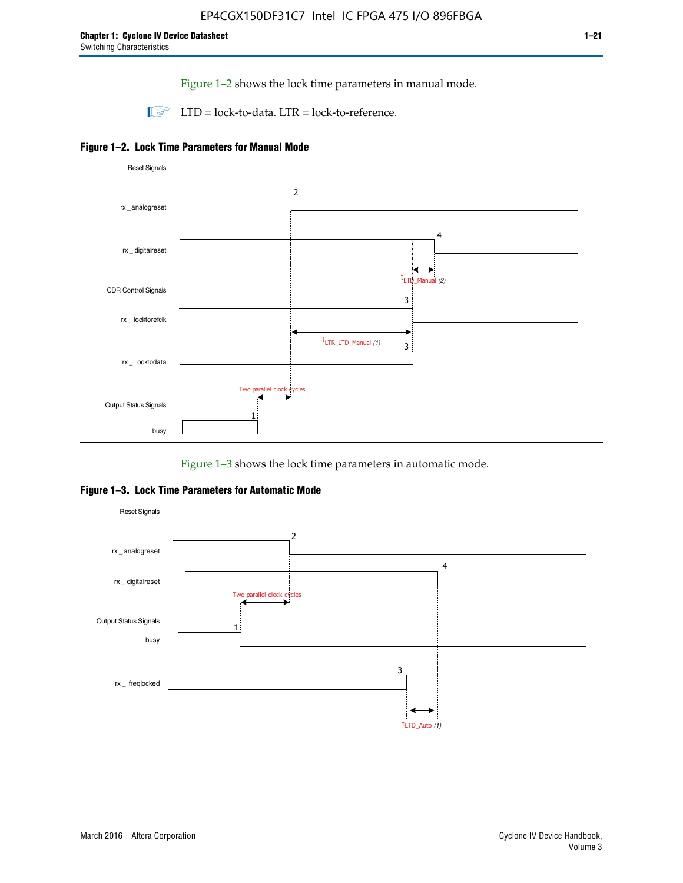Figure 1–2 shows the lock time parameters in manual mode.

LTD = lock-to-data. LTR = lock-to-reference.

**Figure 1–2. Lock Time Parameters for Manual Mode**

Reset Signals

rx _analogreset

rx _ digitalreset

CDR Control Signals

rx _ locktorefclk

rx _ locktodata

Output Status Signals

busy

Two parallel clock cycles

$t_{LTR\_LTD\_Manual}$ (1)

$t_{LTD\_Manual}$ (2)

Figure 1–3 shows the lock time parameters in automatic mode.

**Figure 1–3. Lock Time Parameters for Automatic Mode**

Reset Signals

rx _ analogreset

rx _ digitalreset

Two parallel clock cycles

Output Status Signals

busy

rx _ freqlocked

$t_{LTD\_Auto}$ (1)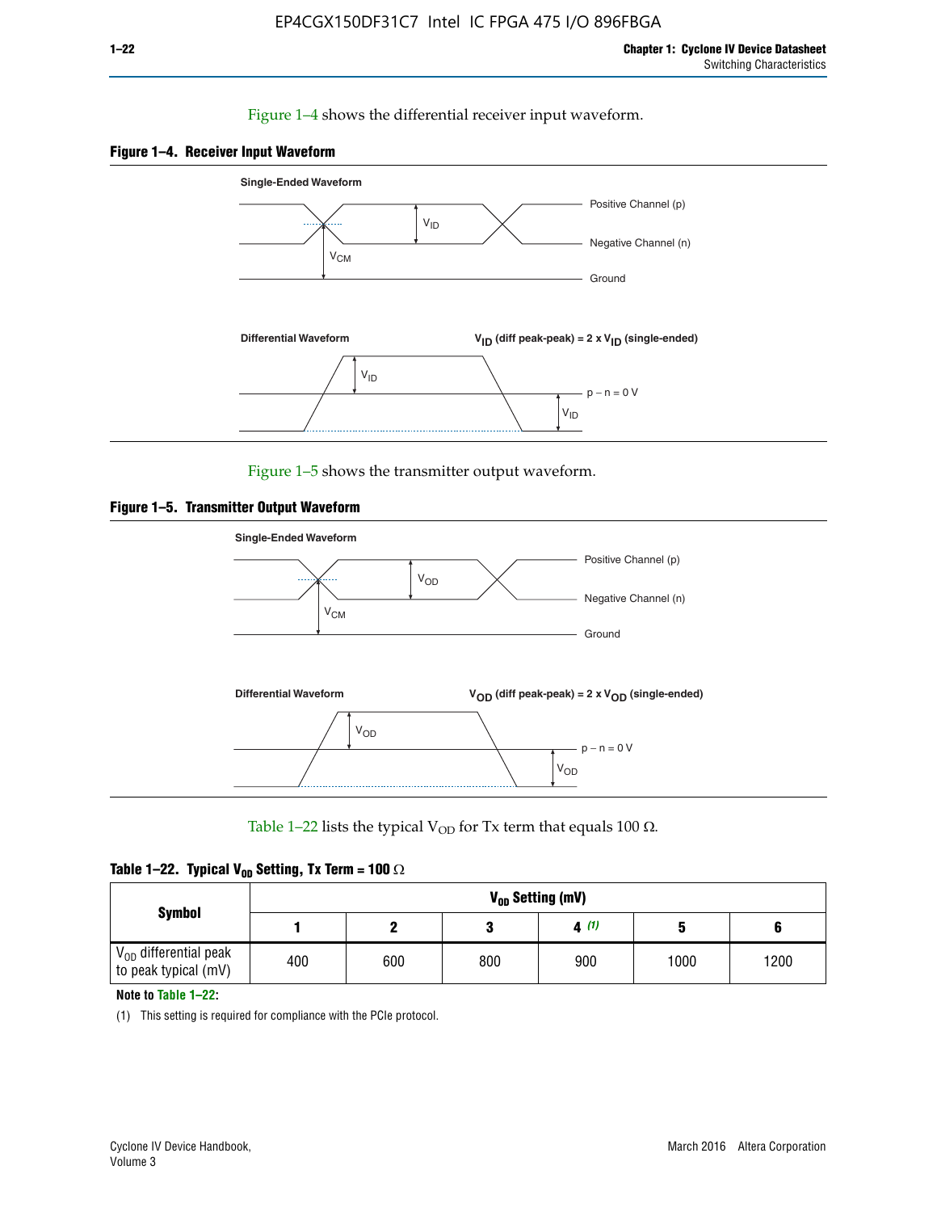Figure 1–4 shows the differential receiver input waveform.

**Figure 1–4. Receiver Input Waveform**

Figure 1–5 shows the transmitter output waveform.

**Figure 1–5. Transmitter Output Waveform**

Table 1–22 lists the typical $V_{OD}$ for Tx term that equals 100 Ω.

**Table 1–22. Typical $V_{OD}$ Setting, Tx Term = 100 Ω**

| Symbol | $V_{OD}$ Setting (mV) | | | | | |
|---|---|---|---|---|---|---|
| | 1 | 2 | 3 | 4 (1) | 5 | 6 |
| $V_{OD}$ differential peak to peak typical (mV) | 400 | 600 | 800 | 900 | 1000 | 1200 |

**Note to Table 1–22:**

(1) This setting is required for compliance with the PCIe protocol.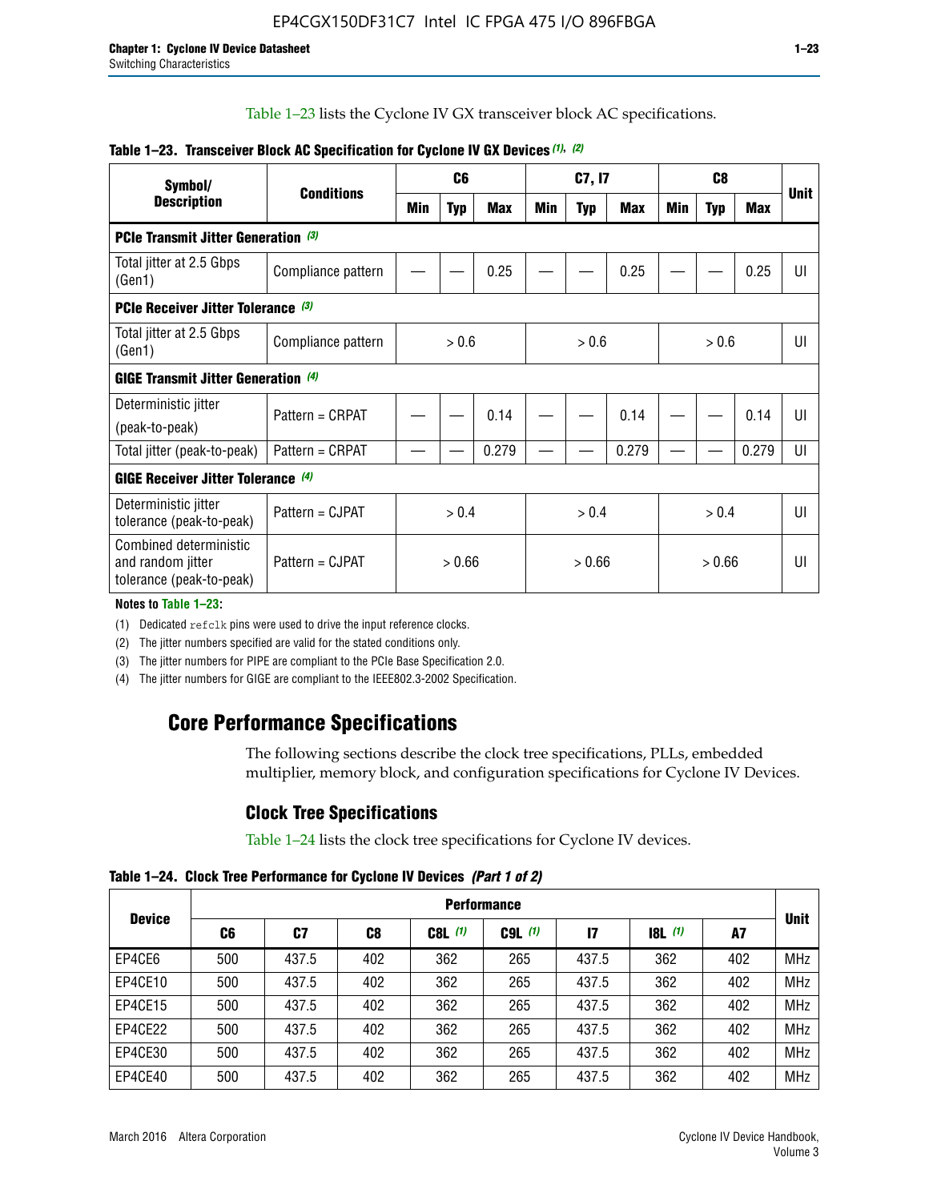Table 1–23 lists the Cyclone IV GX transceiver block AC specifications.

**Table 1–23. Transceiver Block AC Specification for Cyclone IV GX Devices (1), (2)**

| Symbol/ Description | Conditions | C6 | | | C7, I7 | | | C8 | | | Unit |
|---|---|---|---|---|---|---|---|---|---|---|---|
| | | Min | Typ | Max | Min | Typ | Max | Min | Typ | Max | |
| **PCIe Transmit Jitter Generation (3)** | | | | | | | | | | | |
| Total jitter at 2.5 Gbps (Gen1) | Compliance pattern | — | — | 0.25 | — | — | 0.25 | — | — | 0.25 | UI |
| **PCIe Receiver Jitter Tolerance (3)** | | | | | | | | | | | |
| Total jitter at 2.5 Gbps (Gen1) | Compliance pattern | > 0.6 | | | > 0.6 | | | > 0.6 | | | UI |
| **GIGE Transmit Jitter Generation (4)** | | | | | | | | | | | |
| Deterministic jitter (peak-to-peak) | Pattern = CRPAT | — | — | 0.14 | — | — | 0.14 | — | — | 0.14 | UI |
| Total jitter (peak-to-peak) | Pattern = CRPAT | — | — | 0.279 | — | — | 0.279 | — | — | 0.279 | UI |
| **GIGE Receiver Jitter Tolerance (4)** | | | | | | | | | | | |
| Deterministic jitter tolerance (peak-to-peak) | Pattern = CJPAT | > 0.4 | | | > 0.4 | | | > 0.4 | | | UI |
| Combined deterministic and random jitter tolerance (peak-to-peak) | Pattern = CJPAT | > 0.66 | | | > 0.66 | | | > 0.66 | | | UI |

**Notes to Table 1–23:**

(1) Dedicated refclk pins were used to drive the input reference clocks.

(2) The jitter numbers specified are valid for the stated conditions only.

(3) The jitter numbers for PIPE are compliant to the PCIe Base Specification 2.0.

(4) The jitter numbers for GIGE are compliant to the IEEE802.3-2002 Specification.

## Core Performance Specifications

The following sections describe the clock tree specifications, PLLs, embedded multiplier, memory block, and configuration specifications for Cyclone IV Devices.

### Clock Tree Specifications

Table 1–24 lists the clock tree specifications for Cyclone IV devices.

**Table 1–24. Clock Tree Performance for Cyclone IV Devices (Part 1 of 2)**

| Device | Performance | | | | | | | | Unit |
|---|---|---|---|---|---|---|---|---|---|
| | C6 | C7 | C8 | C8L (1) | C9L (1) | I7 | I8L (1) | A7 | |
| EP4CE6 | 500 | 437.5 | 402 | 362 | 265 | 437.5 | 362 | 402 | MHz |
| EP4CE10 | 500 | 437.5 | 402 | 362 | 265 | 437.5 | 362 | 402 | MHz |
| EP4CE15 | 500 | 437.5 | 402 | 362 | 265 | 437.5 | 362 | 402 | MHz |
| EP4CE22 | 500 | 437.5 | 402 | 362 | 265 | 437.5 | 362 | 402 | MHz |
| EP4CE30 | 500 | 437.5 | 402 | 362 | 265 | 437.5 | 362 | 402 | MHz |
| EP4CE40 | 500 | 437.5 | 402 | 362 | 265 | 437.5 | 362 | 402 | MHz |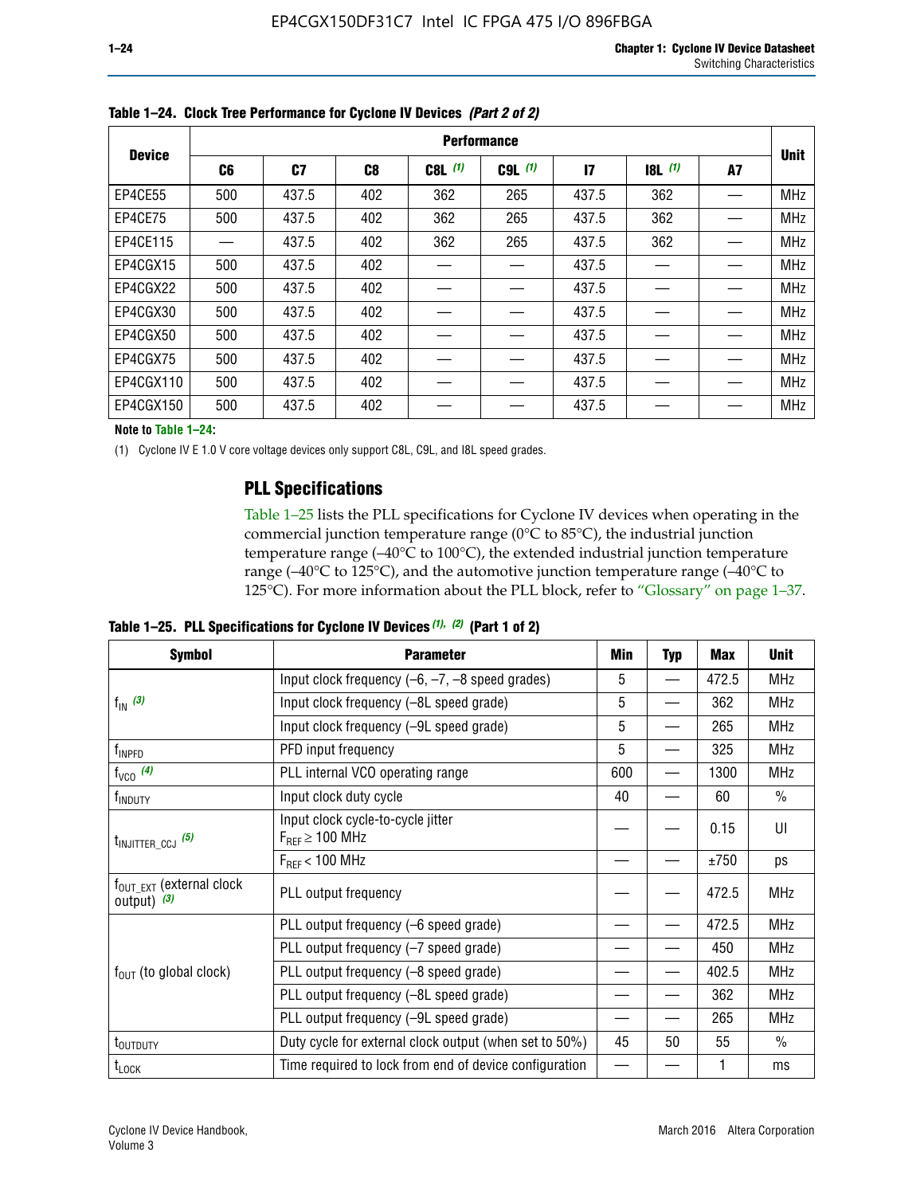**Table 1–24. Clock Tree Performance for Cyclone IV Devices *(Part 2 of 2)***

| Device | Performance | | | | | | | | Unit |
|---|---|---|---|---|---|---|---|---|---|
| | C6 | C7 | C8 | C8L (1) | C9L (1) | I7 | I8L (1) | A7 | |
| EP4CE55 | 500 | 437.5 | 402 | 362 | 265 | 437.5 | 362 | — | MHz |
| EP4CE75 | 500 | 437.5 | 402 | 362 | 265 | 437.5 | 362 | — | MHz |
| EP4CE115 | — | 437.5 | 402 | 362 | 265 | 437.5 | 362 | — | MHz |
| EP4CGX15 | 500 | 437.5 | 402 | — | — | 437.5 | — | — | MHz |
| EP4CGX22 | 500 | 437.5 | 402 | — | — | 437.5 | — | — | MHz |
| EP4CGX30 | 500 | 437.5 | 402 | — | — | 437.5 | — | — | MHz |
| EP4CGX50 | 500 | 437.5 | 402 | — | — | 437.5 | — | — | MHz |
| EP4CGX75 | 500 | 437.5 | 402 | — | — | 437.5 | — | — | MHz |
| EP4CGX110 | 500 | 437.5 | 402 | — | — | 437.5 | — | — | MHz |
| EP4CGX150 | 500 | 437.5 | 402 | — | — | 437.5 | — | — | MHz |

**Note to Table 1–24:**

(1) Cyclone IV E 1.0 V core voltage devices only support C8L, C9L, and I8L speed grades.

## PLL Specifications

Table 1–25 lists the PLL specifications for Cyclone IV devices when operating in the commercial junction temperature range (0°C to 85°C), the industrial junction temperature range (–40°C to 100°C), the extended industrial junction temperature range (–40°C to 125°C), and the automotive junction temperature range (–40°C to 125°C). For more information about the PLL block, refer to "Glossary" on page 1–37.

**Table 1–25. PLL Specifications for Cyclone IV Devices *(1), (2)* (Part 1 of 2)**

| Symbol | Parameter | Min | Typ | Max | Unit |
|---|---|---|---|---|---|
| $f_{IN}$ *(3)* | Input clock frequency (–6, –7, –8 speed grades) | 5 | — | 472.5 | MHz |
| | Input clock frequency (–8L speed grade) | 5 | — | 362 | MHz |
| | Input clock frequency (–9L speed grade) | 5 | — | 265 | MHz |
| $f_{INPFD}$ | PFD input frequency | 5 | — | 325 | MHz |
| $f_{VCO}$ *(4)* | PLL internal VCO operating range | 600 | — | 1300 | MHz |
| $f_{INDUTY}$ | Input clock duty cycle | 40 | — | 60 | % |
| $t_{INJITTER\_CCJ}$ *(5)* | Input clock cycle-to-cycle jitter $F_{REF} \geq 100$ MHz | — | — | 0.15 | UI |
| | $F_{REF} < 100$ MHz | — | — | ±750 | ps |
| $f_{OUT\_EXT}$ (external clock output) *(3)* | PLL output frequency | — | — | 472.5 | MHz |
| $f_{OUT}$ (to global clock) | PLL output frequency (–6 speed grade) | — | — | 472.5 | MHz |
| | PLL output frequency (–7 speed grade) | — | — | 450 | MHz |
| | PLL output frequency (–8 speed grade) | — | — | 402.5 | MHz |
| | PLL output frequency (–8L speed grade) | — | — | 362 | MHz |
| | PLL output frequency (–9L speed grade) | — | — | 265 | MHz |
| $t_{OUTDUTY}$ | Duty cycle for external clock output (when set to 50%) | 45 | 50 | 55 | % |
| $t_{LOCK}$ | Time required to lock from end of device configuration | — | — | 1 | ms |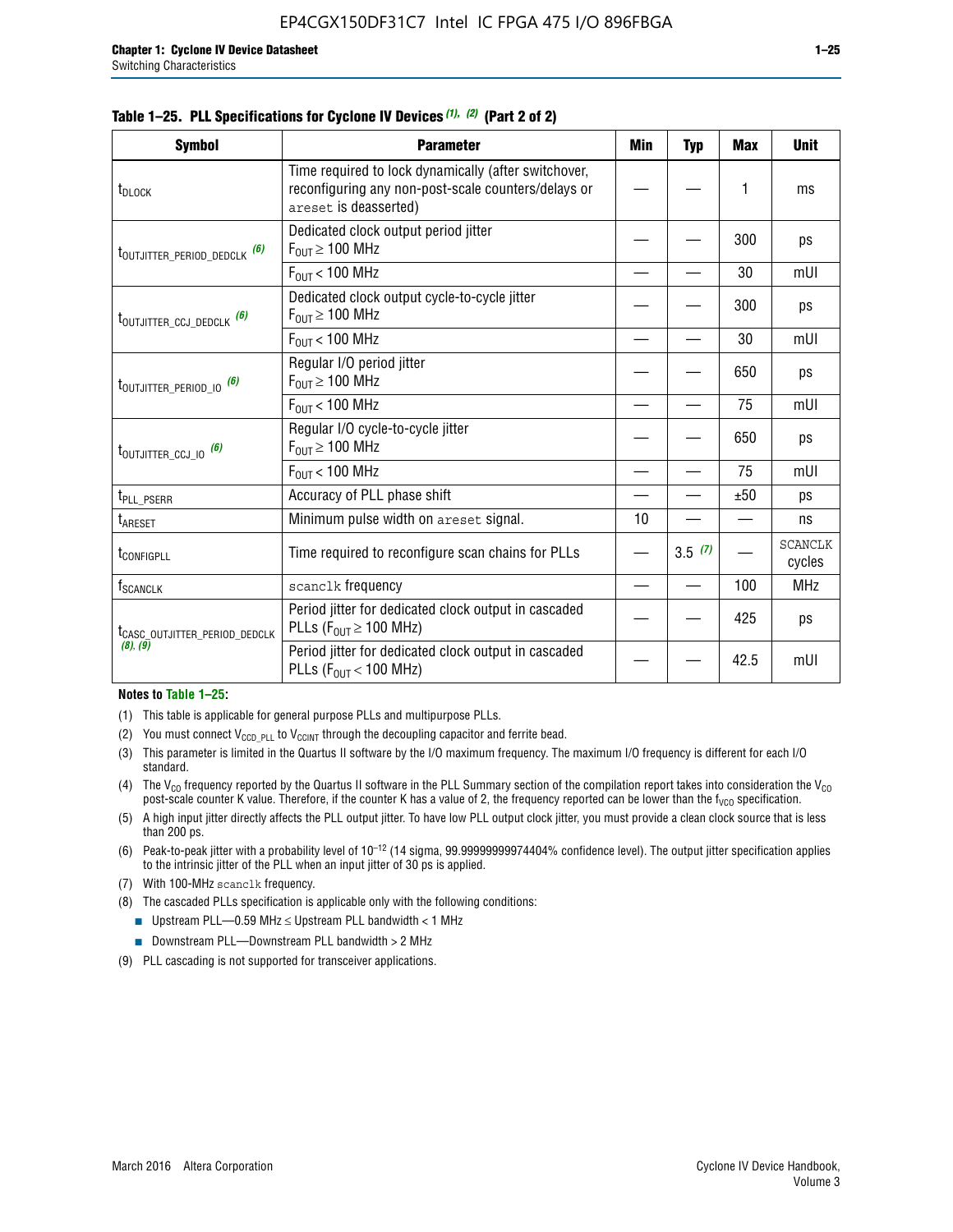**Table 1–25. PLL Specifications for Cyclone IV Devices (1), (2) (Part 2 of 2)**

| Symbol | Parameter | Min | Typ | Max | Unit |
|---|---|---|---|---|---|
| $t_{DLOCK}$ | Time required to lock dynamically (after switchover, reconfiguring any non-post-scale counters/delays or areset is deasserted) | — | — | 1 | ms |
| $t_{OUTJITTER\_PERIOD\_DEDCLK}$ (6) | Dedicated clock output period jitter $F_{OUT} \geq 100$ MHz | — | — | 300 | ps |
| | $F_{OUT} < 100$ MHz | — | — | 30 | mUI |
| $t_{OUTJITTER\_CCJ\_DEDCLK}$ (6) | Dedicated clock output cycle-to-cycle jitter $F_{OUT} \geq 100$ MHz | — | — | 300 | ps |
| | $F_{OUT} < 100$ MHz | — | — | 30 | mUI |
| $t_{OUTJITTER\_PERIOD\_IO}$ (6) | Regular I/O period jitter $F_{OUT} \geq 100$ MHz | — | — | 650 | ps |
| | $F_{OUT} < 100$ MHz | — | — | 75 | mUI |
| $t_{OUTJITTER\_CCJ\_IO}$ (6) | Regular I/O cycle-to-cycle jitter $F_{OUT} \geq 100$ MHz | — | — | 650 | ps |
| | $F_{OUT} < 100$ MHz | — | — | 75 | mUI |
| $t_{PLL\_PSERR}$ | Accuracy of PLL phase shift | — | — | ±50 | ps |
| $t_{ARESET}$ | Minimum pulse width on areset signal. | 10 | — | — | ns |
| $t_{CONFIGPLL}$ | Time required to reconfigure scan chains for PLLs | — | 3.5 (7) | — | SCANCLK cycles |
| $f_{SCANCLK}$ | scanclk frequency | — | — | 100 | MHz |
| $t_{CASC\_OUTJITTER\_PERIOD\_DEDCLK}$ (8), (9) | Period jitter for dedicated clock output in cascaded PLLs ($F_{OUT} \geq 100$ MHz) | — | — | 425 | ps |
| | Period jitter for dedicated clock output in cascaded PLLs ($F_{OUT} < 100$ MHz) | — | — | 42.5 | mUI |

**Notes to Table 1–25:**

(1) This table is applicable for general purpose PLLs and multipurpose PLLs.

(2) You must connect $V_{CCD\_PLL}$ to $V_{CCINT}$ through the decoupling capacitor and ferrite bead.

(3) This parameter is limited in the Quartus II software by the I/O maximum frequency. The maximum I/O frequency is different for each I/O standard.

(4) The $V_{CO}$ frequency reported by the Quartus II software in the PLL Summary section of the compilation report takes into consideration the $V_{CO}$ post-scale counter K value. Therefore, if the counter K has a value of 2, the frequency reported can be lower than the $f_{VCO}$ specification.

(5) A high input jitter directly affects the PLL output jitter. To have low PLL output clock jitter, you must provide a clean clock source that is less than 200 ps.

(6) Peak-to-peak jitter with a probability level of $10^{-12}$ (14 sigma, 99.99999999974404% confidence level). The output jitter specification applies to the intrinsic jitter of the PLL when an input jitter of 30 ps is applied.

(7) With 100-MHz scanclk frequency.

(8) The cascaded PLLs specification is applicable only with the following conditions:

- Upstream PLL—0.59 MHz ≤ Upstream PLL bandwidth < 1 MHz
- Downstream PLL—Downstream PLL bandwidth > 2 MHz

(9) PLL cascading is not supported for transceiver applications.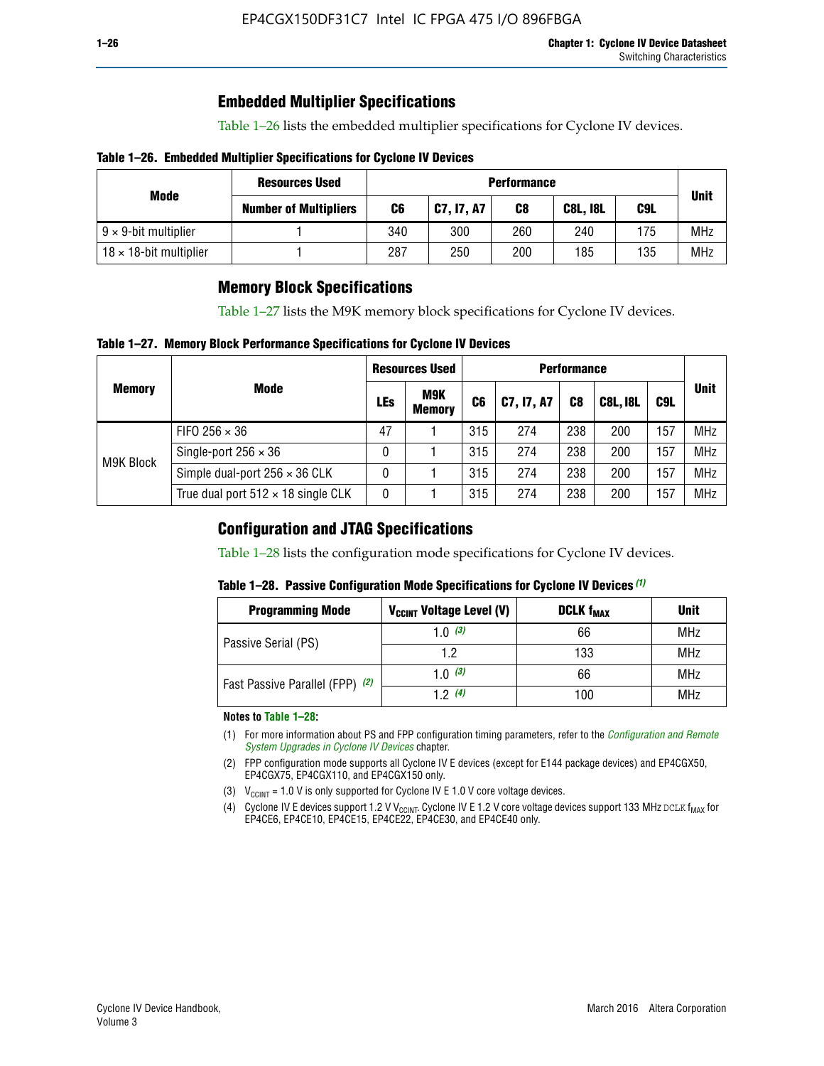## Embedded Multiplier Specifications

Table 1–26 lists the embedded multiplier specifications for Cyclone IV devices.

**Table 1–26. Embedded Multiplier Specifications for Cyclone IV Devices**

| Mode | Resources Used | Performance | | | | | Unit |
|---|---|---|---|---|---|---|---|
| | Number of Multipliers | C6 | C7, I7, A7 | C8 | C8L, I8L | C9L | |
| 9 × 9-bit multiplier | 1 | 340 | 300 | 260 | 240 | 175 | MHz |
| 18 × 18-bit multiplier | 1 | 287 | 250 | 200 | 185 | 135 | MHz |

## Memory Block Specifications

Table 1–27 lists the M9K memory block specifications for Cyclone IV devices.

**Table 1–27. Memory Block Performance Specifications for Cyclone IV Devices**

| Memory | Mode | Resources Used | | Performance | | | | | Unit |
|---|---|---|---|---|---|---|---|---|---|
| | | LEs | M9K Memory | C6 | C7, I7, A7 | C8 | C8L, I8L | C9L | |
| M9K Block | FIFO 256 × 36 | 47 | 1 | 315 | 274 | 238 | 200 | 157 | MHz |
| | Single-port 256 × 36 | 0 | 1 | 315 | 274 | 238 | 200 | 157 | MHz |
| | Simple dual-port 256 × 36 CLK | 0 | 1 | 315 | 274 | 238 | 200 | 157 | MHz |
| | True dual port 512 × 18 single CLK | 0 | 1 | 315 | 274 | 238 | 200 | 157 | MHz |

## Configuration and JTAG Specifications

Table 1–28 lists the configuration mode specifications for Cyclone IV devices.

**Table 1–28. Passive Configuration Mode Specifications for Cyclone IV Devices** *(1)*

| Programming Mode | $V_{CCINT}$ Voltage Level (V) | DCLK $f_{MAX}$ | Unit |
|---|---|---|---|
| Passive Serial (PS) | 1.0 *(3)* | 66 | MHz |
| | 1.2 | 133 | MHz |
| Fast Passive Parallel (FPP) *(2)* | 1.0 *(3)* | 66 | MHz |
| | 1.2 *(4)* | 100 | MHz |

**Notes to Table 1–28:**

(1) For more information about PS and FPP configuration timing parameters, refer to the *Configuration and Remote System Upgrades in Cyclone IV Devices* chapter.

(2) FPP configuration mode supports all Cyclone IV E devices (except for E144 package devices) and EP4CGX50, EP4CGX75, EP4CGX110, and EP4CGX150 only.

(3) $V_{CCINT}$ = 1.0 V is only supported for Cyclone IV E 1.0 V core voltage devices.

(4) Cyclone IV E devices support 1.2 V $V_{CCINT}$. Cyclone IV E 1.2 V core voltage devices support 133 MHz DCLK $f_{MAX}$ for EP4CE6, EP4CE10, EP4CE15, EP4CE22, EP4CE30, and EP4CE40 only.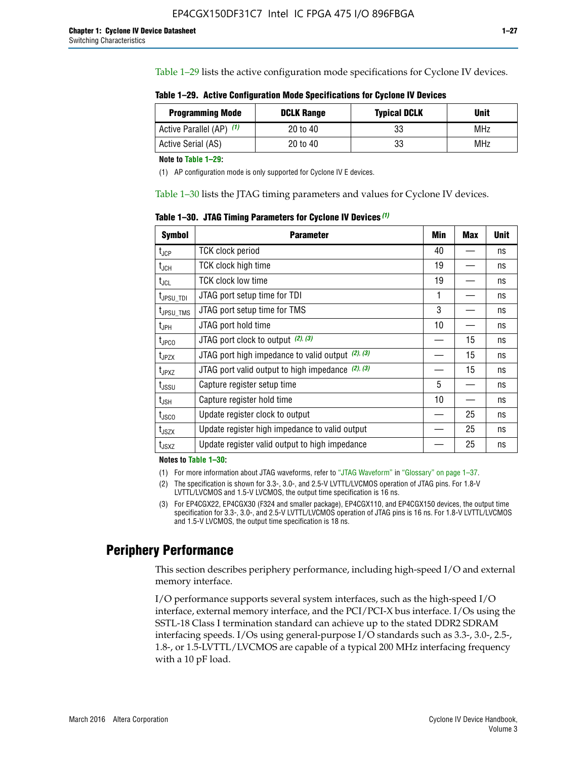Table 1–29 lists the active configuration mode specifications for Cyclone IV devices.

**Table 1–29. Active Configuration Mode Specifications for Cyclone IV Devices**

| Programming Mode | DCLK Range | Typical DCLK | Unit |
|---|---|---|---|
| Active Parallel (AP) (1) | 20 to 40 | 33 | MHz |
| Active Serial (AS) | 20 to 40 | 33 | MHz |

**Note to Table 1–29:**

(1) AP configuration mode is only supported for Cyclone IV E devices.

Table 1–30 lists the JTAG timing parameters and values for Cyclone IV devices.

**Table 1–30. JTAG Timing Parameters for Cyclone IV Devices (1)**

| Symbol | Parameter | Min | Max | Unit |
|---|---|---|---|---|
| $t_{JCP}$ | TCK clock period | 40 | — | ns |
| $t_{JCH}$ | TCK clock high time | 19 | — | ns |
| $t_{JCL}$ | TCK clock low time | 19 | — | ns |
| $t_{JPSU\_TDI}$ | JTAG port setup time for TDI | 1 | — | ns |
| $t_{JPSU\_TMS}$ | JTAG port setup time for TMS | 3 | — | ns |
| $t_{JPH}$ | JTAG port hold time | 10 | — | ns |
| $t_{JPCO}$ | JTAG port clock to output (2), (3) | — | 15 | ns |
| $t_{JPZX}$ | JTAG port high impedance to valid output (2), (3) | — | 15 | ns |
| $t_{JPXZ}$ | JTAG port valid output to high impedance (2), (3) | — | 15 | ns |
| $t_{JSSU}$ | Capture register setup time | 5 | — | ns |
| $t_{JSH}$ | Capture register hold time | 10 | — | ns |
| $t_{JSCO}$ | Update register clock to output | — | 25 | ns |
| $t_{JSZX}$ | Update register high impedance to valid output | — | 25 | ns |
| $t_{JSXZ}$ | Update register valid output to high impedance | — | 25 | ns |

**Notes to Table 1–30:**

(1) For more information about JTAG waveforms, refer to "JTAG Waveform" in "Glossary" on page 1–37.

(2) The specification is shown for 3.3-, 3.0-, and 2.5-V LVTTL/LVCMOS operation of JTAG pins. For 1.8-V LVTTL/LVCMOS and 1.5-V LVCMOS, the output time specification is 16 ns.

(3) For EP4CGX22, EP4CGX30 (F324 and smaller package), EP4CGX110, and EP4CGX150 devices, the output time specification for 3.3-, 3.0-, and 2.5-V LVTTL/LVCMOS operation of JTAG pins is 16 ns. For 1.8-V LVTTL/LVCMOS and 1.5-V LVCMOS, the output time specification is 18 ns.

## Periphery Performance

This section describes periphery performance, including high-speed I/O and external memory interface.

I/O performance supports several system interfaces, such as the high-speed I/O interface, external memory interface, and the PCI/PCI-X bus interface. I/Os using the SSTL-18 Class I termination standard can achieve up to the stated DDR2 SDRAM interfacing speeds. I/Os using general-purpose I/O standards such as 3.3-, 3.0-, 2.5-, 1.8-, or 1.5-LVTTL/LVCMOS are capable of a typical 200 MHz interfacing frequency with a 10 pF load.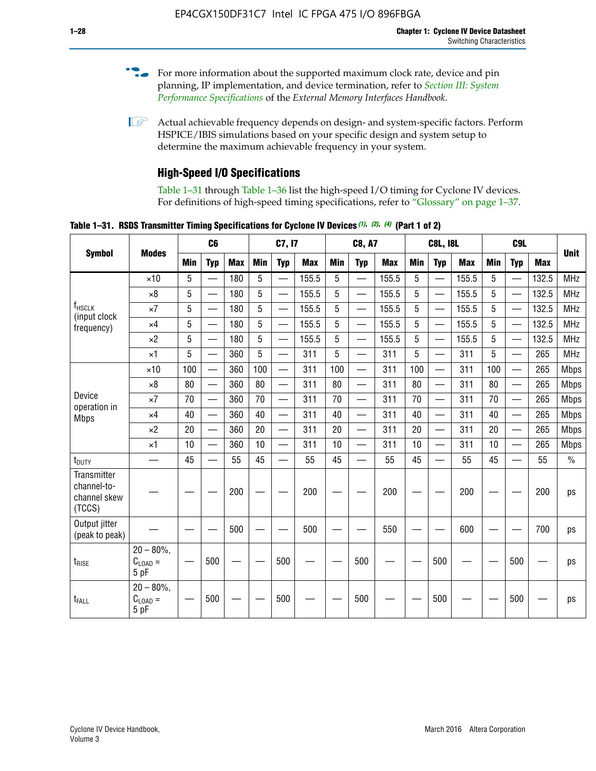For more information about the supported maximum clock rate, device and pin planning, IP implementation, and device termination, refer to *Section III: System Performance Specifications* of the *External Memory Interfaces Handbook*.

Actual achievable frequency depends on design- and system-specific factors. Perform HSPICE/IBIS simulations based on your specific design and system setup to determine the maximum achievable frequency in your system.

## High-Speed I/O Specifications

Table 1–31 through Table 1–36 list the high-speed I/O timing for Cyclone IV devices. For definitions of high-speed timing specifications, refer to "Glossary" on page 1–37.

**Table 1–31. RSDS Transmitter Timing Specifications for Cyclone IV Devices (1), (2), (4) (Part 1 of 2)**

| Symbol | Modes | C6 | | | C7, I7 | | | C8, A7 | | | C8L, I8L | | | C9L | | | Unit |
|---|---|---|---|---|---|---|---|---|---|---|---|---|---|---|---|---|---|
| | | Min | Typ | Max | Min | Typ | Max | Min | Typ | Max | Min | Typ | Max | Min | Typ | Max | |
| $f_{HSCLK}$ (input clock frequency) | ×10 | 5 | — | 180 | 5 | — | 155.5 | 5 | — | 155.5 | 5 | — | 155.5 | 5 | — | 132.5 | MHz |
| | ×8 | 5 | — | 180 | 5 | — | 155.5 | 5 | — | 155.5 | 5 | — | 155.5 | 5 | — | 132.5 | MHz |
| | ×7 | 5 | — | 180 | 5 | — | 155.5 | 5 | — | 155.5 | 5 | — | 155.5 | 5 | — | 132.5 | MHz |
| | ×4 | 5 | — | 180 | 5 | — | 155.5 | 5 | — | 155.5 | 5 | — | 155.5 | 5 | — | 132.5 | MHz |
| | ×2 | 5 | — | 180 | 5 | — | 155.5 | 5 | — | 155.5 | 5 | — | 155.5 | 5 | — | 132.5 | MHz |
| | ×1 | 5 | — | 360 | 5 | — | 311 | 5 | — | 311 | 5 | — | 311 | 5 | — | 265 | MHz |
| Device operation in Mbps | ×10 | 100 | — | 360 | 100 | — | 311 | 100 | — | 311 | 100 | — | 311 | 100 | — | 265 | Mbps |
| | ×8 | 80 | — | 360 | 80 | — | 311 | 80 | — | 311 | 80 | — | 311 | 80 | — | 265 | Mbps |
| | ×7 | 70 | — | 360 | 70 | — | 311 | 70 | — | 311 | 70 | — | 311 | 70 | — | 265 | Mbps |
| | ×4 | 40 | — | 360 | 40 | — | 311 | 40 | — | 311 | 40 | — | 311 | 40 | — | 265 | Mbps |
| | ×2 | 20 | — | 360 | 20 | — | 311 | 20 | — | 311 | 20 | — | 311 | 20 | — | 265 | Mbps |
| | ×1 | 10 | — | 360 | 10 | — | 311 | 10 | — | 311 | 10 | — | 311 | 10 | — | 265 | Mbps |
| $t_{DUTY}$ | — | 45 | — | 55 | 45 | — | 55 | 45 | — | 55 | 45 | — | 55 | 45 | — | 55 | % |
| Transmitter channel-to-channel skew (TCCS) | — | — | — | 200 | — | — | 200 | — | — | 200 | — | — | 200 | — | — | 200 | ps |
| Output jitter (peak to peak) | — | — | — | 500 | — | — | 500 | — | — | 550 | — | — | 600 | — | — | 700 | ps |
| $t_{RISE}$ | 20 – 80%, $C_{LOAD}$ = 5 pF | — | 500 | — | — | 500 | — | — | 500 | — | — | 500 | — | — | 500 | — | ps |
| $t_{FALL}$ | 20 – 80%, $C_{LOAD}$ = 5 pF | — | 500 | — | — | 500 | — | — | 500 | — | — | 500 | — | — | 500 | — | ps |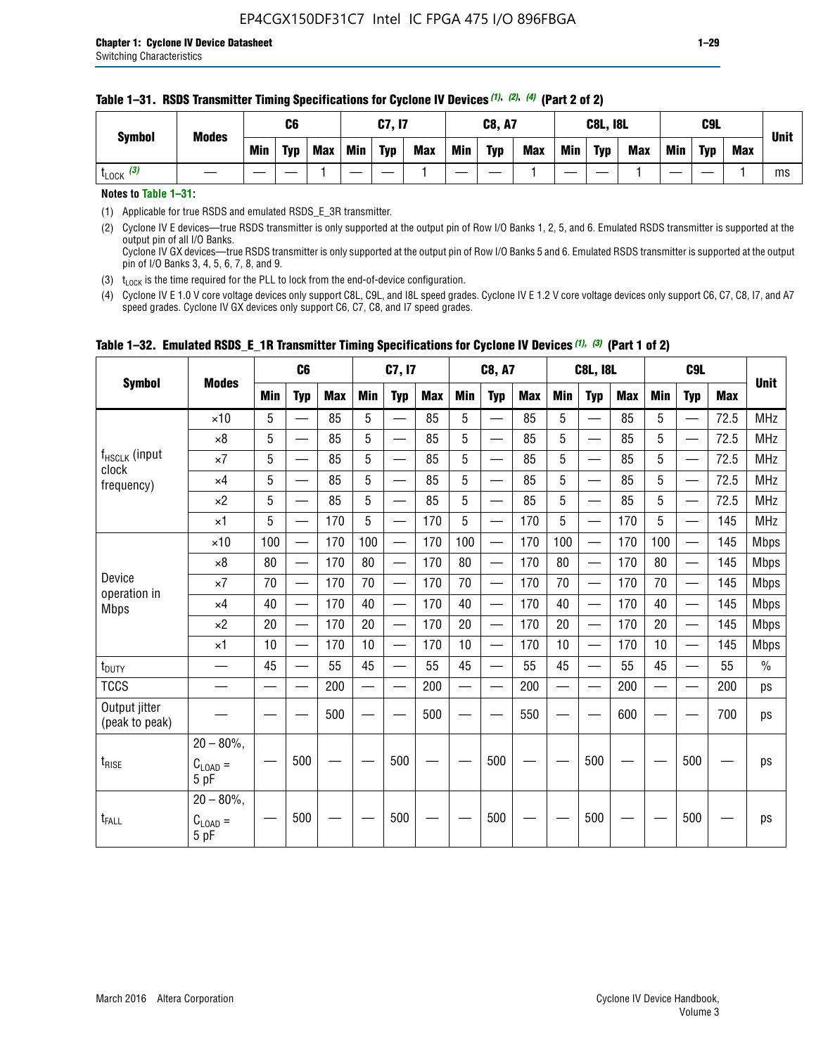**Table 1–31. RSDS Transmitter Timing Specifications for Cyclone IV Devices (1), (2), (4) (Part 2 of 2)**

| Symbol | Modes | C6 | | | C7, I7 | | | C8, A7 | | | C8L, I8L | | | C9L | | | Unit |
|---|---|---|---|---|---|---|---|---|---|---|---|---|---|---|---|---|---|
| | | Min | Typ | Max | Min | Typ | Max | Min | Typ | Max | Min | Typ | Max | Min | Typ | Max | |
| $t_{LOCK}$ (3) | — | — | — | 1 | — | — | 1 | — | — | 1 | — | — | 1 | — | — | 1 | ms |

**Notes to Table 1–31:**

(1) Applicable for true RSDS and emulated RSDS_E_3R transmitter.

(2) Cyclone IV E devices—true RSDS transmitter is only supported at the output pin of Row I/O Banks 1, 2, 5, and 6. Emulated RSDS transmitter is supported at the output pin of all I/O Banks.
Cyclone IV GX devices—true RSDS transmitter is only supported at the output pin of Row I/O Banks 5 and 6. Emulated RSDS transmitter is supported at the output pin of I/O Banks 3, 4, 5, 6, 7, 8, and 9.

(3) $t_{LOCK}$ is the time required for the PLL to lock from the end-of-device configuration.

(4) Cyclone IV E 1.0 V core voltage devices only support C8L, C9L, and I8L speed grades. Cyclone IV E 1.2 V core voltage devices only support C6, C7, C8, I7, and A7 speed grades. Cyclone IV GX devices only support C6, C7, C8, and I7 speed grades.

**Table 1–32. Emulated RSDS_E_1R Transmitter Timing Specifications for Cyclone IV Devices (1), (3) (Part 1 of 2)**

| Symbol | Modes | C6 | | | C7, I7 | | | C8, A7 | | | C8L, I8L | | | C9L | | | Unit |
|---|---|---|---|---|---|---|---|---|---|---|---|---|---|---|---|---|---|
| | | Min | Typ | Max | Min | Typ | Max | Min | Typ | Max | Min | Typ | Max | Min | Typ | Max | |
| $f_{HSCLK}$ (input clock frequency) | ×10 | 5 | — | 85 | 5 | — | 85 | 5 | — | 85 | 5 | — | 85 | 5 | — | 72.5 | MHz |
| | ×8 | 5 | — | 85 | 5 | — | 85 | 5 | — | 85 | 5 | — | 85 | 5 | — | 72.5 | MHz |
| | ×7 | 5 | — | 85 | 5 | — | 85 | 5 | — | 85 | 5 | — | 85 | 5 | — | 72.5 | MHz |
| | ×4 | 5 | — | 85 | 5 | — | 85 | 5 | — | 85 | 5 | — | 85 | 5 | — | 72.5 | MHz |
| | ×2 | 5 | — | 85 | 5 | — | 85 | 5 | — | 85 | 5 | — | 85 | 5 | — | 72.5 | MHz |
| | ×1 | 5 | — | 170 | 5 | — | 170 | 5 | — | 170 | 5 | — | 170 | 5 | — | 145 | MHz |
| Device operation in Mbps | ×10 | 100 | — | 170 | 100 | — | 170 | 100 | — | 170 | 100 | — | 170 | 100 | — | 145 | Mbps |
| | ×8 | 80 | — | 170 | 80 | — | 170 | 80 | — | 170 | 80 | — | 170 | 80 | — | 145 | Mbps |
| | ×7 | 70 | — | 170 | 70 | — | 170 | 70 | — | 170 | 70 | — | 170 | 70 | — | 145 | Mbps |
| | ×4 | 40 | — | 170 | 40 | — | 170 | 40 | — | 170 | 40 | — | 170 | 40 | — | 145 | Mbps |
| | ×2 | 20 | — | 170 | 20 | — | 170 | 20 | — | 170 | 20 | — | 170 | 20 | — | 145 | Mbps |
| | ×1 | 10 | — | 170 | 10 | — | 170 | 10 | — | 170 | 10 | — | 170 | 10 | — | 145 | Mbps |
| $t_{DUTY}$ | — | 45 | — | 55 | 45 | — | 55 | 45 | — | 55 | 45 | — | 55 | 45 | — | 55 | % |
| TCCS | — | — | — | 200 | — | — | 200 | — | — | 200 | — | — | 200 | — | — | 200 | ps |
| Output jitter (peak to peak) | — | — | — | 500 | — | — | 500 | — | — | 550 | — | — | 600 | — | — | 700 | ps |
| $t_{RISE}$ | 20 – 80%, $C_{LOAD}$ = 5 pF | — | 500 | — | — | 500 | — | — | 500 | — | — | 500 | — | — | 500 | — | ps |
| $t_{FALL}$ | 20 – 80%, $C_{LOAD}$ = 5 pF | — | 500 | — | — | 500 | — | — | 500 | — | — | 500 | — | — | 500 | — | ps |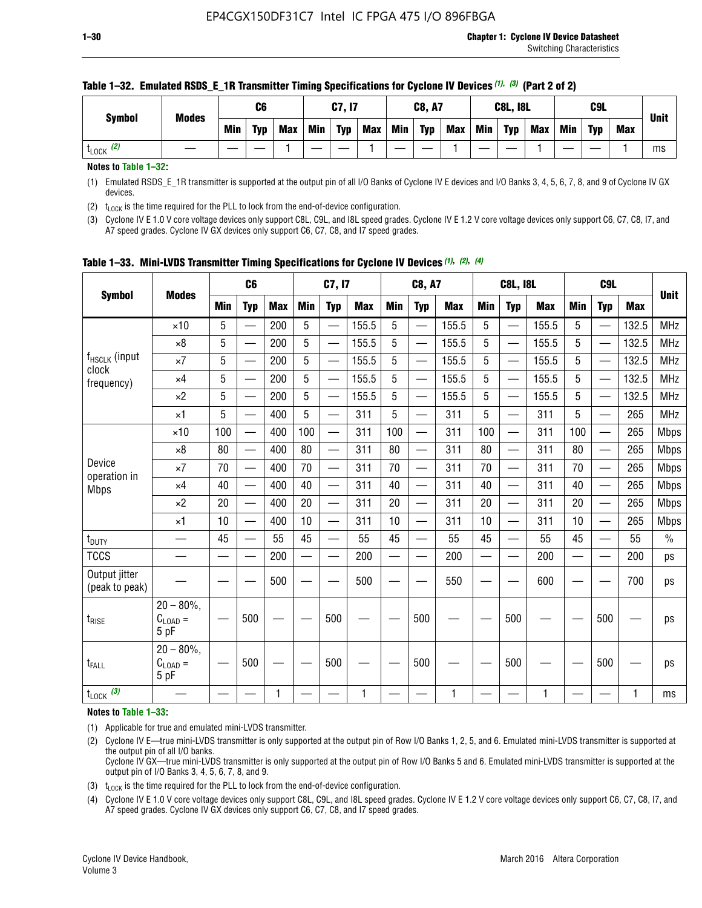**Table 1–32. Emulated RSDS_E_1R Transmitter Timing Specifications for Cyclone IV Devices (1), (3) (Part 2 of 2)**

| Symbol | Modes | C6 | | | C7, I7 | | | C8, A7 | | | C8L, I8L | | | C9L | | | Unit |
|---|---|---|---|---|---|---|---|---|---|---|---|---|---|---|---|---|---|
| | | Min | Typ | Max | Min | Typ | Max | Min | Typ | Max | Min | Typ | Max | Min | Typ | Max | |
| $t_{LOCK}$ (2) | — | — | — | 1 | — | — | 1 | — | — | 1 | — | — | 1 | — | — | 1 | ms |

**Notes to Table 1–32:**

(1) Emulated RSDS_E_1R transmitter is supported at the output pin of all I/O Banks of Cyclone IV E devices and I/O Banks 3, 4, 5, 6, 7, 8, and 9 of Cyclone IV GX devices.

(2) $t_{LOCK}$ is the time required for the PLL to lock from the end-of-device configuration.

(3) Cyclone IV E 1.0 V core voltage devices only support C8L, C9L, and I8L speed grades. Cyclone IV E 1.2 V core voltage devices only support C6, C7, C8, I7, and A7 speed grades. Cyclone IV GX devices only support C6, C7, C8, and I7 speed grades.

**Table 1–33. Mini-LVDS Transmitter Timing Specifications for Cyclone IV Devices (1), (2), (4)**

| Symbol | Modes | C6 | | | C7, I7 | | | C8, A7 | | | C8L, I8L | | | C9L | | | Unit |
|---|---|---|---|---|---|---|---|---|---|---|---|---|---|---|---|---|---|
| | | Min | Typ | Max | Min | Typ | Max | Min | Typ | Max | Min | Typ | Max | Min | Typ | Max | |
| $f_{HSCLK}$ (input clock frequency) | ×10 | 5 | — | 200 | 5 | — | 155.5 | 5 | — | 155.5 | 5 | — | 155.5 | 5 | — | 132.5 | MHz |
| | ×8 | 5 | — | 200 | 5 | — | 155.5 | 5 | — | 155.5 | 5 | — | 155.5 | 5 | — | 132.5 | MHz |
| | ×7 | 5 | — | 200 | 5 | — | 155.5 | 5 | — | 155.5 | 5 | — | 155.5 | 5 | — | 132.5 | MHz |
| | ×4 | 5 | — | 200 | 5 | — | 155.5 | 5 | — | 155.5 | 5 | — | 155.5 | 5 | — | 132.5 | MHz |
| | ×2 | 5 | — | 200 | 5 | — | 155.5 | 5 | — | 155.5 | 5 | — | 155.5 | 5 | — | 132.5 | MHz |
| | ×1 | 5 | — | 400 | 5 | — | 311 | 5 | — | 311 | 5 | — | 311 | 5 | — | 265 | MHz |
| Device operation in Mbps | ×10 | 100 | — | 400 | 100 | — | 311 | 100 | — | 311 | 100 | — | 311 | 100 | — | 265 | Mbps |
| | ×8 | 80 | — | 400 | 80 | — | 311 | 80 | — | 311 | 80 | — | 311 | 80 | — | 265 | Mbps |
| | ×7 | 70 | — | 400 | 70 | — | 311 | 70 | — | 311 | 70 | — | 311 | 70 | — | 265 | Mbps |
| | ×4 | 40 | — | 400 | 40 | — | 311 | 40 | — | 311 | 40 | — | 311 | 40 | — | 265 | Mbps |
| | ×2 | 20 | — | 400 | 20 | — | 311 | 20 | — | 311 | 20 | — | 311 | 20 | — | 265 | Mbps |
| | ×1 | 10 | — | 400 | 10 | — | 311 | 10 | — | 311 | 10 | — | 311 | 10 | — | 265 | Mbps |
| $t_{DUTY}$ | — | 45 | — | 55 | 45 | — | 55 | 45 | — | 55 | 45 | — | 55 | 45 | — | 55 | % |
| TCCS | — | — | — | 200 | — | — | 200 | — | — | 200 | — | — | 200 | — | — | 200 | ps |
| Output jitter (peak to peak) | — | — | — | 500 | — | — | 500 | — | — | 550 | — | — | 600 | — | — | 700 | ps |
| $t_{RISE}$ | 20 – 80%, $C_{LOAD}$ = 5 pF | — | 500 | — | — | 500 | — | — | 500 | — | — | 500 | — | — | 500 | — | ps |
| $t_{FALL}$ | 20 – 80%, $C_{LOAD}$ = 5 pF | — | 500 | — | — | 500 | — | — | 500 | — | — | 500 | — | — | 500 | — | ps |
| $t_{LOCK}$ (3) | — | — | — | 1 | — | — | 1 | — | — | 1 | — | — | 1 | — | — | 1 | ms |

**Notes to Table 1–33:**

(1) Applicable for true and emulated mini-LVDS transmitter.

(2) Cyclone IV E—true mini-LVDS transmitter is only supported at the output pin of Row I/O Banks 1, 2, 5, and 6. Emulated mini-LVDS transmitter is supported at the output pin of all I/O Banks.
Cyclone IV GX—true mini-LVDS transmitter is only supported at the output pin of Row I/O Banks 5 and 6. Emulated mini-LVDS transmitter is supported at the output pin of I/O Banks 3, 4, 5, 6, 7, 8, and 9.

(3) $t_{LOCK}$ is the time required for the PLL to lock from the end-of-device configuration.

(4) Cyclone IV E 1.0 V core voltage devices only support C8L, C9L, and I8L speed grades. Cyclone IV E 1.2 V core voltage devices only support C6, C7, C8, I7, and A7 speed grades. Cyclone IV GX devices only support C6, C7, C8, and I7 speed grades.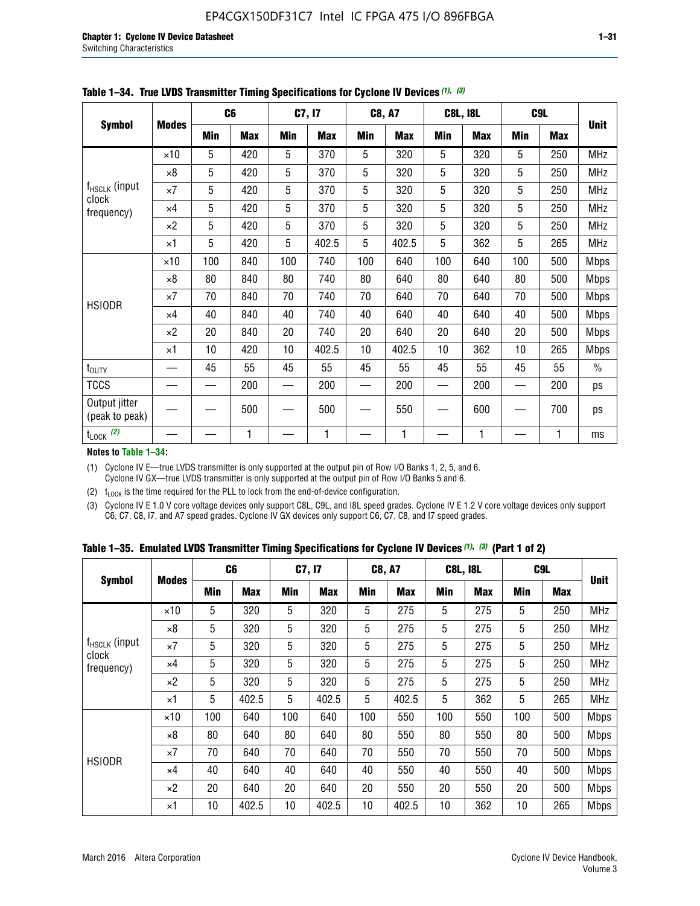**Table 1–34. True LVDS Transmitter Timing Specifications for Cyclone IV Devices (1), (3)**

| Symbol | Modes | C6 | | C7, I7 | | C8, A7 | | C8L, I8L | | C9L | | Unit |
|---|---|---|---|---|---|---|---|---|---|---|---|---|
| | | Min | Max | Min | Max | Min | Max | Min | Max | Min | Max | |
| $f_{HSCLK}$ (input clock frequency) | ×10 | 5 | 420 | 5 | 370 | 5 | 320 | 5 | 320 | 5 | 250 | MHz |
| | ×8 | 5 | 420 | 5 | 370 | 5 | 320 | 5 | 320 | 5 | 250 | MHz |
| | ×7 | 5 | 420 | 5 | 370 | 5 | 320 | 5 | 320 | 5 | 250 | MHz |
| | ×4 | 5 | 420 | 5 | 370 | 5 | 320 | 5 | 320 | 5 | 250 | MHz |
| | ×2 | 5 | 420 | 5 | 370 | 5 | 320 | 5 | 320 | 5 | 250 | MHz |
| | ×1 | 5 | 420 | 5 | 402.5 | 5 | 402.5 | 5 | 362 | 5 | 265 | MHz |
| HSIODR | ×10 | 100 | 840 | 100 | 740 | 100 | 640 | 100 | 640 | 100 | 500 | Mbps |
| | ×8 | 80 | 840 | 80 | 740 | 80 | 640 | 80 | 640 | 80 | 500 | Mbps |
| | ×7 | 70 | 840 | 70 | 740 | 70 | 640 | 70 | 640 | 70 | 500 | Mbps |
| | ×4 | 40 | 840 | 40 | 740 | 40 | 640 | 40 | 640 | 40 | 500 | Mbps |
| | ×2 | 20 | 840 | 20 | 740 | 20 | 640 | 20 | 640 | 20 | 500 | Mbps |
| | ×1 | 10 | 420 | 10 | 402.5 | 10 | 402.5 | 10 | 362 | 10 | 265 | Mbps |
| $t_{DUTY}$ | — | 45 | 55 | 45 | 55 | 45 | 55 | 45 | 55 | 45 | 55 | % |
| TCCS | — | — | 200 | — | 200 | — | 200 | — | 200 | — | 200 | ps |
| Output jitter (peak to peak) | — | — | 500 | — | 500 | — | 550 | — | 600 | — | 700 | ps |
| $t_{LOCK}$ (2) | — | — | 1 | — | 1 | — | 1 | — | 1 | — | 1 | ms |

**Notes to Table 1–34:**

(1) Cyclone IV E—true LVDS transmitter is only supported at the output pin of Row I/O Banks 1, 2, 5, and 6. Cyclone IV GX—true LVDS transmitter is only supported at the output pin of Row I/O Banks 5 and 6.

(2) $t_{LOCK}$ is the time required for the PLL to lock from the end-of-device configuration.

(3) Cyclone IV E 1.0 V core voltage devices only support C8L, C9L, and I8L speed grades. Cyclone IV E 1.2 V core voltage devices only support C6, C7, C8, I7, and A7 speed grades. Cyclone IV GX devices only support C6, C7, C8, and I7 speed grades.

**Table 1–35. Emulated LVDS Transmitter Timing Specifications for Cyclone IV Devices (1), (3) (Part 1 of 2)**

| Symbol | Modes | C6 | | C7, I7 | | C8, A7 | | C8L, I8L | | C9L | | Unit |
|---|---|---|---|---|---|---|---|---|---|---|---|---|
| | | Min | Max | Min | Max | Min | Max | Min | Max | Min | Max | |
| $f_{HSCLK}$ (input clock frequency) | ×10 | 5 | 320 | 5 | 320 | 5 | 275 | 5 | 275 | 5 | 250 | MHz |
| | ×8 | 5 | 320 | 5 | 320 | 5 | 275 | 5 | 275 | 5 | 250 | MHz |
| | ×7 | 5 | 320 | 5 | 320 | 5 | 275 | 5 | 275 | 5 | 250 | MHz |
| | ×4 | 5 | 320 | 5 | 320 | 5 | 275 | 5 | 275 | 5 | 250 | MHz |
| | ×2 | 5 | 320 | 5 | 320 | 5 | 275 | 5 | 275 | 5 | 250 | MHz |
| | ×1 | 5 | 402.5 | 5 | 402.5 | 5 | 402.5 | 5 | 362 | 5 | 265 | MHz |
| HSIODR | ×10 | 100 | 640 | 100 | 640 | 100 | 550 | 100 | 550 | 100 | 500 | Mbps |
| | ×8 | 80 | 640 | 80 | 640 | 80 | 550 | 80 | 550 | 80 | 500 | Mbps |
| | ×7 | 70 | 640 | 70 | 640 | 70 | 550 | 70 | 550 | 70 | 500 | Mbps |
| | ×4 | 40 | 640 | 40 | 640 | 40 | 550 | 40 | 550 | 40 | 500 | Mbps |
| | ×2 | 20 | 640 | 20 | 640 | 20 | 550 | 20 | 550 | 20 | 500 | Mbps |
| | ×1 | 10 | 402.5 | 10 | 402.5 | 10 | 402.5 | 10 | 362 | 10 | 265 | Mbps |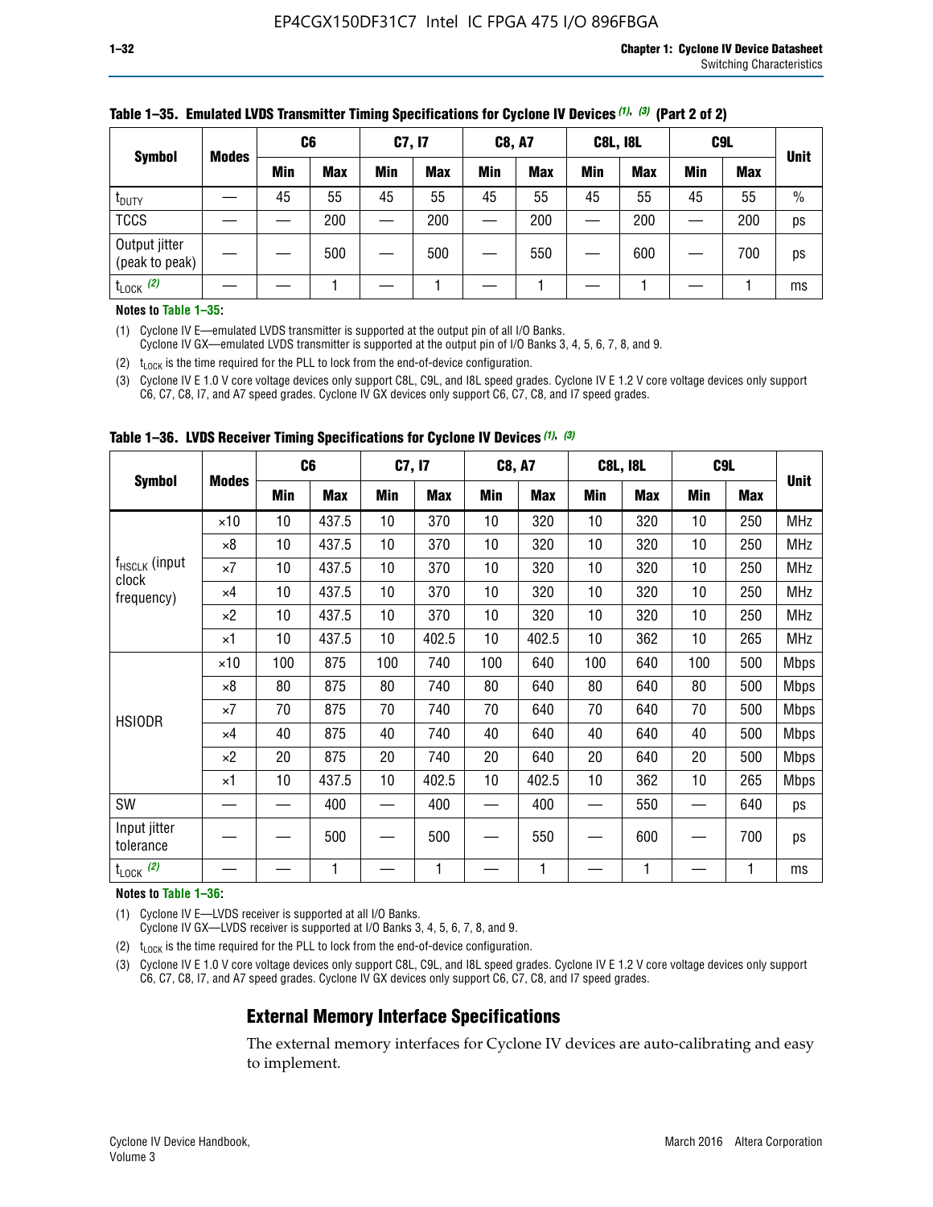**Table 1–35. Emulated LVDS Transmitter Timing Specifications for Cyclone IV Devices (1), (3) (Part 2 of 2)**

| Symbol | Modes | C6 | | C7, I7 | | C8, A7 | | C8L, I8L | | C9L | | Unit |
|---|---|---|---|---|---|---|---|---|---|---|---|---|
| | | Min | Max | Min | Max | Min | Max | Min | Max | Min | Max | |
| $t_{DUTY}$ | — | 45 | 55 | 45 | 55 | 45 | 55 | 45 | 55 | 45 | 55 | % |
| TCCS | — | — | 200 | — | 200 | — | 200 | — | 200 | — | 200 | ps |
| Output jitter (peak to peak) | — | — | 500 | — | 500 | — | 550 | — | 600 | — | 700 | ps |
| $t_{LOCK}$ (2) | — | — | 1 | — | 1 | — | 1 | — | 1 | — | 1 | ms |

**Notes to Table 1–35:**

(1) Cyclone IV E—emulated LVDS transmitter is supported at the output pin of all I/O Banks.
Cyclone IV GX—emulated LVDS transmitter is supported at the output pin of I/O Banks 3, 4, 5, 6, 7, 8, and 9.

(2) $t_{LOCK}$ is the time required for the PLL to lock from the end-of-device configuration.

(3) Cyclone IV E 1.0 V core voltage devices only support C8L, C9L, and I8L speed grades. Cyclone IV E 1.2 V core voltage devices only support C6, C7, C8, I7, and A7 speed grades. Cyclone IV GX devices only support C6, C7, C8, and I7 speed grades.

**Table 1–36. LVDS Receiver Timing Specifications for Cyclone IV Devices (1), (3)**

| Symbol | Modes | C6 | | C7, I7 | | C8, A7 | | C8L, I8L | | C9L | | Unit |
|---|---|---|---|---|---|---|---|---|---|---|---|---|
| | | Min | Max | Min | Max | Min | Max | Min | Max | Min | Max | |
| $f_{HSCLK}$ (input clock frequency) | ×10 | 10 | 437.5 | 10 | 370 | 10 | 320 | 10 | 320 | 10 | 250 | MHz |
| | ×8 | 10 | 437.5 | 10 | 370 | 10 | 320 | 10 | 320 | 10 | 250 | MHz |
| | ×7 | 10 | 437.5 | 10 | 370 | 10 | 320 | 10 | 320 | 10 | 250 | MHz |
| | ×4 | 10 | 437.5 | 10 | 370 | 10 | 320 | 10 | 320 | 10 | 250 | MHz |
| | ×2 | 10 | 437.5 | 10 | 370 | 10 | 320 | 10 | 320 | 10 | 250 | MHz |
| | ×1 | 10 | 437.5 | 10 | 402.5 | 10 | 402.5 | 10 | 362 | 10 | 265 | MHz |
| HSIODR | ×10 | 100 | 875 | 100 | 740 | 100 | 640 | 100 | 640 | 100 | 500 | Mbps |
| | ×8 | 80 | 875 | 80 | 740 | 80 | 640 | 80 | 640 | 80 | 500 | Mbps |
| | ×7 | 70 | 875 | 70 | 740 | 70 | 640 | 70 | 640 | 70 | 500 | Mbps |
| | ×4 | 40 | 875 | 40 | 740 | 40 | 640 | 40 | 640 | 40 | 500 | Mbps |
| | ×2 | 20 | 875 | 20 | 740 | 20 | 640 | 20 | 640 | 20 | 500 | Mbps |
| | ×1 | 10 | 437.5 | 10 | 402.5 | 10 | 402.5 | 10 | 362 | 10 | 265 | Mbps |
| SW | — | — | 400 | — | 400 | — | 400 | — | 550 | — | 640 | ps |
| Input jitter tolerance | — | — | 500 | — | 500 | — | 550 | — | 600 | — | 700 | ps |
| $t_{LOCK}$ (2) | — | — | 1 | — | 1 | — | 1 | — | 1 | — | 1 | ms |

**Notes to Table 1–36:**

(1) Cyclone IV E—LVDS receiver is supported at all I/O Banks.
Cyclone IV GX—LVDS receiver is supported at I/O Banks 3, 4, 5, 6, 7, 8, and 9.

(2) $t_{LOCK}$ is the time required for the PLL to lock from the end-of-device configuration.

(3) Cyclone IV E 1.0 V core voltage devices only support C8L, C9L, and I8L speed grades. Cyclone IV E 1.2 V core voltage devices only support C6, C7, C8, I7, and A7 speed grades. Cyclone IV GX devices only support C6, C7, C8, and I7 speed grades.

## External Memory Interface Specifications

The external memory interfaces for Cyclone IV devices are auto-calibrating and easy to implement.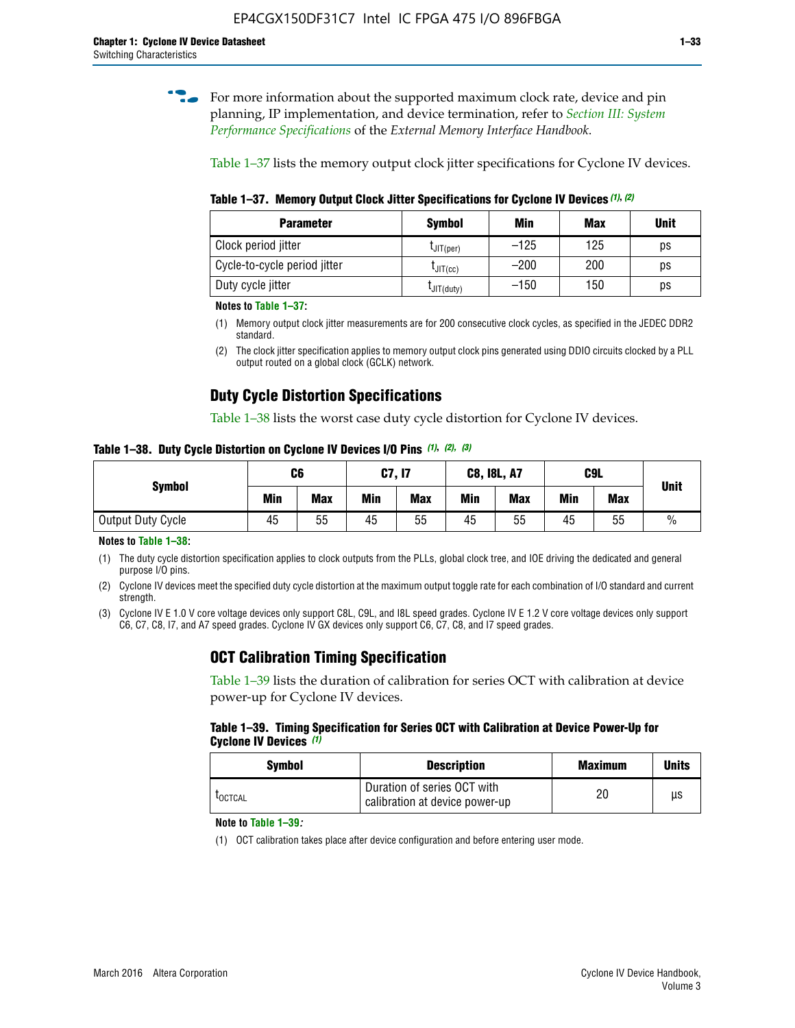For more information about the supported maximum clock rate, device and pin planning, IP implementation, and device termination, refer to *Section III: System Performance Specifications* of the *External Memory Interface Handbook*.

Table 1–37 lists the memory output clock jitter specifications for Cyclone IV devices.

**Table 1–37. Memory Output Clock Jitter Specifications for Cyclone IV Devices (1), (2)**

| Parameter | Symbol | Min | Max | Unit |
|---|---|---|---|---|
| Clock period jitter | $t_{JIT(per)}$ | –125 | 125 | ps |
| Cycle-to-cycle period jitter | $t_{JIT(cc)}$ | –200 | 200 | ps |
| Duty cycle jitter | $t_{JIT(duty)}$ | –150 | 150 | ps |

**Notes to Table 1–37:**

(1) Memory output clock jitter measurements are for 200 consecutive clock cycles, as specified in the JEDEC DDR2 standard.

(2) The clock jitter specification applies to memory output clock pins generated using DDIO circuits clocked by a PLL output routed on a global clock (GCLK) network.

## Duty Cycle Distortion Specifications

Table 1–38 lists the worst case duty cycle distortion for Cyclone IV devices.

**Table 1–38. Duty Cycle Distortion on Cyclone IV Devices I/O Pins (1), (2), (3)**

| Symbol | C6 | | C7, I7 | | C8, I8L, A7 | | C9L | | Unit |
|---|---|---|---|---|---|---|---|---|---|
| | Min | Max | Min | Max | Min | Max | Min | Max | |
| Output Duty Cycle | 45 | 55 | 45 | 55 | 45 | 55 | 45 | 55 | % |

**Notes to Table 1–38:**

(1) The duty cycle distortion specification applies to clock outputs from the PLLs, global clock tree, and IOE driving the dedicated and general purpose I/O pins.

(2) Cyclone IV devices meet the specified duty cycle distortion at the maximum output toggle rate for each combination of I/O standard and current strength.

(3) Cyclone IV E 1.0 V core voltage devices only support C8L, C9L, and I8L speed grades. Cyclone IV E 1.2 V core voltage devices only support C6, C7, C8, I7, and A7 speed grades. Cyclone IV GX devices only support C6, C7, C8, and I7 speed grades.

## OCT Calibration Timing Specification

Table 1–39 lists the duration of calibration for series OCT with calibration at device power-up for Cyclone IV devices.

**Table 1–39. Timing Specification for Series OCT with Calibration at Device Power-Up for Cyclone IV Devices (1)**

| Symbol | Description | Maximum | Units |
|---|---|---|---|
| $t_{OCTCAL}$ | Duration of series OCT with calibration at device power-up | 20 | µs |

**Note to Table 1–39:**

(1) OCT calibration takes place after device configuration and before entering user mode.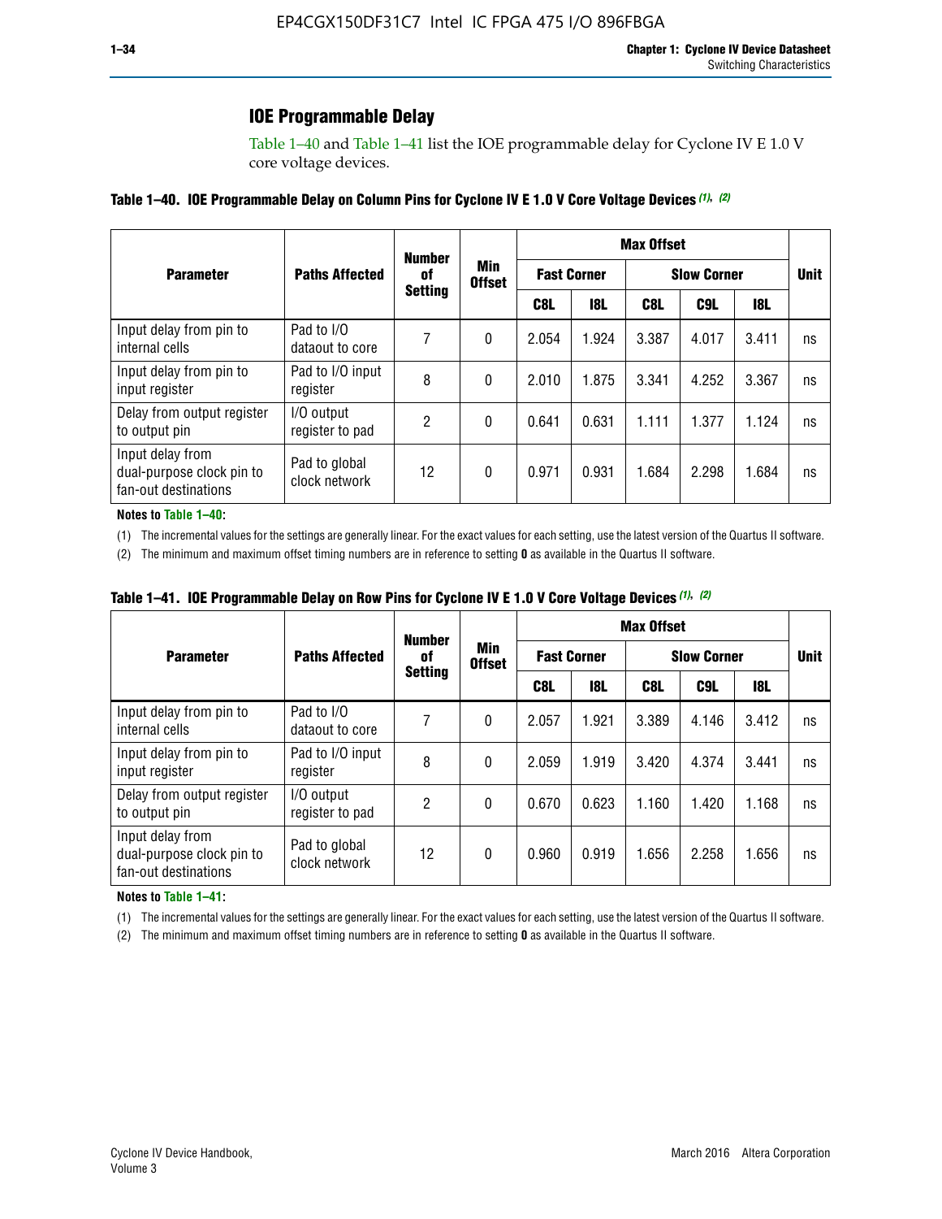## IOE Programmable Delay

Table 1–40 and Table 1–41 list the IOE programmable delay for Cyclone IV E 1.0 V core voltage devices.

**Table 1–40. IOE Programmable Delay on Column Pins for Cyclone IV E 1.0 V Core Voltage Devices** (1), (2)

| Parameter | Paths Affected | Number of Setting | Min Offset | Max Offset | | | | | Unit |
|---|---|---|---|---|---|---|---|---|---|
| | | | | Fast Corner | | Slow Corner | | | |
| | | | | C8L | I8L | C8L | C9L | I8L | |
| Input delay from pin to internal cells | Pad to I/O dataout to core | 7 | 0 | 2.054 | 1.924 | 3.387 | 4.017 | 3.411 | ns |
| Input delay from pin to input register | Pad to I/O input register | 8 | 0 | 2.010 | 1.875 | 3.341 | 4.252 | 3.367 | ns |
| Delay from output register to output pin | I/O output register to pad | 2 | 0 | 0.641 | 0.631 | 1.111 | 1.377 | 1.124 | ns |
| Input delay from dual-purpose clock pin to fan-out destinations | Pad to global clock network | 12 | 0 | 0.971 | 0.931 | 1.684 | 2.298 | 1.684 | ns |

**Notes to Table 1–40:**

(1) The incremental values for the settings are generally linear. For the exact values for each setting, use the latest version of the Quartus II software.

(2) The minimum and maximum offset timing numbers are in reference to setting **0** as available in the Quartus II software.

**Table 1–41. IOE Programmable Delay on Row Pins for Cyclone IV E 1.0 V Core Voltage Devices** (1), (2)

| Parameter | Paths Affected | Number of Setting | Min Offset | Max Offset | | | | | Unit |
|---|---|---|---|---|---|---|---|---|---|
| | | | | Fast Corner | | Slow Corner | | | |
| | | | | C8L | I8L | C8L | C9L | I8L | |
| Input delay from pin to internal cells | Pad to I/O dataout to core | 7 | 0 | 2.057 | 1.921 | 3.389 | 4.146 | 3.412 | ns |
| Input delay from pin to input register | Pad to I/O input register | 8 | 0 | 2.059 | 1.919 | 3.420 | 4.374 | 3.441 | ns |
| Delay from output register to output pin | I/O output register to pad | 2 | 0 | 0.670 | 0.623 | 1.160 | 1.420 | 1.168 | ns |
| Input delay from dual-purpose clock pin to fan-out destinations | Pad to global clock network | 12 | 0 | 0.960 | 0.919 | 1.656 | 2.258 | 1.656 | ns |

**Notes to Table 1–41:**

(1) The incremental values for the settings are generally linear. For the exact values for each setting, use the latest version of the Quartus II software.

(2) The minimum and maximum offset timing numbers are in reference to setting **0** as available in the Quartus II software.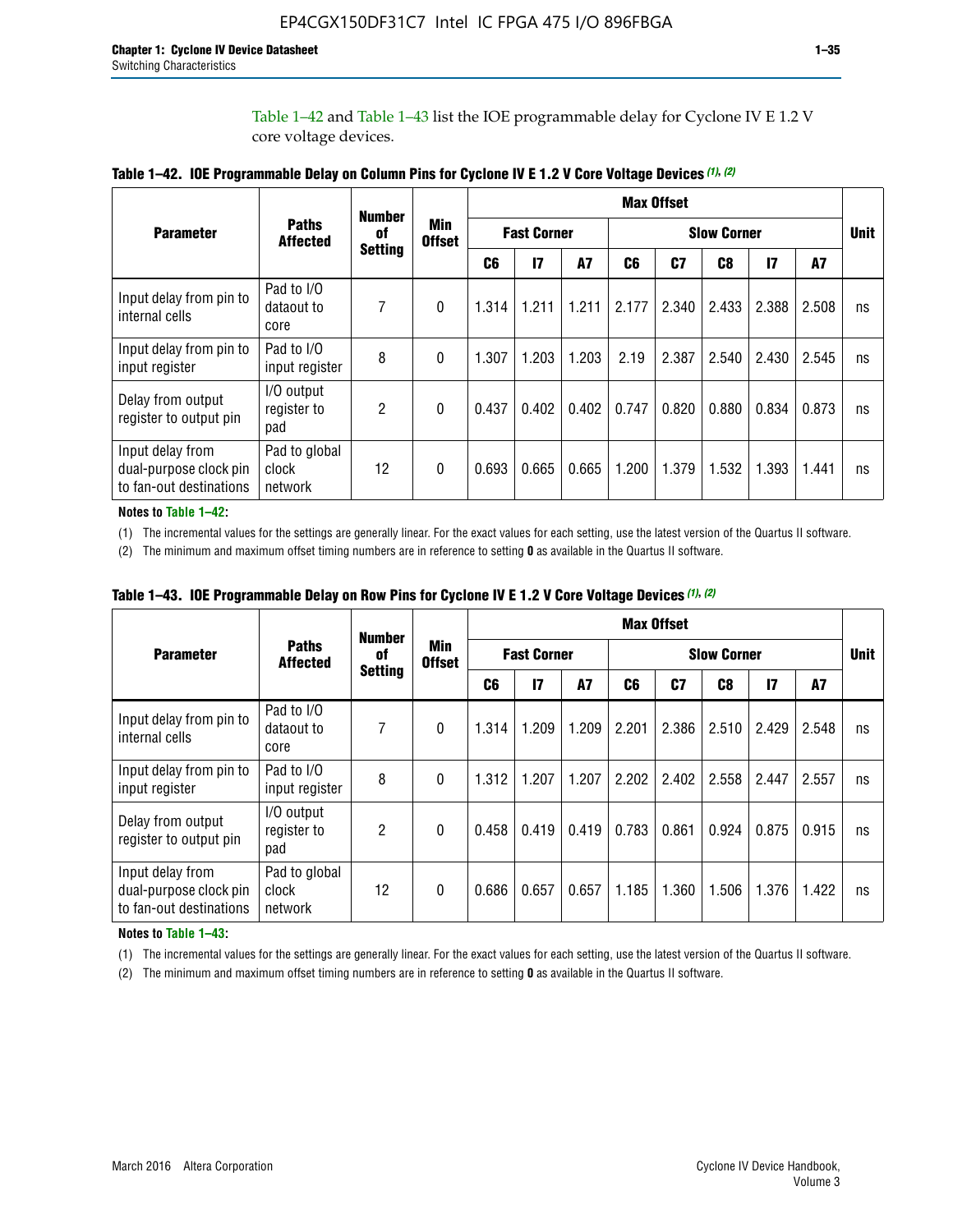Table 1–42 and Table 1–43 list the IOE programmable delay for Cyclone IV E 1.2 V core voltage devices.

**Table 1–42. IOE Programmable Delay on Column Pins for Cyclone IV E 1.2 V Core Voltage Devices (1), (2)**

| Parameter | Paths Affected | Number of Setting | Min Offset | Max Offset | | | | | | | | Unit |
|---|---|---|---|---|---|---|---|---|---|---|---|---|
| | | | | Fast Corner | | | Slow Corner | | | | | |
| | | | | C6 | I7 | A7 | C6 | C7 | C8 | I7 | A7 | |
| Input delay from pin to internal cells | Pad to I/O dataout to core | 7 | 0 | 1.314 | 1.211 | 1.211 | 2.177 | 2.340 | 2.433 | 2.388 | 2.508 | ns |
| Input delay from pin to input register | Pad to I/O input register | 8 | 0 | 1.307 | 1.203 | 1.203 | 2.19 | 2.387 | 2.540 | 2.430 | 2.545 | ns |
| Delay from output register to output pin | I/O output register to pad | 2 | 0 | 0.437 | 0.402 | 0.402 | 0.747 | 0.820 | 0.880 | 0.834 | 0.873 | ns |
| Input delay from dual-purpose clock pin to fan-out destinations | Pad to global clock network | 12 | 0 | 0.693 | 0.665 | 0.665 | 1.200 | 1.379 | 1.532 | 1.393 | 1.441 | ns |

**Notes to Table 1–42:**

(1) The incremental values for the settings are generally linear. For the exact values for each setting, use the latest version of the Quartus II software.

(2) The minimum and maximum offset timing numbers are in reference to setting **0** as available in the Quartus II software.

**Table 1–43. IOE Programmable Delay on Row Pins for Cyclone IV E 1.2 V Core Voltage Devices (1), (2)**

| Parameter | Paths Affected | Number of Setting | Min Offset | Max Offset | | | | | | | | Unit |
|---|---|---|---|---|---|---|---|---|---|---|---|---|
| | | | | Fast Corner | | | Slow Corner | | | | | |
| | | | | C6 | I7 | A7 | C6 | C7 | C8 | I7 | A7 | |
| Input delay from pin to internal cells | Pad to I/O dataout to core | 7 | 0 | 1.314 | 1.209 | 1.209 | 2.201 | 2.386 | 2.510 | 2.429 | 2.548 | ns |
| Input delay from pin to input register | Pad to I/O input register | 8 | 0 | 1.312 | 1.207 | 1.207 | 2.202 | 2.402 | 2.558 | 2.447 | 2.557 | ns |
| Delay from output register to output pin | I/O output register to pad | 2 | 0 | 0.458 | 0.419 | 0.419 | 0.783 | 0.861 | 0.924 | 0.875 | 0.915 | ns |
| Input delay from dual-purpose clock pin to fan-out destinations | Pad to global clock network | 12 | 0 | 0.686 | 0.657 | 0.657 | 1.185 | 1.360 | 1.506 | 1.376 | 1.422 | ns |

**Notes to Table 1–43:**

(1) The incremental values for the settings are generally linear. For the exact values for each setting, use the latest version of the Quartus II software.

(2) The minimum and maximum offset timing numbers are in reference to setting **0** as available in the Quartus II software.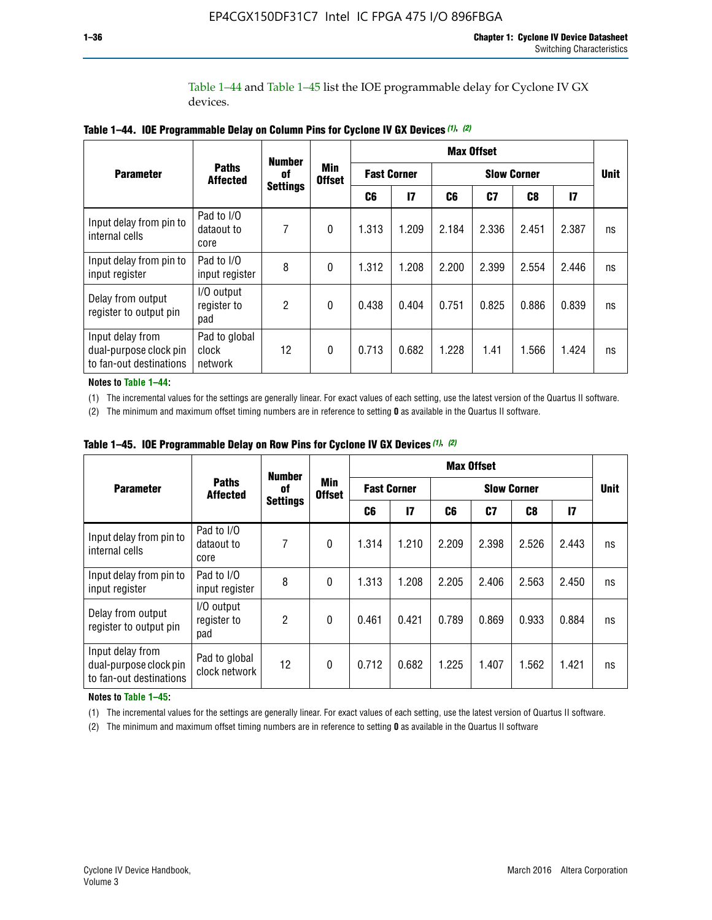Table 1–44 and Table 1–45 list the IOE programmable delay for Cyclone IV GX devices.

**Table 1–44. IOE Programmable Delay on Column Pins for Cyclone IV GX Devices (1), (2)**

| Parameter | Paths Affected | Number of Settings | Min Offset | Max Offset | | | | | | Unit |
|---|---|---|---|---|---|---|---|---|---|---|
| | | | | Fast Corner | | Slow Corner | | | | |
| | | | | C6 | I7 | C6 | C7 | C8 | I7 | |
| Input delay from pin to internal cells | Pad to I/O dataout to core | 7 | 0 | 1.313 | 1.209 | 2.184 | 2.336 | 2.451 | 2.387 | ns |
| Input delay from pin to input register | Pad to I/O input register | 8 | 0 | 1.312 | 1.208 | 2.200 | 2.399 | 2.554 | 2.446 | ns |
| Delay from output register to output pin | I/O output register to pad | 2 | 0 | 0.438 | 0.404 | 0.751 | 0.825 | 0.886 | 0.839 | ns |
| Input delay from dual-purpose clock pin to fan-out destinations | Pad to global clock network | 12 | 0 | 0.713 | 0.682 | 1.228 | 1.41 | 1.566 | 1.424 | ns |

**Notes to Table 1–44:**

(1) The incremental values for the settings are generally linear. For exact values of each setting, use the latest version of the Quartus II software.

(2) The minimum and maximum offset timing numbers are in reference to setting **0** as available in the Quartus II software.

**Table 1–45. IOE Programmable Delay on Row Pins for Cyclone IV GX Devices (1), (2)**

| Parameter | Paths Affected | Number of Settings | Min Offset | Max Offset | | | | | | Unit |
|---|---|---|---|---|---|---|---|---|---|---|
| | | | | Fast Corner | | Slow Corner | | | | |
| | | | | C6 | I7 | C6 | C7 | C8 | I7 | |
| Input delay from pin to internal cells | Pad to I/O dataout to core | 7 | 0 | 1.314 | 1.210 | 2.209 | 2.398 | 2.526 | 2.443 | ns |
| Input delay from pin to input register | Pad to I/O input register | 8 | 0 | 1.313 | 1.208 | 2.205 | 2.406 | 2.563 | 2.450 | ns |
| Delay from output register to output pin | I/O output register to pad | 2 | 0 | 0.461 | 0.421 | 0.789 | 0.869 | 0.933 | 0.884 | ns |
| Input delay from dual-purpose clock pin to fan-out destinations | Pad to global clock network | 12 | 0 | 0.712 | 0.682 | 1.225 | 1.407 | 1.562 | 1.421 | ns |

**Notes to Table 1–45:**

(1) The incremental values for the settings are generally linear. For exact values of each setting, use the latest version of Quartus II software.

(2) The minimum and maximum offset timing numbers are in reference to setting **0** as available in the Quartus II software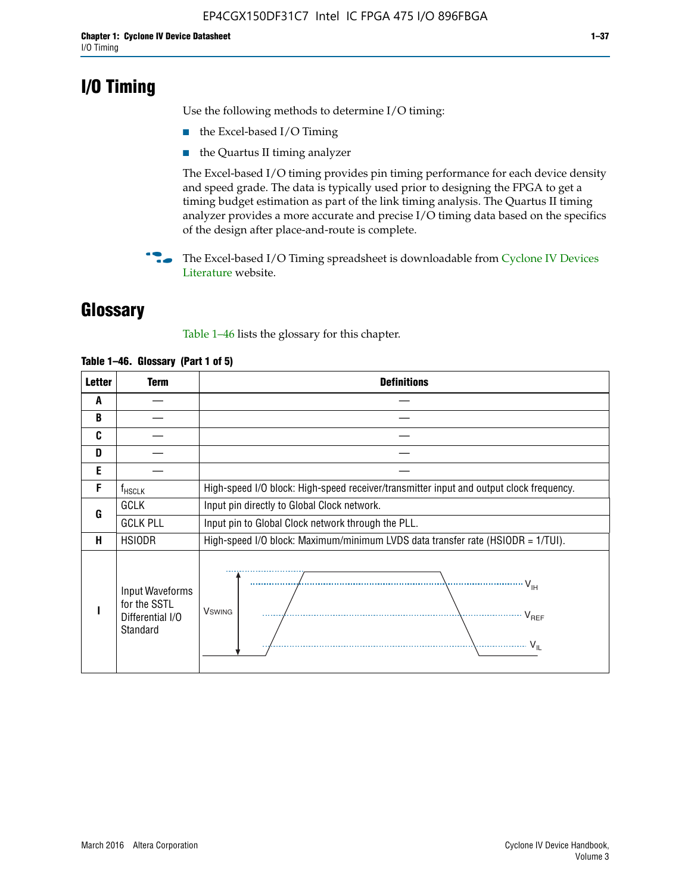# I/O Timing

Use the following methods to determine I/O timing:

- the Excel-based I/O Timing
- the Quartus II timing analyzer

The Excel-based I/O timing provides pin timing performance for each device density and speed grade. The data is typically used prior to designing the FPGA to get a timing budget estimation as part of the link timing analysis. The Quartus II timing analyzer provides a more accurate and precise I/O timing data based on the specifics of the design after place-and-route is complete.

The Excel-based I/O Timing spreadsheet is downloadable from Cyclone IV Devices Literature website.

# Glossary

Table 1–46 lists the glossary for this chapter.

**Table 1–46. Glossary (Part 1 of 5)**

| Letter | Term | Definitions |
|---|---|---|
| A | — | — |
| B | — | — |
| C | — | — |
| D | — | — |
| E | — | — |
| F | $f_{HSCLK}$ | High-speed I/O block: High-speed receiver/transmitter input and output clock frequency. |
| G | GCLK | Input pin directly to Global Clock network. |
| | GCLK PLL | Input pin to Global Clock network through the PLL. |
| H | HSIODR | High-speed I/O block: Maximum/minimum LVDS data transfer rate (HSIODR = 1/TUI). |
| I | Input Waveforms for the SSTL Differential I/O Standard | (Waveform diagram: $V_{SWING}$, $V_{IH}$, $V_{REF}$, $V_{IL}$) |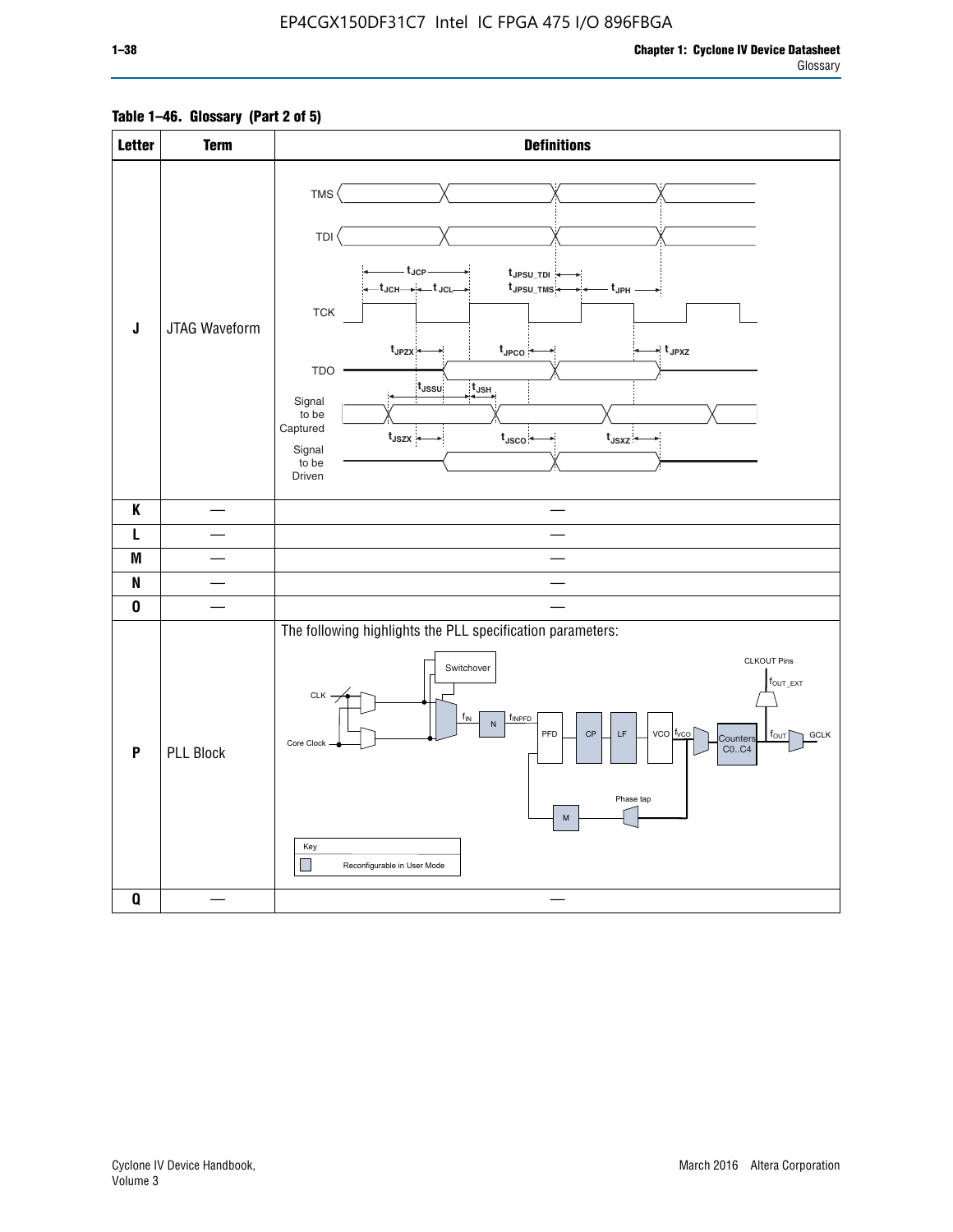**Table 1–46. Glossary (Part 2 of 5)**

| Letter | Term | Definitions |
|---|---|---|
| J | JTAG Waveform | TMS, TDI, TCK, TDO, Signal to be Captured, Signal to be Driven; $t_{JCP}$, $t_{JCH}$, $t_{JCL}$, $t_{JPSU\_TDI}$, $t_{JPSU\_TMS}$, $t_{JPH}$, $t_{JPZX}$, $t_{JPCO}$, $t_{JPXZ}$, $t_{JSSU}$, $t_{JSH}$, $t_{JSZX}$, $t_{JSCO}$, $t_{JSXZ}$ |
| K | — | — |
| L | — | — |
| M | — | — |
| N | — | — |
| O | — | — |
| P | PLL Block | The following highlights the PLL specification parameters: CLK, Core Clock, Switchover, $f_{IN}$, N, $f_{INPFD}$, PFD, CP, LF, VCO, $f_{VCO}$, Counters C0..C4, $f_{OUT}$, GCLK, CLKOUT Pins, $f_{OUT\_EXT}$, Phase tap, M. Key: Reconfigurable in User Mode |
| Q | — | — |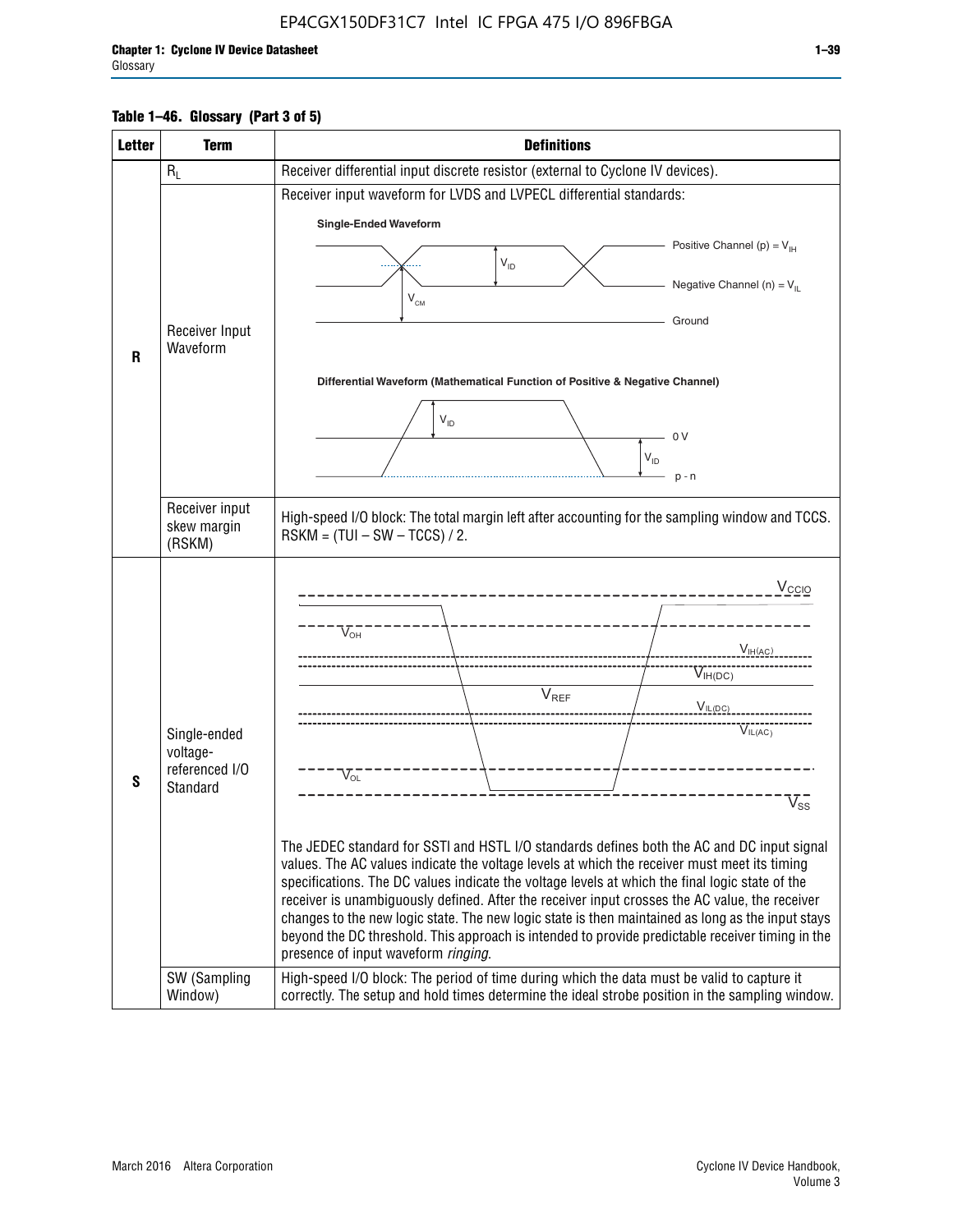**Table 1–46. Glossary (Part 3 of 5)**

| Letter | Term | Definitions |
|---|---|---|
| R | $R_L$ | Receiver differential input discrete resistor (external to Cyclone IV devices). |
| | Receiver Input Waveform | Receiver input waveform for LVDS and LVPECL differential standards: Single-Ended Waveform: Positive Channel (p) = $V_{IH}$; Negative Channel (n) = $V_{IL}$; Ground; $V_{ID}$; $V_{CM}$. Differential Waveform (Mathematical Function of Positive & Negative Channel): $V_{ID}$; 0 V; p - n |
| | Receiver input skew margin (RSKM) | High-speed I/O block: The total margin left after accounting for the sampling window and TCCS. RSKM = (TUI – SW – TCCS) / 2. |
| S | Single-ended voltage-referenced I/O Standard | $V_{CCIO}$, $V_{OH}$, $V_{IH(AC)}$, $V_{IH(DC)}$, $V_{REF}$, $V_{IL(DC)}$, $V_{IL(AC)}$, $V_{OL}$, $V_{SS}$. The JEDEC standard for SSTl and HSTL I/O standards defines both the AC and DC input signal values. The AC values indicate the voltage levels at which the receiver must meet its timing specifications. The DC values indicate the voltage levels at which the final logic state of the receiver is unambiguously defined. After the receiver input crosses the AC value, the receiver changes to the new logic state. The new logic state is then maintained as long as the input stays beyond the DC threshold. This approach is intended to provide predictable receiver timing in the presence of input waveform *ringing*. |
| | SW (Sampling Window) | High-speed I/O block: The period of time during which the data must be valid to capture it correctly. The setup and hold times determine the ideal strobe position in the sampling window. |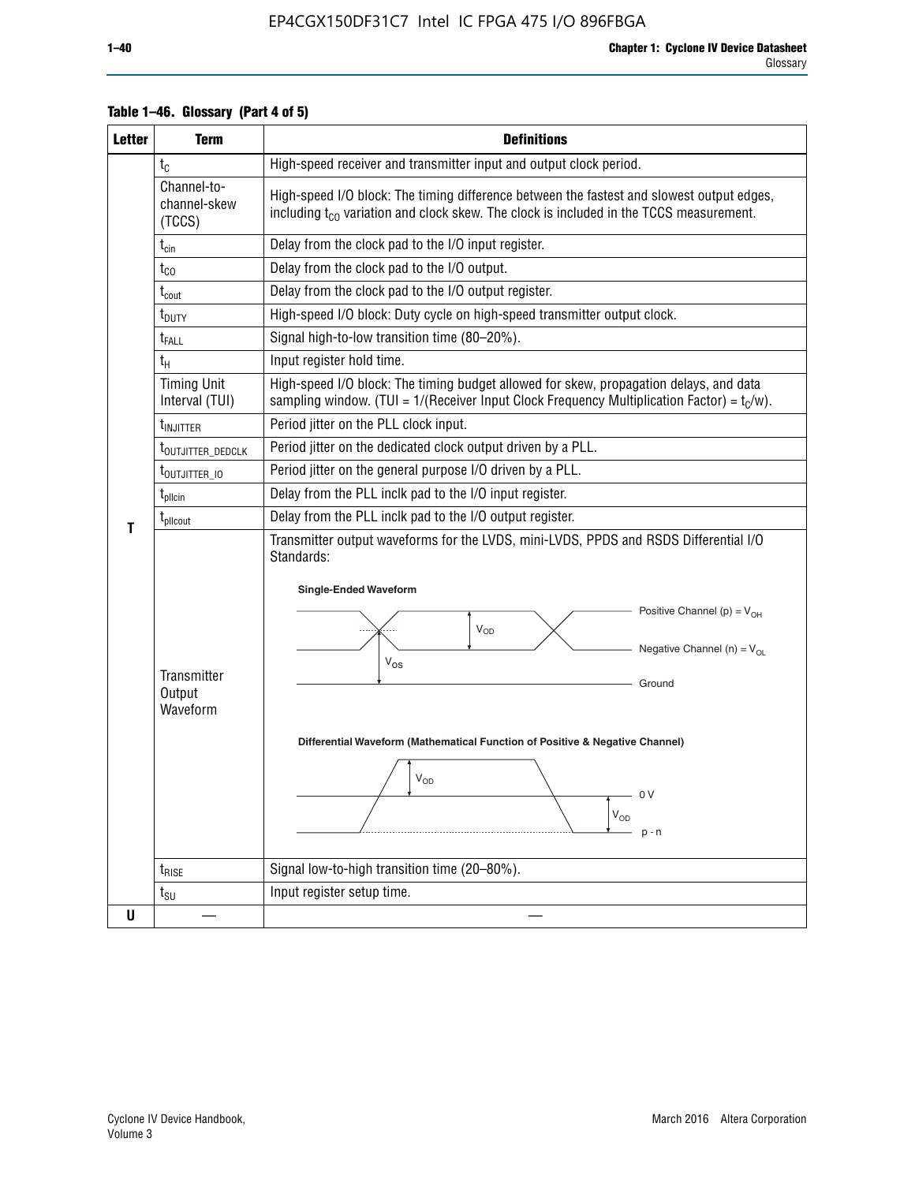**Table 1–46. Glossary (Part 4 of 5)**

| Letter | Term | Definitions |
|---|---|---|
| T | $t_C$ | High-speed receiver and transmitter input and output clock period. |
| | Channel-to-channel-skew (TCCS) | High-speed I/O block: The timing difference between the fastest and slowest output edges, including $t_{CO}$ variation and clock skew. The clock is included in the TCCS measurement. |
| | $t_{cin}$ | Delay from the clock pad to the I/O input register. |
| | $t_{CO}$ | Delay from the clock pad to the I/O output. |
| | $t_{cout}$ | Delay from the clock pad to the I/O output register. |
| | $t_{DUTY}$ | High-speed I/O block: Duty cycle on high-speed transmitter output clock. |
| | $t_{FALL}$ | Signal high-to-low transition time (80–20%). |
| | $t_H$ | Input register hold time. |
| | Timing Unit Interval (TUI) | High-speed I/O block: The timing budget allowed for skew, propagation delays, and data sampling window. (TUI = 1/(Receiver Input Clock Frequency Multiplication Factor) = $t_C$/w). |
| | $t_{INJITTER}$ | Period jitter on the PLL clock input. |
| | $t_{OUTJITTER\_DEDCLK}$ | Period jitter on the dedicated clock output driven by a PLL. |
| | $t_{OUTJITTER\_IO}$ | Period jitter on the general purpose I/O driven by a PLL. |
| | $t_{pllcin}$ | Delay from the PLL inclk pad to the I/O input register. |
| | $t_{pllcout}$ | Delay from the PLL inclk pad to the I/O output register. |
| | Transmitter Output Waveform | Transmitter output waveforms for the LVDS, mini-LVDS, PPDS and RSDS Differential I/O Standards: **Single-Ended Waveform** (Positive Channel (p) = $V_{OH}$; Negative Channel (n) = $V_{OL}$; $V_{OD}$; $V_{OS}$; Ground) **Differential Waveform (Mathematical Function of Positive & Negative Channel)** ($V_{OD}$; 0 V; $V_{OD}$; p - n) |
| | $t_{RISE}$ | Signal low-to-high transition time (20–80%). |
| | $t_{SU}$ | Input register setup time. |
| U | — | — |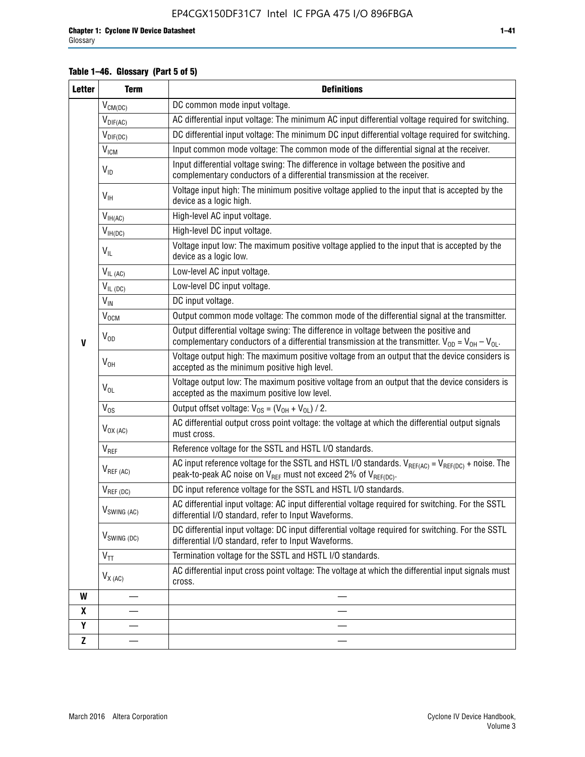**Table 1–46. Glossary (Part 5 of 5)**

| Letter | Term | Definitions |
|---|---|---|
| V | $V_{CM(DC)}$ | DC common mode input voltage. |
| | $V_{DIF(AC)}$ | AC differential input voltage: The minimum AC input differential voltage required for switching. |
| | $V_{DIF(DC)}$ | DC differential input voltage: The minimum DC input differential voltage required for switching. |
| | $V_{ICM}$ | Input common mode voltage: The common mode of the differential signal at the receiver. |
| | $V_{ID}$ | Input differential voltage swing: The difference in voltage between the positive and complementary conductors of a differential transmission at the receiver. |
| | $V_{IH}$ | Voltage input high: The minimum positive voltage applied to the input that is accepted by the device as a logic high. |
| | $V_{IH(AC)}$ | High-level AC input voltage. |
| | $V_{IH(DC)}$ | High-level DC input voltage. |
| | $V_{IL}$ | Voltage input low: The maximum positive voltage applied to the input that is accepted by the device as a logic low. |
| | $V_{IL (AC)}$ | Low-level AC input voltage. |
| | $V_{IL (DC)}$ | Low-level DC input voltage. |
| | $V_{IN}$ | DC input voltage. |
| | $V_{OCM}$ | Output common mode voltage: The common mode of the differential signal at the transmitter. |
| | $V_{OD}$ | Output differential voltage swing: The difference in voltage between the positive and complementary conductors of a differential transmission at the transmitter. $V_{OD} = V_{OH} - V_{OL}$. |
| | $V_{OH}$ | Voltage output high: The maximum positive voltage from an output that the device considers is accepted as the minimum positive high level. |
| | $V_{OL}$ | Voltage output low: The maximum positive voltage from an output that the device considers is accepted as the maximum positive low level. |
| | $V_{OS}$ | Output offset voltage: $V_{OS} = (V_{OH} + V_{OL}) / 2$. |
| | $V_{OX (AC)}$ | AC differential output cross point voltage: the voltage at which the differential output signals must cross. |
| | $V_{REF}$ | Reference voltage for the SSTL and HSTL I/O standards. |
| | $V_{REF (AC)}$ | AC input reference voltage for the SSTL and HSTL I/O standards. $V_{REF(AC)} = V_{REF(DC)}$ + noise. The peak-to-peak AC noise on $V_{REF}$ must not exceed 2% of $V_{REF(DC)}$. |
| | $V_{REF (DC)}$ | DC input reference voltage for the SSTL and HSTL I/O standards. |
| | $V_{SWING (AC)}$ | AC differential input voltage: AC input differential voltage required for switching. For the SSTL differential I/O standard, refer to Input Waveforms. |
| | $V_{SWING (DC)}$ | DC differential input voltage: DC input differential voltage required for switching. For the SSTL differential I/O standard, refer to Input Waveforms. |
| | $V_{TT}$ | Termination voltage for the SSTL and HSTL I/O standards. |
| | $V_{X (AC)}$ | AC differential input cross point voltage: The voltage at which the differential input signals must cross. |
| W | — | — |
| X | — | — |
| Y | — | — |
| Z | — | — |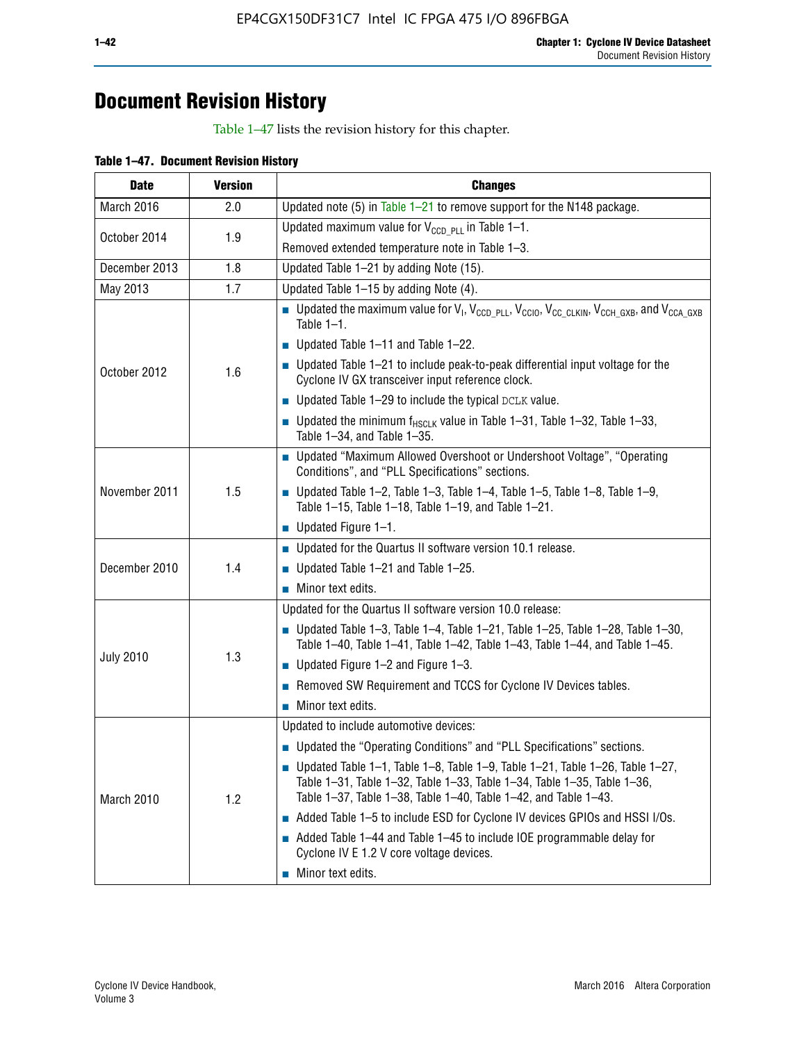# Document Revision History

Table 1–47 lists the revision history for this chapter.

**Table 1–47. Document Revision History**

| Date | Version | Changes |
|---|---|---|
| March 2016 | 2.0 | Updated note (5) in Table 1–21 to remove support for the N148 package. |
| October 2014 | 1.9 | Updated maximum value for $V_{CCD\_PLL}$ in Table 1–1.<br>Removed extended temperature note in Table 1–3. |
| December 2013 | 1.8 | Updated Table 1–21 by adding Note (15). |
| May 2013 | 1.7 | Updated Table 1–15 by adding Note (4). |
| October 2012 | 1.6 | ■ Updated the maximum value for $V_I$, $V_{CCD\_PLL}$, $V_{CCIO}$, $V_{CC\_CLKIN}$, $V_{CCH\_GXB}$, and $V_{CCA\_GXB}$ Table 1–1.<br>■ Updated Table 1–11 and Table 1–22.<br>■ Updated Table 1–21 to include peak-to-peak differential input voltage for the Cyclone IV GX transceiver input reference clock.<br>■ Updated Table 1–29 to include the typical DCLK value.<br>■ Updated the minimum $f_{HSCLK}$ value in Table 1–31, Table 1–32, Table 1–33, Table 1–34, and Table 1–35. |
| November 2011 | 1.5 | ■ Updated “Maximum Allowed Overshoot or Undershoot Voltage”, “Operating Conditions”, and “PLL Specifications” sections.<br>■ Updated Table 1–2, Table 1–3, Table 1–4, Table 1–5, Table 1–8, Table 1–9, Table 1–15, Table 1–18, Table 1–19, and Table 1–21.<br>■ Updated Figure 1–1. |
| December 2010 | 1.4 | ■ Updated for the Quartus II software version 10.1 release.<br>■ Updated Table 1–21 and Table 1–25.<br>■ Minor text edits. |
| July 2010 | 1.3 | Updated for the Quartus II software version 10.0 release:<br>■ Updated Table 1–3, Table 1–4, Table 1–21, Table 1–25, Table 1–28, Table 1–30, Table 1–40, Table 1–41, Table 1–42, Table 1–43, Table 1–44, and Table 1–45.<br>■ Updated Figure 1–2 and Figure 1–3.<br>■ Removed SW Requirement and TCCS for Cyclone IV Devices tables.<br>■ Minor text edits. |
| March 2010 | 1.2 | Updated to include automotive devices:<br>■ Updated the “Operating Conditions” and “PLL Specifications” sections.<br>■ Updated Table 1–1, Table 1–8, Table 1–9, Table 1–21, Table 1–26, Table 1–27, Table 1–31, Table 1–32, Table 1–33, Table 1–34, Table 1–35, Table 1–36, Table 1–37, Table 1–38, Table 1–40, Table 1–42, and Table 1–43.<br>■ Added Table 1–5 to include ESD for Cyclone IV devices GPIOs and HSSI I/Os.<br>■ Added Table 1–44 and Table 1–45 to include IOE programmable delay for Cyclone IV E 1.2 V core voltage devices.<br>■ Minor text edits. |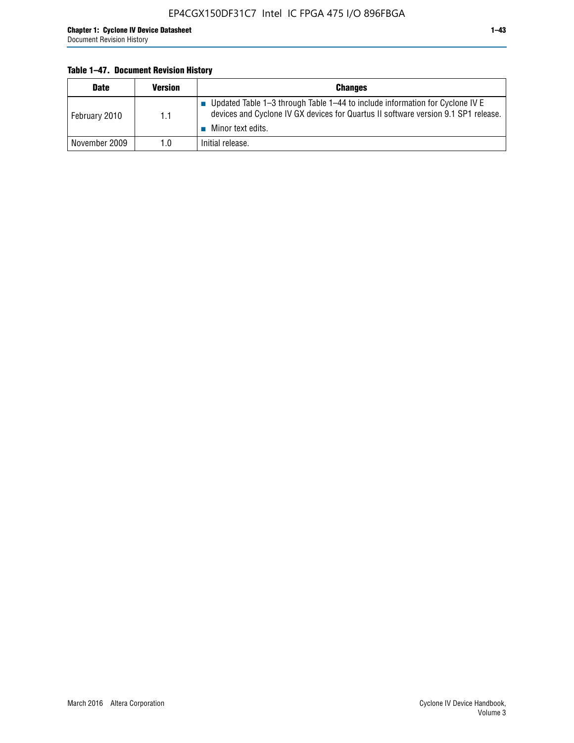**Table 1–47. Document Revision History**

| Date | Version | Changes |
|---|---|---|
| February 2010 | 1.1 | ■ Updated Table 1–3 through Table 1–44 to include information for Cyclone IV E devices and Cyclone IV GX devices for Quartus II software version 9.1 SP1 release.<br>■ Minor text edits. |
| November 2009 | 1.0 | Initial release. |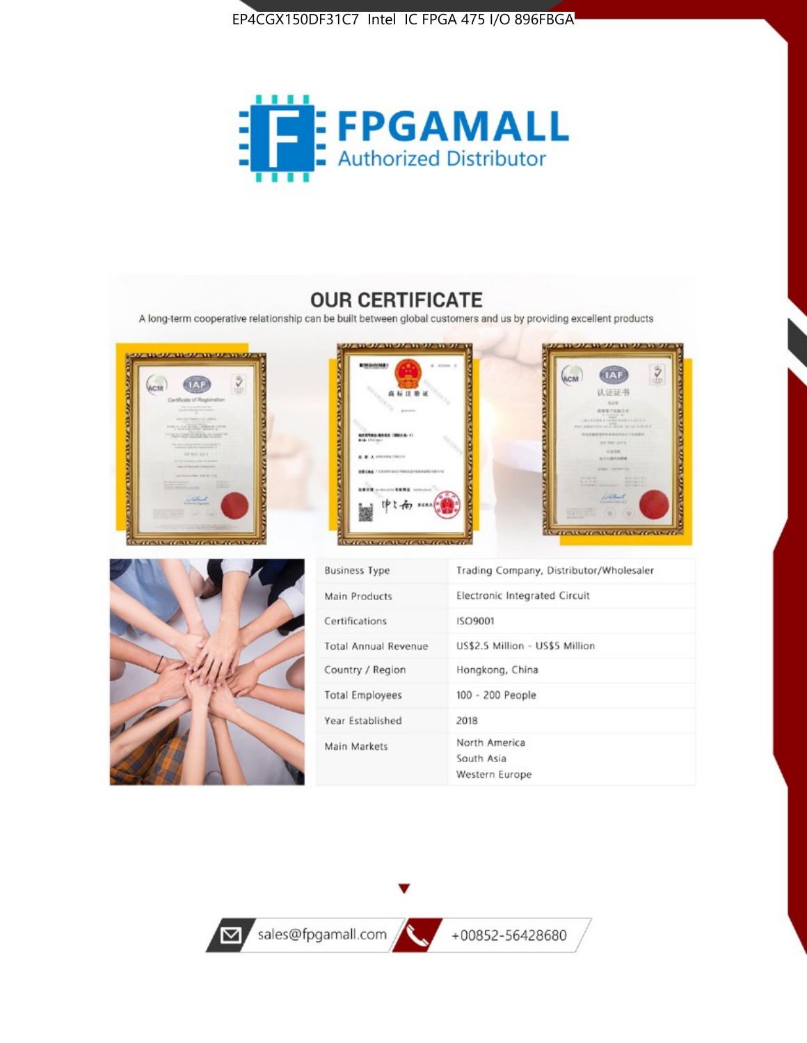FPGAMALL
Authorized Distributor

## OUR CERTIFICATE

A long-term cooperative relationship can be built between global customers and us by providing excellent products

| | |
|---|---|
| Business Type | Trading Company, Distributor/Wholesaler |
| Main Products | Electronic Integrated Circuit |
| Certifications | ISO9001 |
| Total Annual Revenue | US$2.5 Million - US$5 Million |
| Country / Region | Hongkong, China |
| Total Employees | 100 - 200 People |
| Year Established | 2018 |
| Main Markets | North America<br>South Asia<br>Western Europe |

sales@fpgamall.com

+00852-56428680